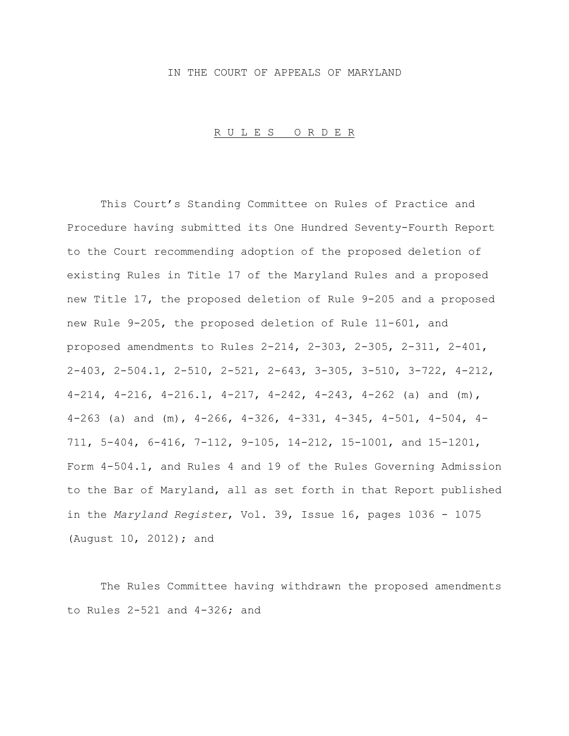IN THE COURT OF APPEALS OF MARYLAND

R U L E S   O R D E R

This Court's Standing Committee on Rules of Practice and Procedure having submitted its One Hundred Seventy-Fourth Report to the Court recommending adoption of the proposed deletion of existing Rules in Title 17 of the Maryland Rules and a proposed new Title 17, the proposed deletion of Rule 9-205 and a proposed new Rule 9-205, the proposed deletion of Rule 11-601, and proposed amendments to Rules 2-214, 2-303, 2-305, 2-311, 2-401, 2-403, 2-504.1, 2-510, 2-521, 2-643, 3-305, 3-510, 3-722, 4-212, 4-214, 4-216, 4-216.1, 4-217, 4-242, 4-243, 4-262 (a) and (m), 4-263 (a) and (m), 4-266, 4-326, 4-331, 4-345, 4-501, 4-504, 4-711, 5-404, 6-416, 7-112, 9-105, 14-212, 15-1001, and 15-1201, Form 4-504.1, and Rules 4 and 19 of the Rules Governing Admission to the Bar of Maryland, all as set forth in that Report published in the *Maryland Register*, Vol. 39, Issue 16, pages 1036 - 1075 (August 10, 2012); and

The Rules Committee having withdrawn the proposed amendments to Rules 2-521 and 4-326; and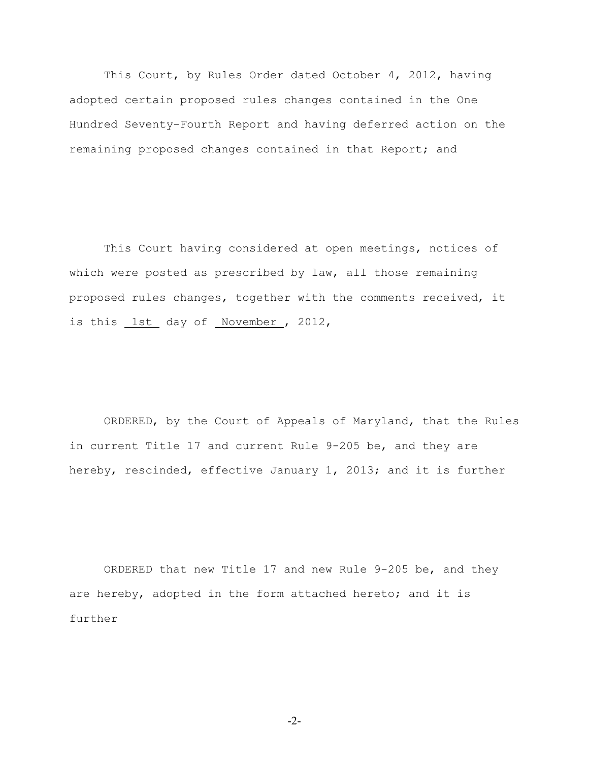This Court, by Rules Order dated October 4, 2012, having adopted certain proposed rules changes contained in the One Hundred Seventy-Fourth Report and having deferred action on the remaining proposed changes contained in that Report; and

This Court having considered at open meetings, notices of which were posted as prescribed by law, all those remaining proposed rules changes, together with the comments received, it is this 1st day of November, 2012,

ORDERED, by the Court of Appeals of Maryland, that the Rules in current Title 17 and current Rule 9-205 be, and they are hereby, rescinded, effective January 1, 2013; and it is further

ORDERED that new Title 17 and new Rule 9-205 be, and they are hereby, adopted in the form attached hereto; and it is further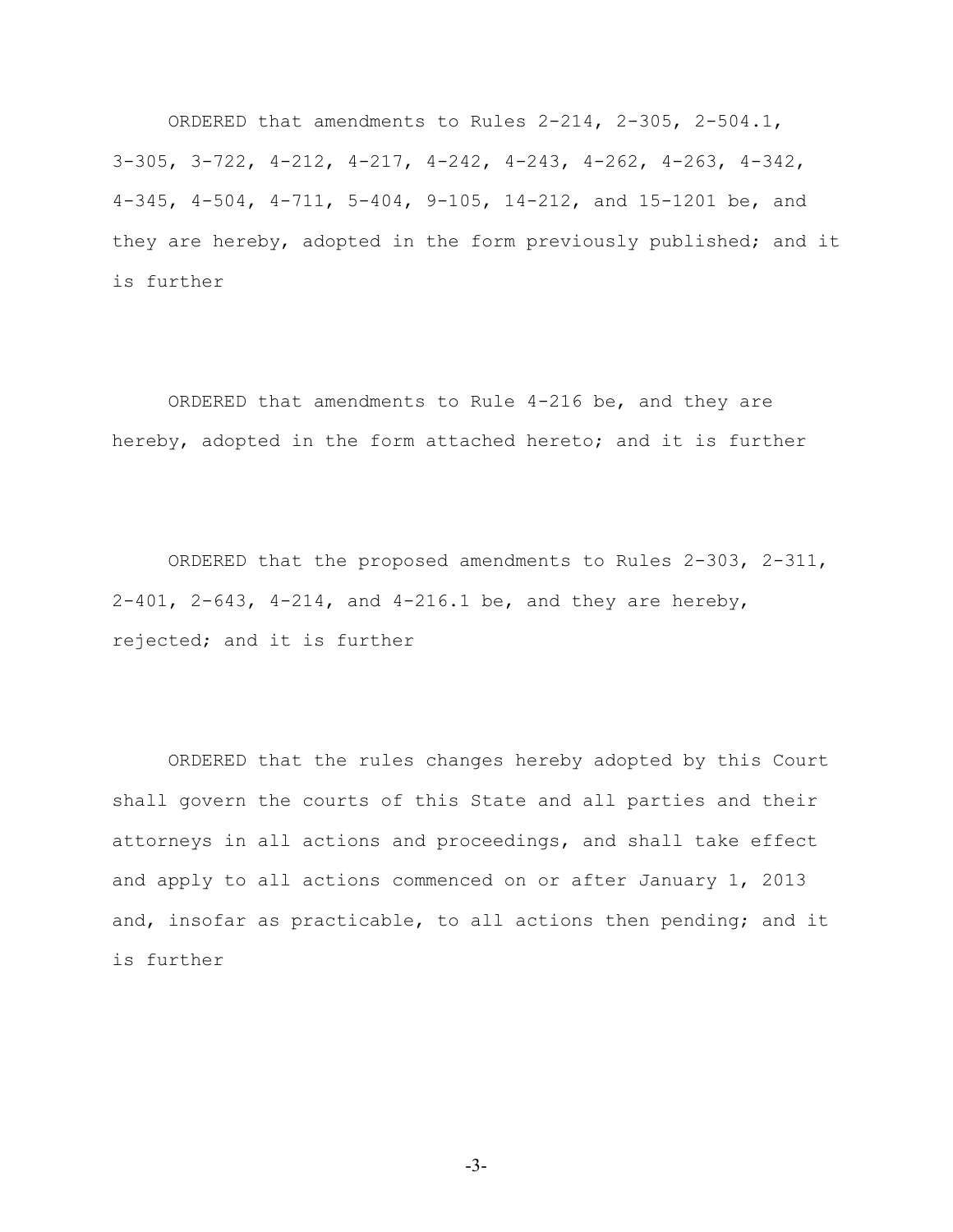ORDERED that amendments to Rules 2-214, 2-305, 2-504.1, 3-305, 3-722, 4-212, 4-217, 4-242, 4-243, 4-262, 4-263, 4-342, 4-345, 4-504, 4-711, 5-404, 9-105, 14-212, and 15-1201 be, and they are hereby, adopted in the form previously published; and it is further

ORDERED that amendments to Rule 4-216 be, and they are hereby, adopted in the form attached hereto; and it is further

ORDERED that the proposed amendments to Rules 2-303, 2-311, 2-401, 2-643, 4-214, and 4-216.1 be, and they are hereby, rejected; and it is further

ORDERED that the rules changes hereby adopted by this Court shall govern the courts of this State and all parties and their attorneys in all actions and proceedings, and shall take effect and apply to all actions commenced on or after January 1, 2013 and, insofar as practicable, to all actions then pending; and it is further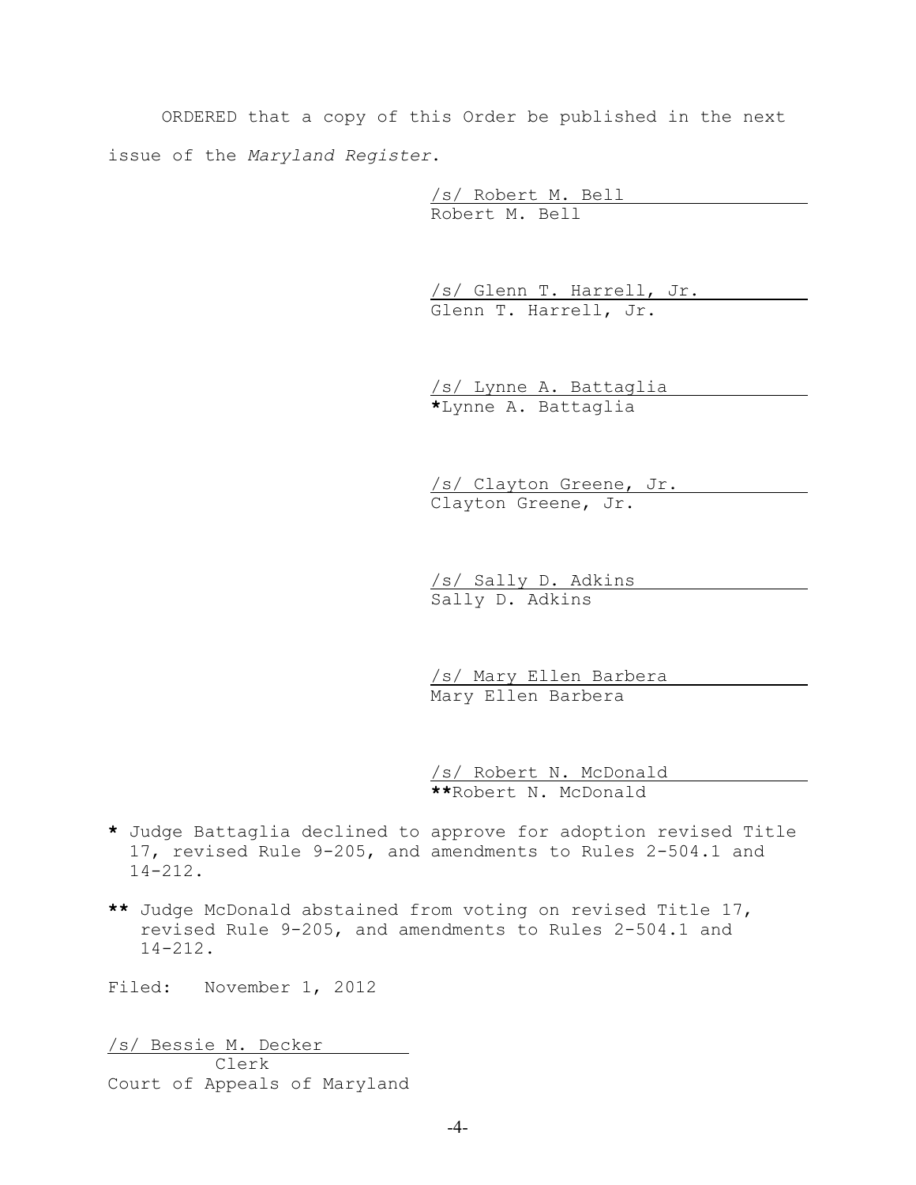ORDERED that a copy of this Order be published in the next issue of the *Maryland Register*.

/s/ Robert M. Bell
Robert M. Bell

/s/ Glenn T. Harrell, Jr.
Glenn T. Harrell, Jr.

/s/ Lynne A. Battaglia
***Lynne A. Battaglia**

/s/ Clayton Greene, Jr.
Clayton Greene, Jr.

/s/ Sally D. Adkins
Sally D. Adkins

/s/ Mary Ellen Barbera
Mary Ellen Barbera

/s/ Robert N. McDonald
****Robert N. McDonald**

**\*** Judge Battaglia declined to approve for adoption revised Title 17, revised Rule 9-205, and amendments to Rules 2-504.1 and 14-212.

**\*\*** Judge McDonald abstained from voting on revised Title 17, revised Rule 9-205, and amendments to Rules 2-504.1 and 14-212.

Filed: November 1, 2012

/s/ Bessie M. Decker
Clerk
Court of Appeals of Maryland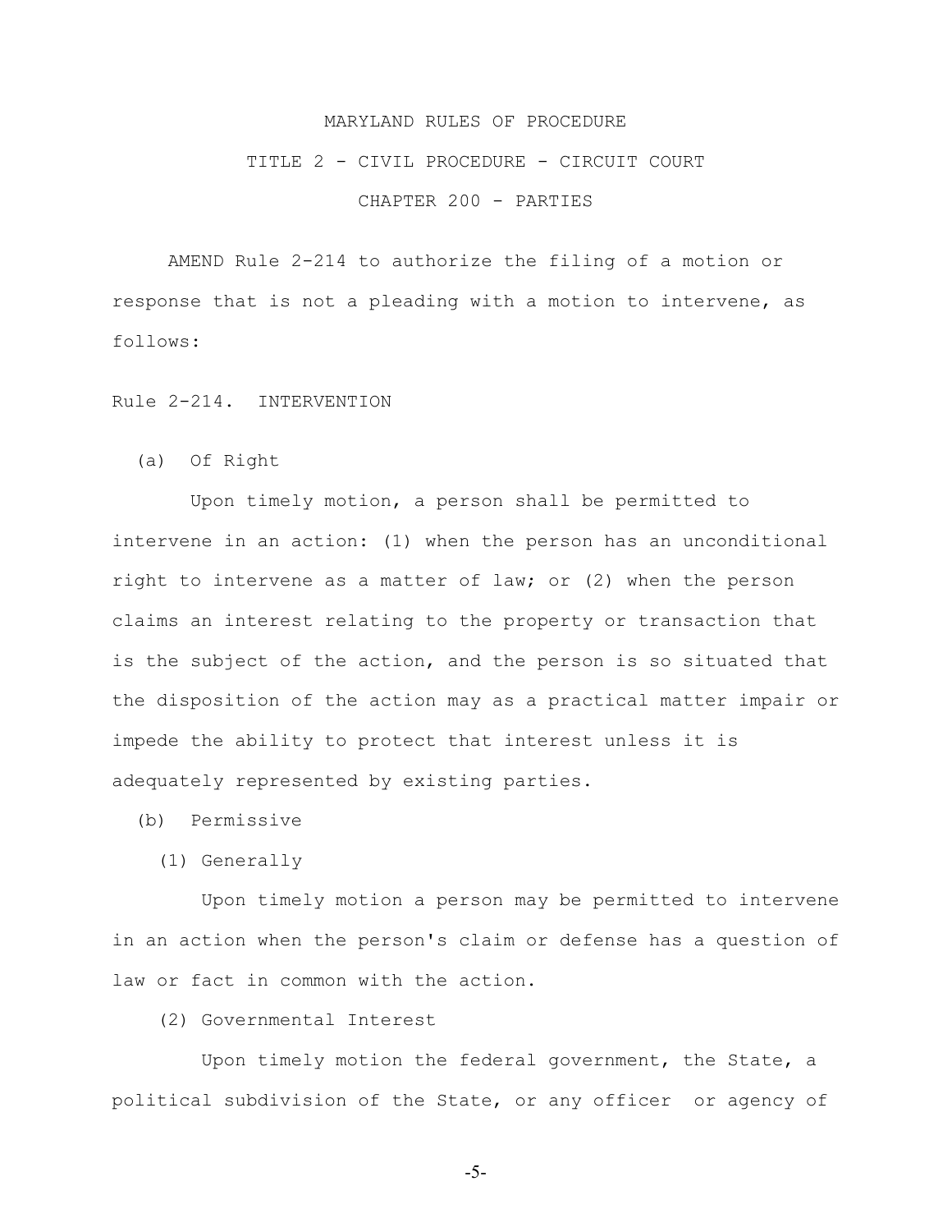MARYLAND RULES OF PROCEDURE

TITLE 2 - CIVIL PROCEDURE - CIRCUIT COURT

CHAPTER 200 - PARTIES

AMEND Rule 2-214 to authorize the filing of a motion or response that is not a pleading with a motion to intervene, as follows:

Rule 2-214. INTERVENTION

(a) Of Right

Upon timely motion, a person shall be permitted to intervene in an action: (1) when the person has an unconditional right to intervene as a matter of law; or (2) when the person claims an interest relating to the property or transaction that is the subject of the action, and the person is so situated that the disposition of the action may as a practical matter impair or impede the ability to protect that interest unless it is adequately represented by existing parties.

(b) Permissive

(1) Generally

Upon timely motion a person may be permitted to intervene in an action when the person's claim or defense has a question of law or fact in common with the action.

(2) Governmental Interest

Upon timely motion the federal government, the State, a political subdivision of the State, or any officer or agency of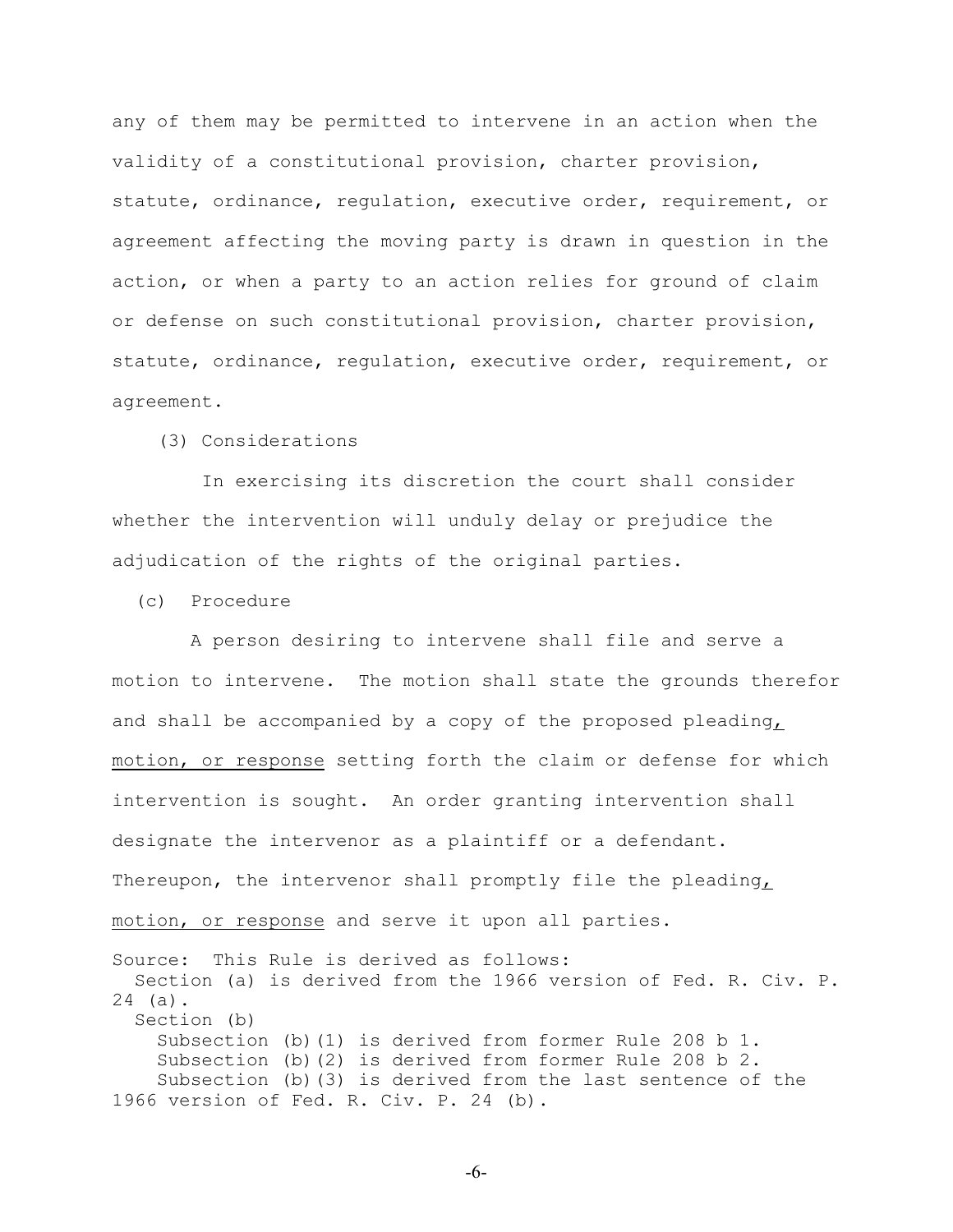any of them may be permitted to intervene in an action when the validity of a constitutional provision, charter provision, statute, ordinance, regulation, executive order, requirement, or agreement affecting the moving party is drawn in question in the action, or when a party to an action relies for ground of claim or defense on such constitutional provision, charter provision, statute, ordinance, regulation, executive order, requirement, or agreement.

(3) Considerations

In exercising its discretion the court shall consider whether the intervention will unduly delay or prejudice the adjudication of the rights of the original parties.

(c) Procedure

A person desiring to intervene shall file and serve a motion to intervene. The motion shall state the grounds therefor and shall be accompanied by a copy of the proposed pleading<u>, motion, or response</u> setting forth the claim or defense for which intervention is sought. An order granting intervention shall designate the intervenor as a plaintiff or a defendant. Thereupon, the intervenor shall promptly file the pleading<u>, motion, or response</u> and serve it upon all parties.

Source: This Rule is derived as follows:
Section (a) is derived from the 1966 version of Fed. R. Civ. P. 24 (a).
Section (b)
Subsection (b)(1) is derived from former Rule 208 b 1.
Subsection (b)(2) is derived from former Rule 208 b 2.
Subsection (b)(3) is derived from the last sentence of the 1966 version of Fed. R. Civ. P. 24 (b).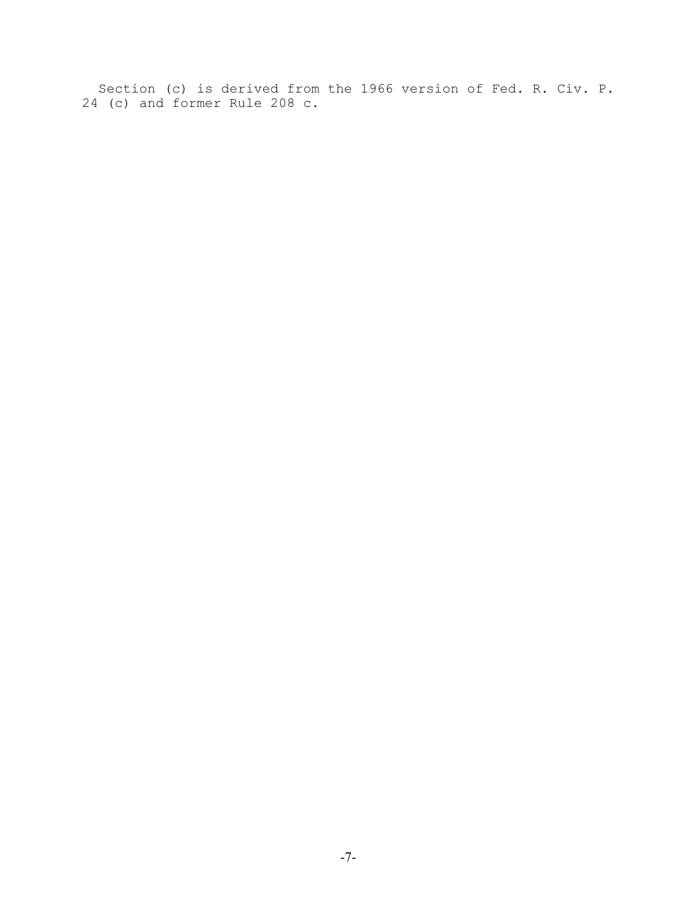Section (c) is derived from the 1966 version of Fed. R. Civ. P. 24 (c) and former Rule 208 c.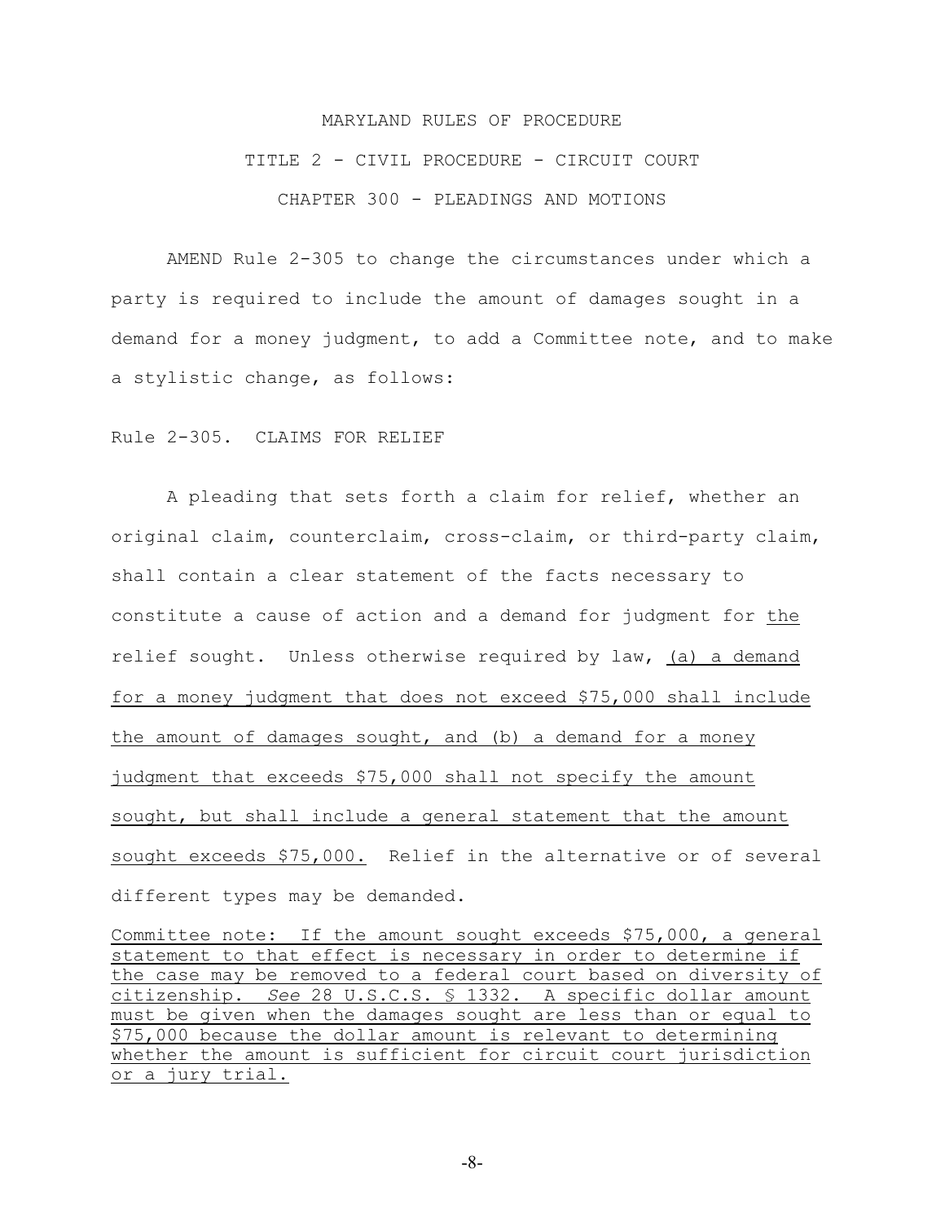MARYLAND RULES OF PROCEDURE

TITLE 2 - CIVIL PROCEDURE - CIRCUIT COURT

CHAPTER 300 - PLEADINGS AND MOTIONS

AMEND Rule 2-305 to change the circumstances under which a party is required to include the amount of damages sought in a demand for a money judgment, to add a Committee note, and to make a stylistic change, as follows:

Rule 2-305. CLAIMS FOR RELIEF

A pleading that sets forth a claim for relief, whether an original claim, counterclaim, cross-claim, or third-party claim, shall contain a clear statement of the facts necessary to constitute a cause of action and a demand for judgment for the relief sought. Unless otherwise required by law, (a) a demand for a money judgment that does not exceed $75,000 shall include the amount of damages sought, and (b) a demand for a money judgment that exceeds $75,000 shall not specify the amount sought, but shall include a general statement that the amount sought exceeds $75,000. Relief in the alternative or of several different types may be demanded.

Committee note: If the amount sought exceeds $75,000, a general statement to that effect is necessary in order to determine if the case may be removed to a federal court based on diversity of citizenship. *See* 28 U.S.C.S. § 1332. A specific dollar amount must be given when the damages sought are less than or equal to $75,000 because the dollar amount is relevant to determining whether the amount is sufficient for circuit court jurisdiction or a jury trial.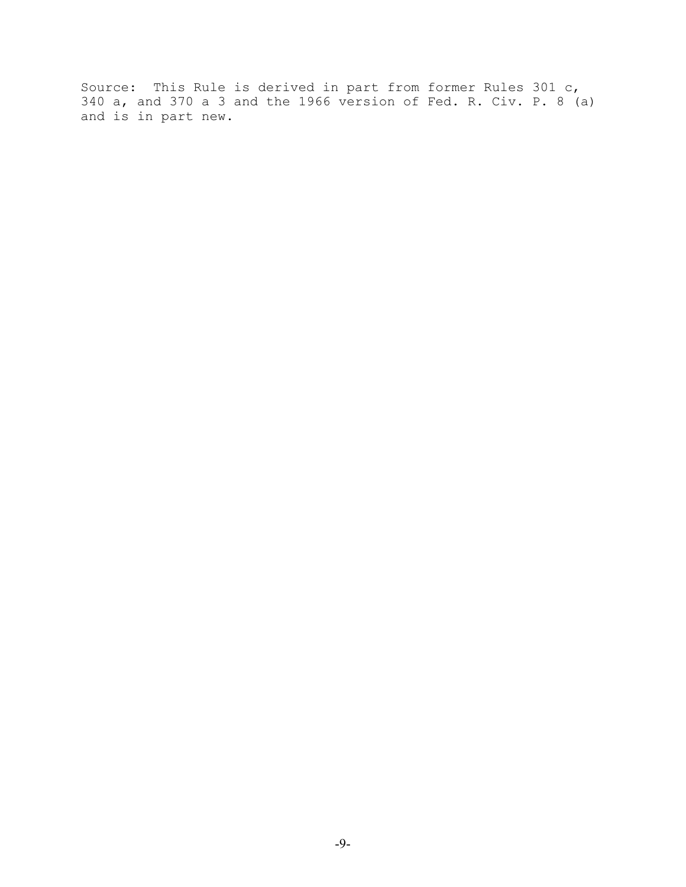Source: This Rule is derived in part from former Rules 301 c, 340 a, and 370 a 3 and the 1966 version of Fed. R. Civ. P. 8 (a) and is in part new.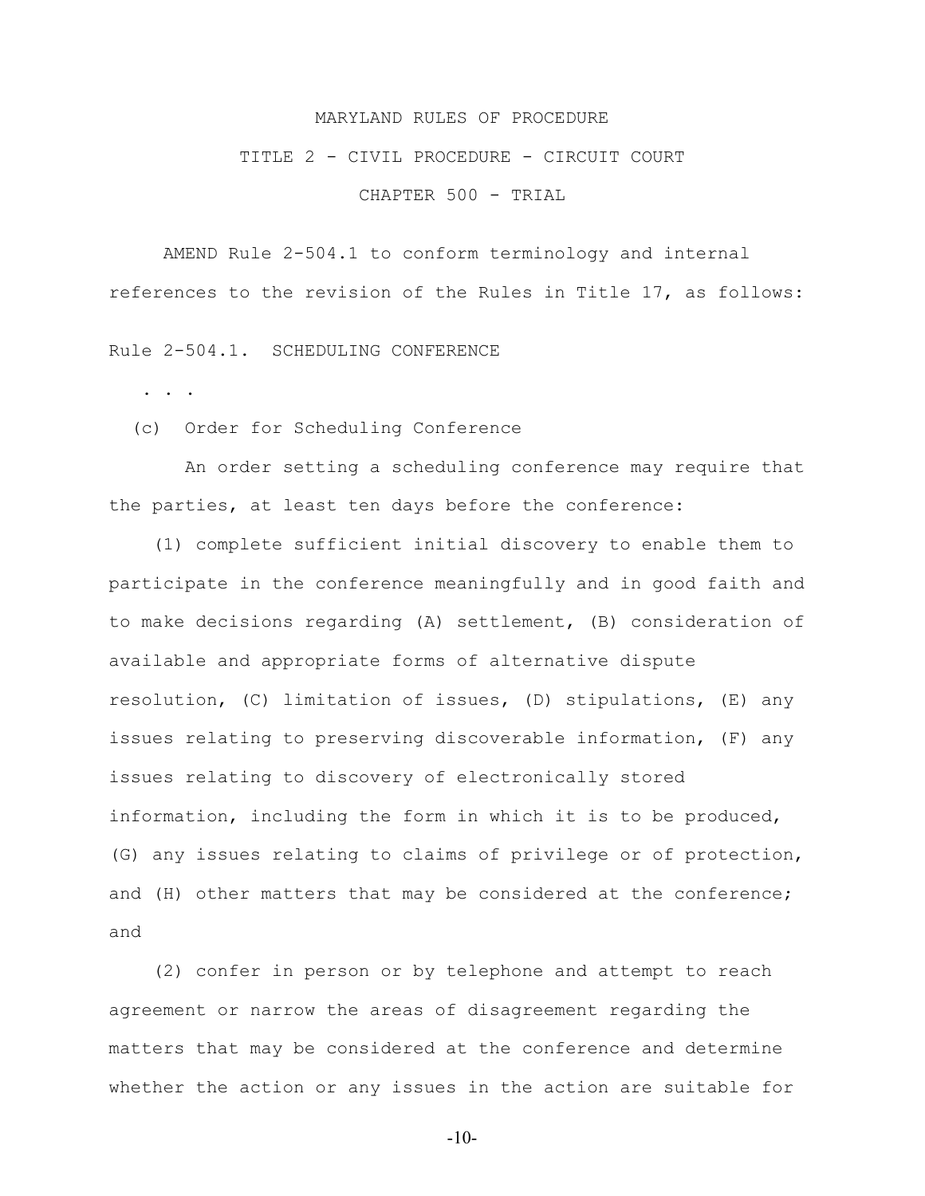MARYLAND RULES OF PROCEDURE

TITLE 2 - CIVIL PROCEDURE - CIRCUIT COURT

CHAPTER 500 - TRIAL

AMEND Rule 2-504.1 to conform terminology and internal references to the revision of the Rules in Title 17, as follows:

Rule 2-504.1. SCHEDULING CONFERENCE

. . .

(c) Order for Scheduling Conference

An order setting a scheduling conference may require that the parties, at least ten days before the conference:

(1) complete sufficient initial discovery to enable them to participate in the conference meaningfully and in good faith and to make decisions regarding (A) settlement, (B) consideration of available and appropriate forms of alternative dispute resolution, (C) limitation of issues, (D) stipulations, (E) any issues relating to preserving discoverable information, (F) any issues relating to discovery of electronically stored information, including the form in which it is to be produced, (G) any issues relating to claims of privilege or of protection, and (H) other matters that may be considered at the conference; and

(2) confer in person or by telephone and attempt to reach agreement or narrow the areas of disagreement regarding the matters that may be considered at the conference and determine whether the action or any issues in the action are suitable for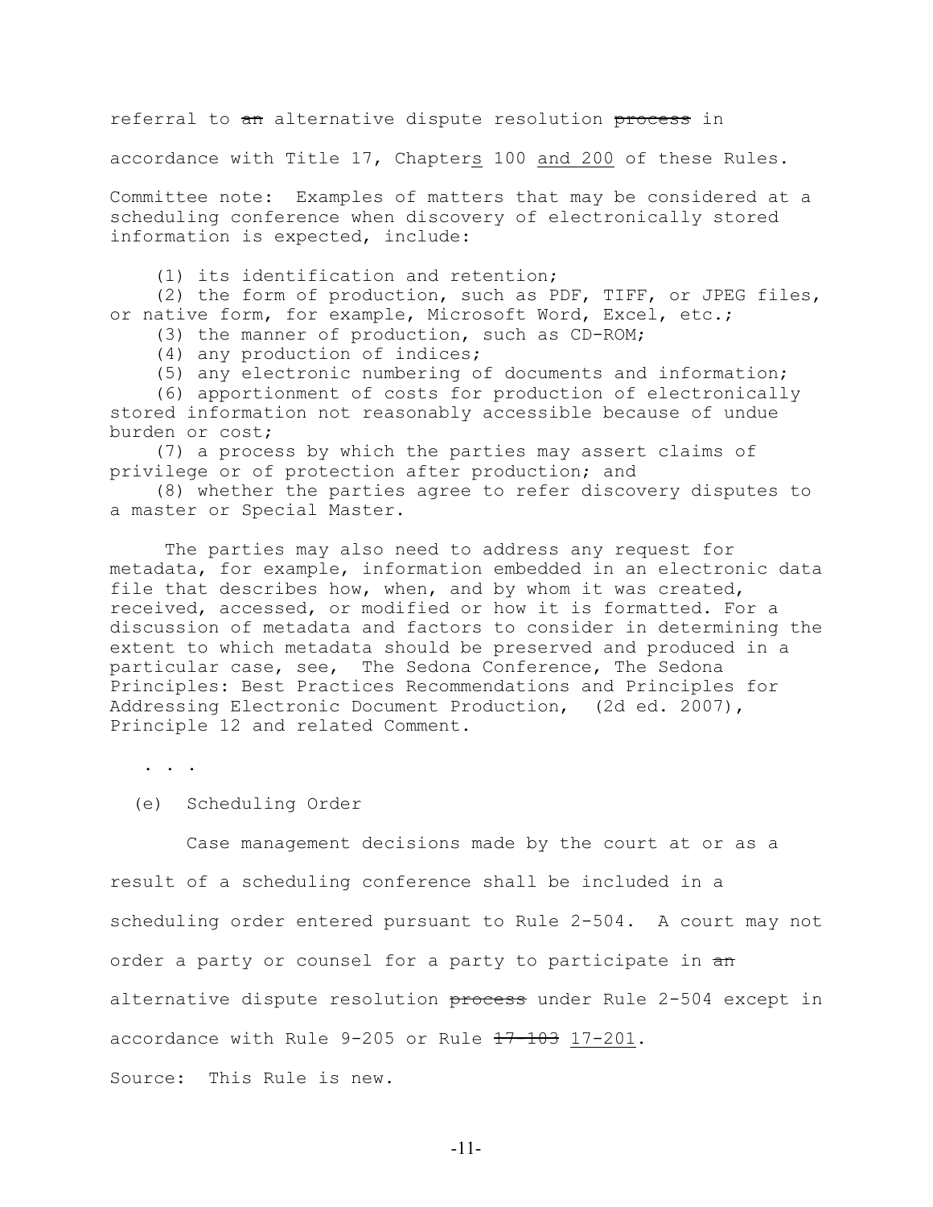referral to ~~an~~ alternative dispute resolution ~~process~~ in accordance with Title 17, Chapter<u>s</u> 100 <u>and 200</u> of these Rules.

Committee note: Examples of matters that may be considered at a scheduling conference when discovery of electronically stored information is expected, include:

(1) its identification and retention;
(2) the form of production, such as PDF, TIFF, or JPEG files, or native form, for example, Microsoft Word, Excel, etc.;
(3) the manner of production, such as CD-ROM;
(4) any production of indices;
(5) any electronic numbering of documents and information;
(6) apportionment of costs for production of electronically stored information not reasonably accessible because of undue burden or cost;
(7) a process by which the parties may assert claims of privilege or of protection after production; and
(8) whether the parties agree to refer discovery disputes to a master or Special Master.

The parties may also need to address any request for metadata, for example, information embedded in an electronic data file that describes how, when, and by whom it was created, received, accessed, or modified or how it is formatted. For a discussion of metadata and factors to consider in determining the extent to which metadata should be preserved and produced in a particular case, see, The Sedona Conference, The Sedona Principles: Best Practices Recommendations and Principles for Addressing Electronic Document Production, (2d ed. 2007), Principle 12 and related Comment.

. . .

(e) Scheduling Order

Case management decisions made by the court at or as a result of a scheduling conference shall be included in a scheduling order entered pursuant to Rule 2-504. A court may not order a party or counsel for a party to participate in ~~an~~ alternative dispute resolution ~~process~~ under Rule 2-504 except in accordance with Rule 9-205 or Rule ~~17-103~~ <u>17-201</u>.

Source: This Rule is new.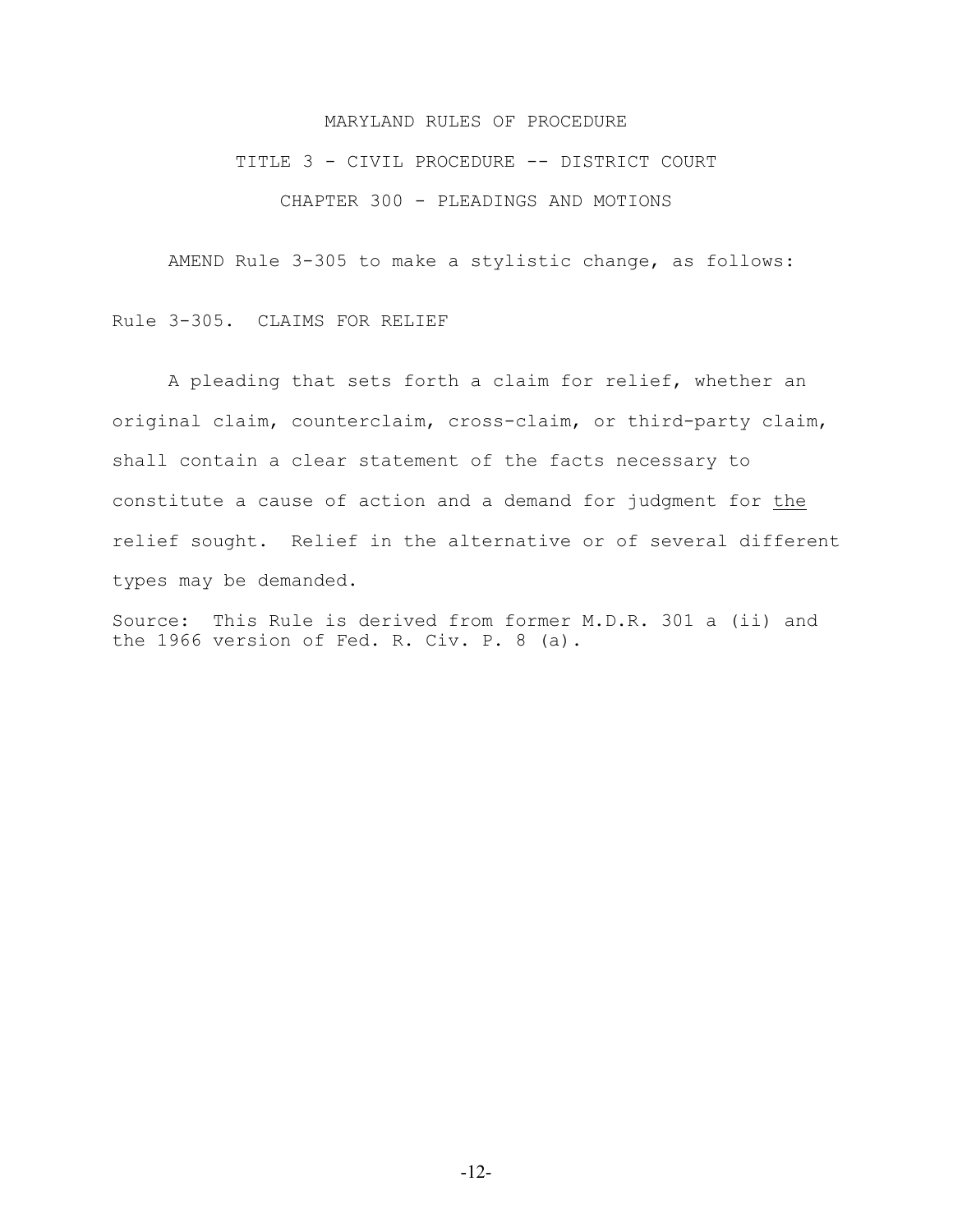MARYLAND RULES OF PROCEDURE

TITLE 3 - CIVIL PROCEDURE -- DISTRICT COURT

CHAPTER 300 - PLEADINGS AND MOTIONS

AMEND Rule 3-305 to make a stylistic change, as follows:

Rule 3-305. CLAIMS FOR RELIEF

A pleading that sets forth a claim for relief, whether an original claim, counterclaim, cross-claim, or third-party claim, shall contain a clear statement of the facts necessary to constitute a cause of action and a demand for judgment for <u>the</u> relief sought. Relief in the alternative or of several different types may be demanded.

Source: This Rule is derived from former M.D.R. 301 a (ii) and the 1966 version of Fed. R. Civ. P. 8 (a).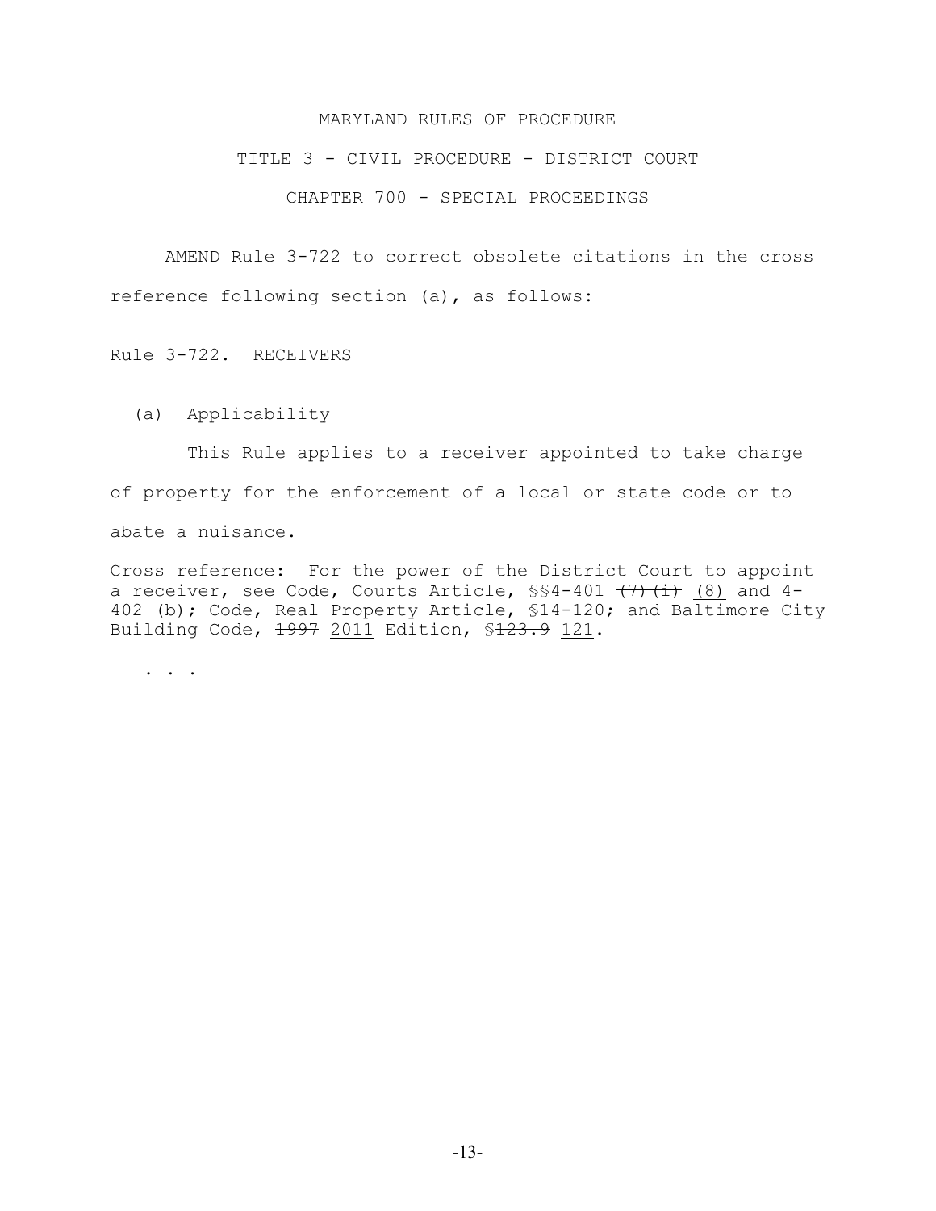MARYLAND RULES OF PROCEDURE

TITLE 3 - CIVIL PROCEDURE - DISTRICT COURT

CHAPTER 700 - SPECIAL PROCEEDINGS

AMEND Rule 3-722 to correct obsolete citations in the cross reference following section (a), as follows:

Rule 3-722. RECEIVERS

(a) Applicability

This Rule applies to a receiver appointed to take charge of property for the enforcement of a local or state code or to abate a nuisance.

Cross reference: For the power of the District Court to appoint a receiver, see Code, Courts Article, §§4-401 ~~(7)(i)~~ <u>(8)</u> and 4-402 (b); Code, Real Property Article, §14-120; and Baltimore City Building Code, ~~1997~~ <u>2011</u> Edition, §~~123.9~~ <u>121</u>.

. . .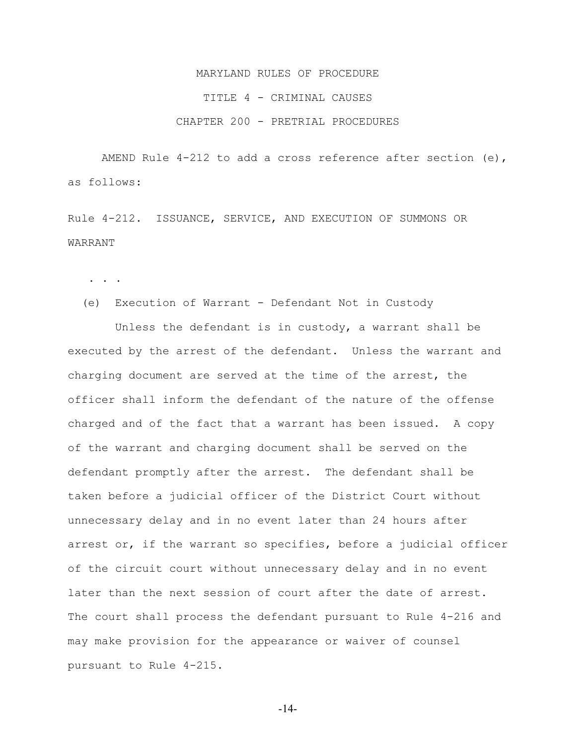MARYLAND RULES OF PROCEDURE

TITLE 4 - CRIMINAL CAUSES

CHAPTER 200 - PRETRIAL PROCEDURES

AMEND Rule 4-212 to add a cross reference after section (e), as follows:

Rule 4-212. ISSUANCE, SERVICE, AND EXECUTION OF SUMMONS OR WARRANT

. . .

(e) Execution of Warrant - Defendant Not in Custody

Unless the defendant is in custody, a warrant shall be executed by the arrest of the defendant. Unless the warrant and charging document are served at the time of the arrest, the officer shall inform the defendant of the nature of the offense charged and of the fact that a warrant has been issued. A copy of the warrant and charging document shall be served on the defendant promptly after the arrest. The defendant shall be taken before a judicial officer of the District Court without unnecessary delay and in no event later than 24 hours after arrest or, if the warrant so specifies, before a judicial officer of the circuit court without unnecessary delay and in no event later than the next session of court after the date of arrest. The court shall process the defendant pursuant to Rule 4-216 and may make provision for the appearance or waiver of counsel pursuant to Rule 4-215.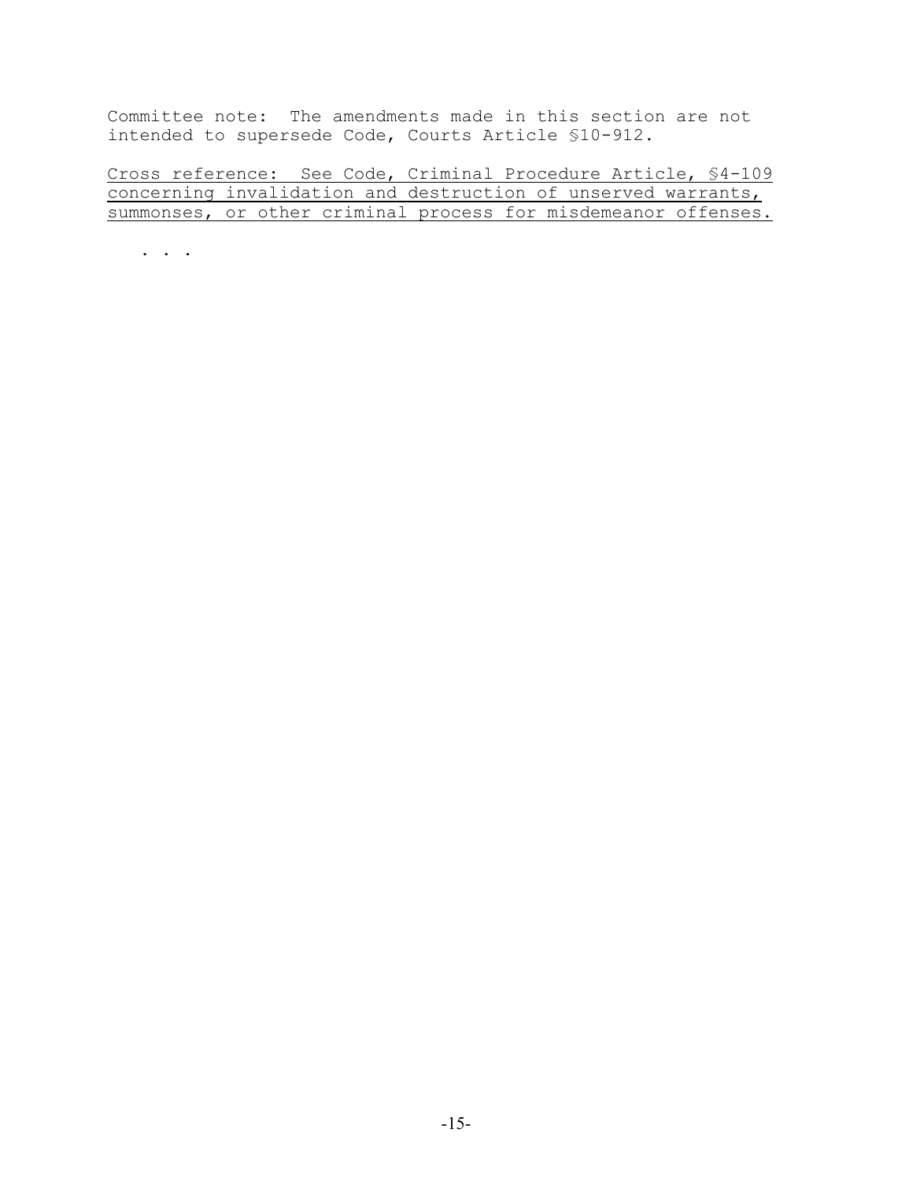Committee note: The amendments made in this section are not intended to supersede Code, Courts Article §10-912.

<u>Cross reference: See Code, Criminal Procedure Article, §4-109 concerning invalidation and destruction of unserved warrants, summonses, or other criminal process for misdemeanor offenses.</u>

. . .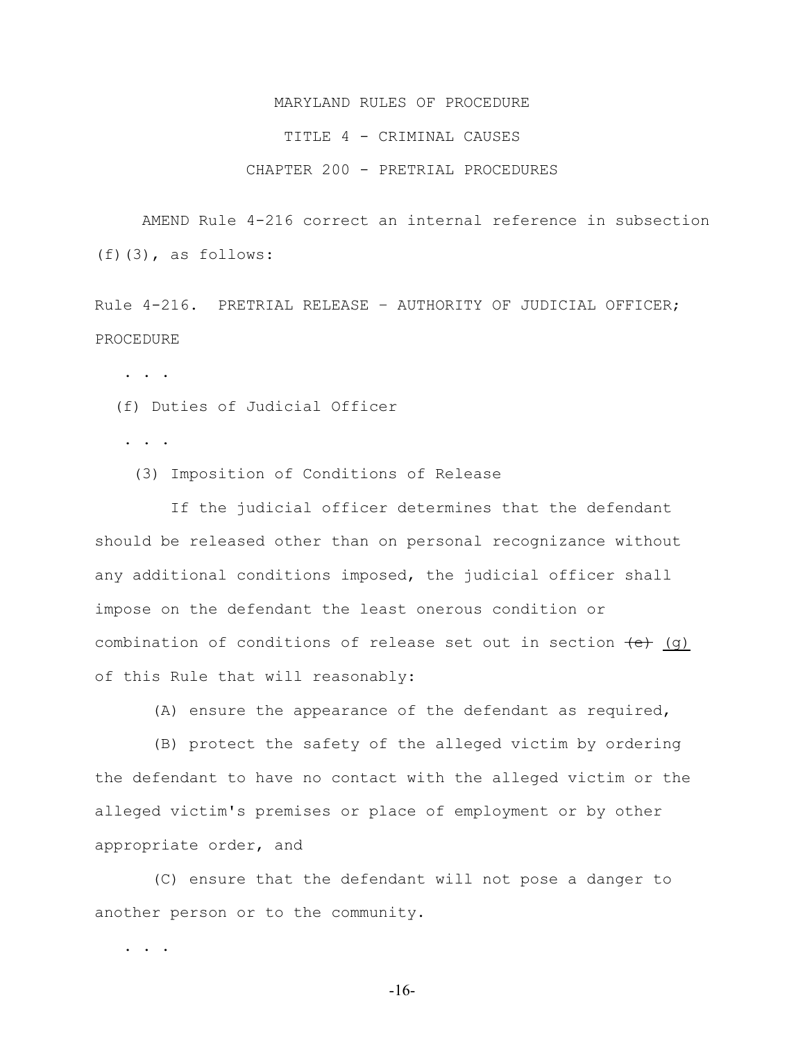MARYLAND RULES OF PROCEDURE

TITLE 4 - CRIMINAL CAUSES

CHAPTER 200 - PRETRIAL PROCEDURES

AMEND Rule 4-216 correct an internal reference in subsection (f)(3), as follows:

Rule 4-216. PRETRIAL RELEASE – AUTHORITY OF JUDICIAL OFFICER; PROCEDURE

. . .

(f) Duties of Judicial Officer

. . .

(3) Imposition of Conditions of Release

If the judicial officer determines that the defendant should be released other than on personal recognizance without any additional conditions imposed, the judicial officer shall impose on the defendant the least onerous condition or combination of conditions of release set out in section ~~(e)~~ <u>(g)</u> of this Rule that will reasonably:

(A) ensure the appearance of the defendant as required,

(B) protect the safety of the alleged victim by ordering the defendant to have no contact with the alleged victim or the alleged victim's premises or place of employment or by other appropriate order, and

(C) ensure that the defendant will not pose a danger to another person or to the community.

. . .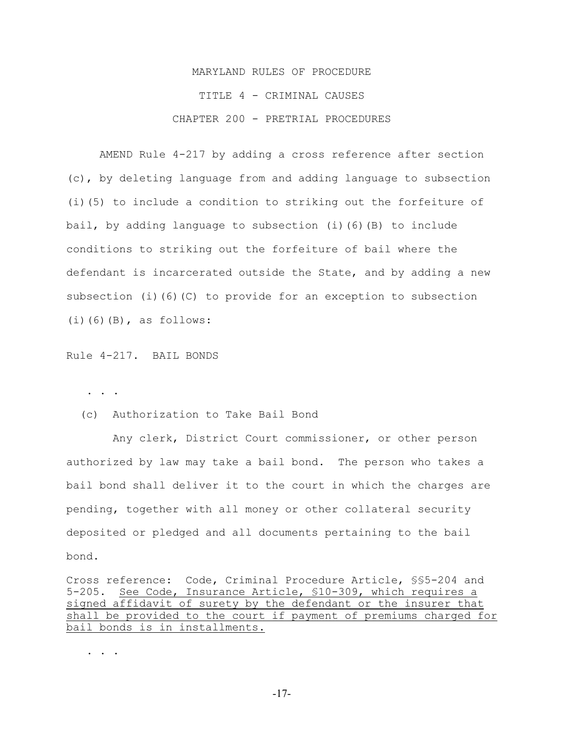MARYLAND RULES OF PROCEDURE

TITLE 4 - CRIMINAL CAUSES

CHAPTER 200 - PRETRIAL PROCEDURES

AMEND Rule 4-217 by adding a cross reference after section (c), by deleting language from and adding language to subsection (i)(5) to include a condition to striking out the forfeiture of bail, by adding language to subsection (i)(6)(B) to include conditions to striking out the forfeiture of bail where the defendant is incarcerated outside the State, and by adding a new subsection (i)(6)(C) to provide for an exception to subsection (i)(6)(B), as follows:

Rule 4-217. BAIL BONDS

. . .

(c) Authorization to Take Bail Bond

Any clerk, District Court commissioner, or other person authorized by law may take a bail bond. The person who takes a bail bond shall deliver it to the court in which the charges are pending, together with all money or other collateral security deposited or pledged and all documents pertaining to the bail bond.

Cross reference: Code, Criminal Procedure Article, §§5-204 and 5-205. <u>See Code, Insurance Article, §10-309, which requires a signed affidavit of surety by the defendant or the insurer that shall be provided to the court if payment of premiums charged for bail bonds is in installments.</u>

. . .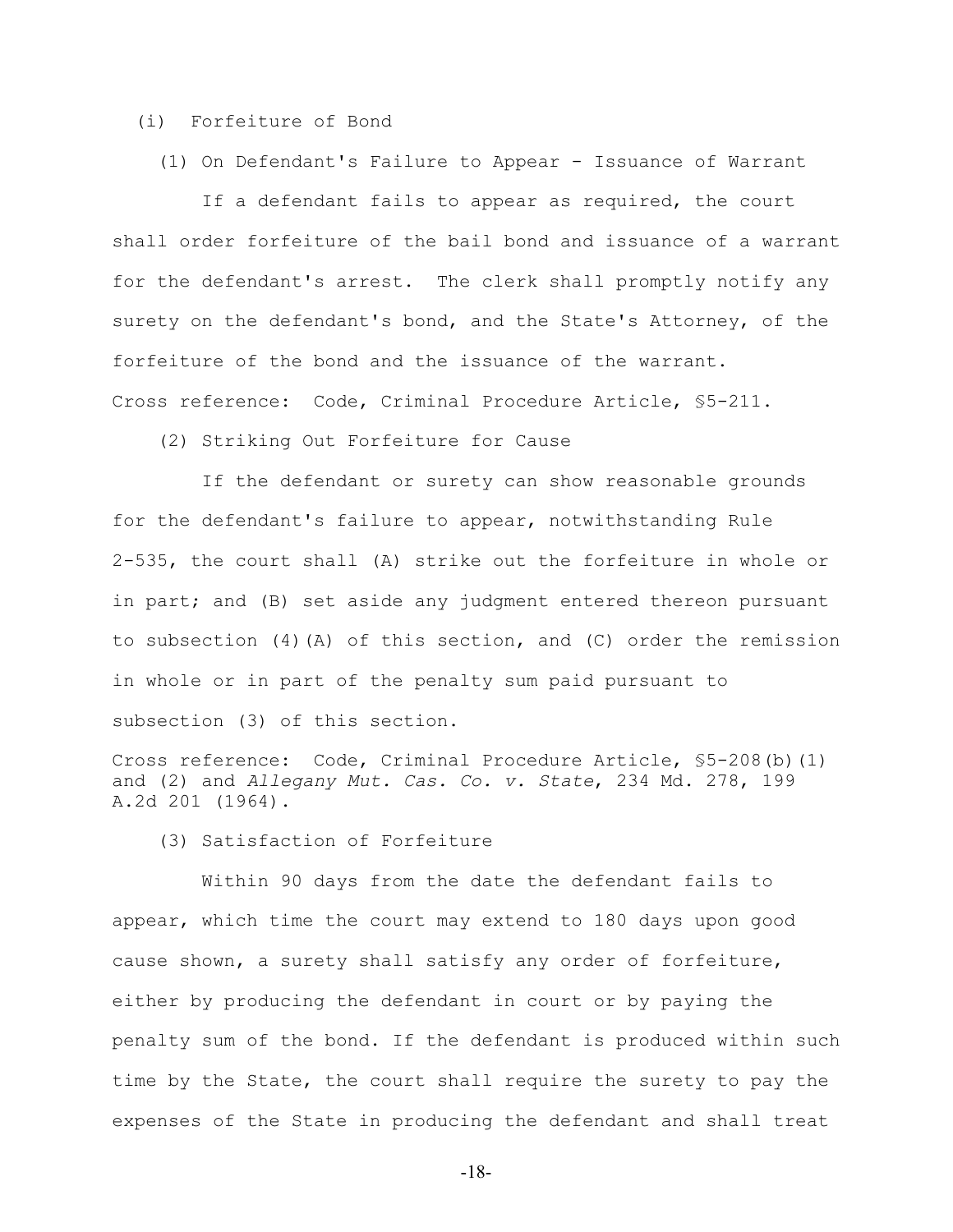(i) Forfeiture of Bond

(1) On Defendant's Failure to Appear - Issuance of Warrant

If a defendant fails to appear as required, the court shall order forfeiture of the bail bond and issuance of a warrant for the defendant's arrest. The clerk shall promptly notify any surety on the defendant's bond, and the State's Attorney, of the forfeiture of the bond and the issuance of the warrant.

Cross reference: Code, Criminal Procedure Article, §5-211.

(2) Striking Out Forfeiture for Cause

If the defendant or surety can show reasonable grounds for the defendant's failure to appear, notwithstanding Rule 2-535, the court shall (A) strike out the forfeiture in whole or in part; and (B) set aside any judgment entered thereon pursuant to subsection (4)(A) of this section, and (C) order the remission in whole or in part of the penalty sum paid pursuant to subsection (3) of this section.

Cross reference: Code, Criminal Procedure Article, §5-208(b)(1) and (2) and *Allegany Mut. Cas. Co. v. State*, 234 Md. 278, 199 A.2d 201 (1964).

(3) Satisfaction of Forfeiture

Within 90 days from the date the defendant fails to appear, which time the court may extend to 180 days upon good cause shown, a surety shall satisfy any order of forfeiture, either by producing the defendant in court or by paying the penalty sum of the bond. If the defendant is produced within such time by the State, the court shall require the surety to pay the expenses of the State in producing the defendant and shall treat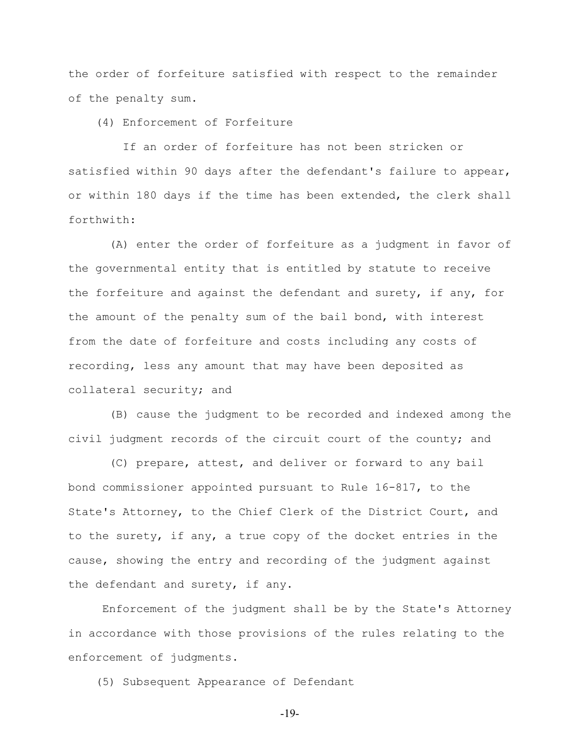the order of forfeiture satisfied with respect to the remainder of the penalty sum.

(4) Enforcement of Forfeiture

If an order of forfeiture has not been stricken or satisfied within 90 days after the defendant's failure to appear, or within 180 days if the time has been extended, the clerk shall forthwith:

(A) enter the order of forfeiture as a judgment in favor of the governmental entity that is entitled by statute to receive the forfeiture and against the defendant and surety, if any, for the amount of the penalty sum of the bail bond, with interest from the date of forfeiture and costs including any costs of recording, less any amount that may have been deposited as collateral security; and

(B) cause the judgment to be recorded and indexed among the civil judgment records of the circuit court of the county; and

(C) prepare, attest, and deliver or forward to any bail bond commissioner appointed pursuant to Rule 16-817, to the State's Attorney, to the Chief Clerk of the District Court, and to the surety, if any, a true copy of the docket entries in the cause, showing the entry and recording of the judgment against the defendant and surety, if any.

Enforcement of the judgment shall be by the State's Attorney in accordance with those provisions of the rules relating to the enforcement of judgments.

(5) Subsequent Appearance of Defendant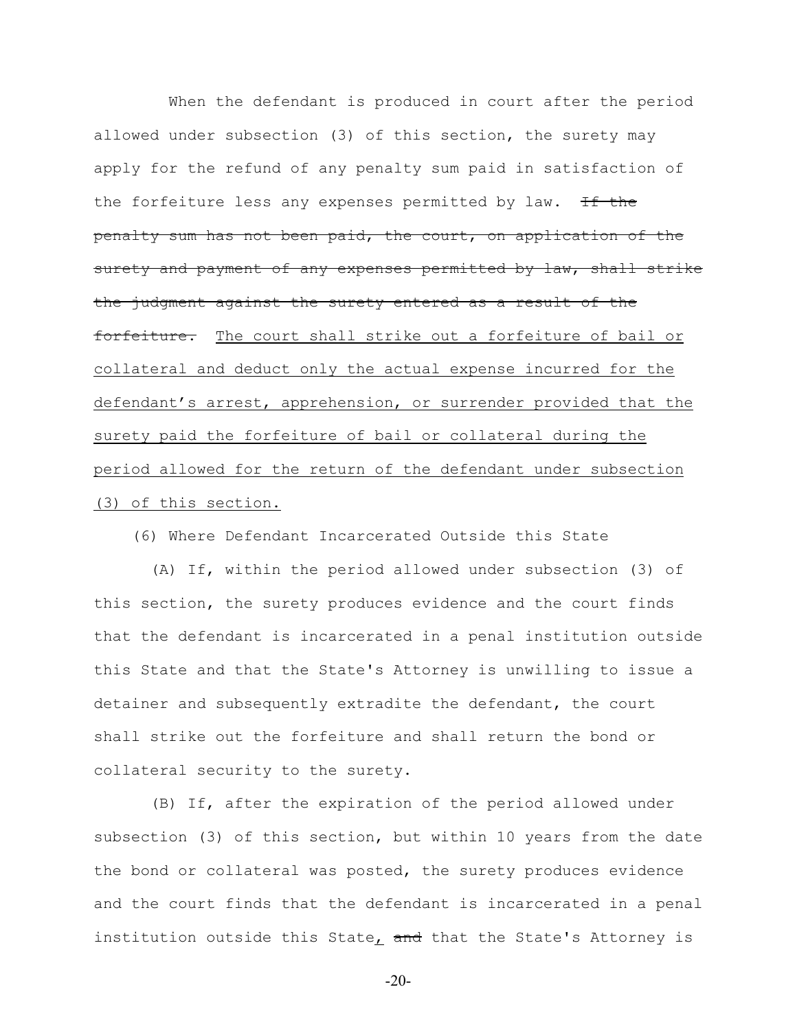When the defendant is produced in court after the period allowed under subsection (3) of this section, the surety may apply for the refund of any penalty sum paid in satisfaction of the forfeiture less any expenses permitted by law. ~~If the penalty sum has not been paid, the court, on application of the surety and payment of any expenses permitted by law, shall strike the judgment against the surety entered as a result of the forfeiture.~~ <u>The court shall strike out a forfeiture of bail or collateral and deduct only the actual expense incurred for the defendant's arrest, apprehension, or surrender provided that the surety paid the forfeiture of bail or collateral during the period allowed for the return of the defendant under subsection (3) of this section.</u>

(6) Where Defendant Incarcerated Outside this State

(A) If, within the period allowed under subsection (3) of this section, the surety produces evidence and the court finds that the defendant is incarcerated in a penal institution outside this State and that the State's Attorney is unwilling to issue a detainer and subsequently extradite the defendant, the court shall strike out the forfeiture and shall return the bond or collateral security to the surety.

(B) If, after the expiration of the period allowed under subsection (3) of this section, but within 10 years from the date the bond or collateral was posted, the surety produces evidence and the court finds that the defendant is incarcerated in a penal institution outside this State<u>,</u> ~~and~~ that the State's Attorney is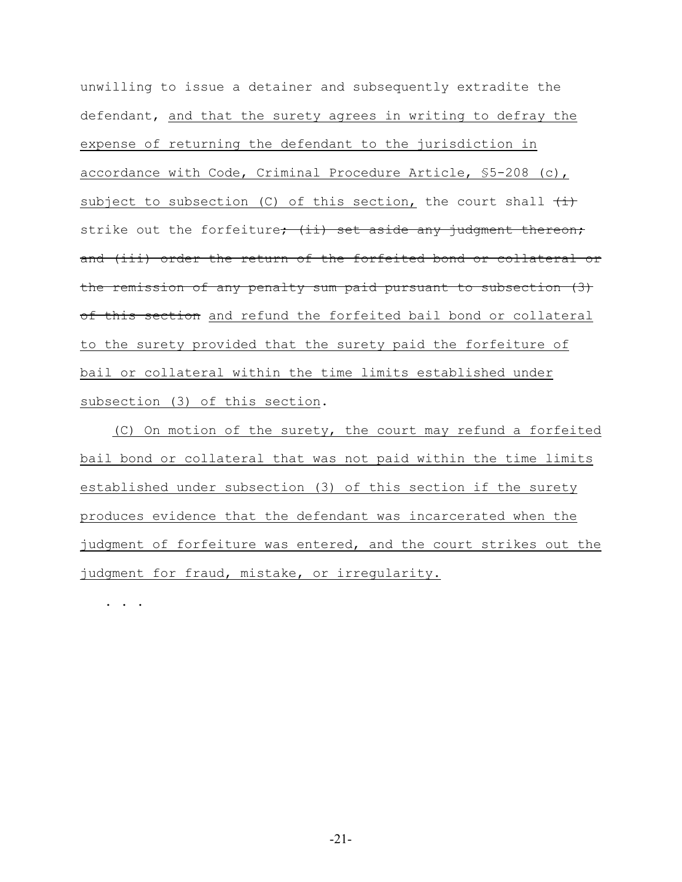unwilling to issue a detainer and subsequently extradite the defendant, <u>and that the surety agrees in writing to defray the expense of returning the defendant to the jurisdiction in accordance with Code, Criminal Procedure Article, §5-208 (c), subject to subsection (C) of this section,</u> the court shall ~~(i)~~ strike out the forfeiture~~; (ii) set aside any judgment thereon; and (iii) order the return of the forfeited bond or collateral or the remission of any penalty sum paid pursuant to subsection (3) of this section~~ <u>and refund the forfeited bail bond or collateral to the surety provided that the surety paid the forfeiture of bail or collateral within the time limits established under subsection (3) of this section</u>.

<u>(C) On motion of the surety, the court may refund a forfeited bail bond or collateral that was not paid within the time limits established under subsection (3) of this section if the surety produces evidence that the defendant was incarcerated when the judgment of forfeiture was entered, and the court strikes out the judgment for fraud, mistake, or irregularity.</u>

. . .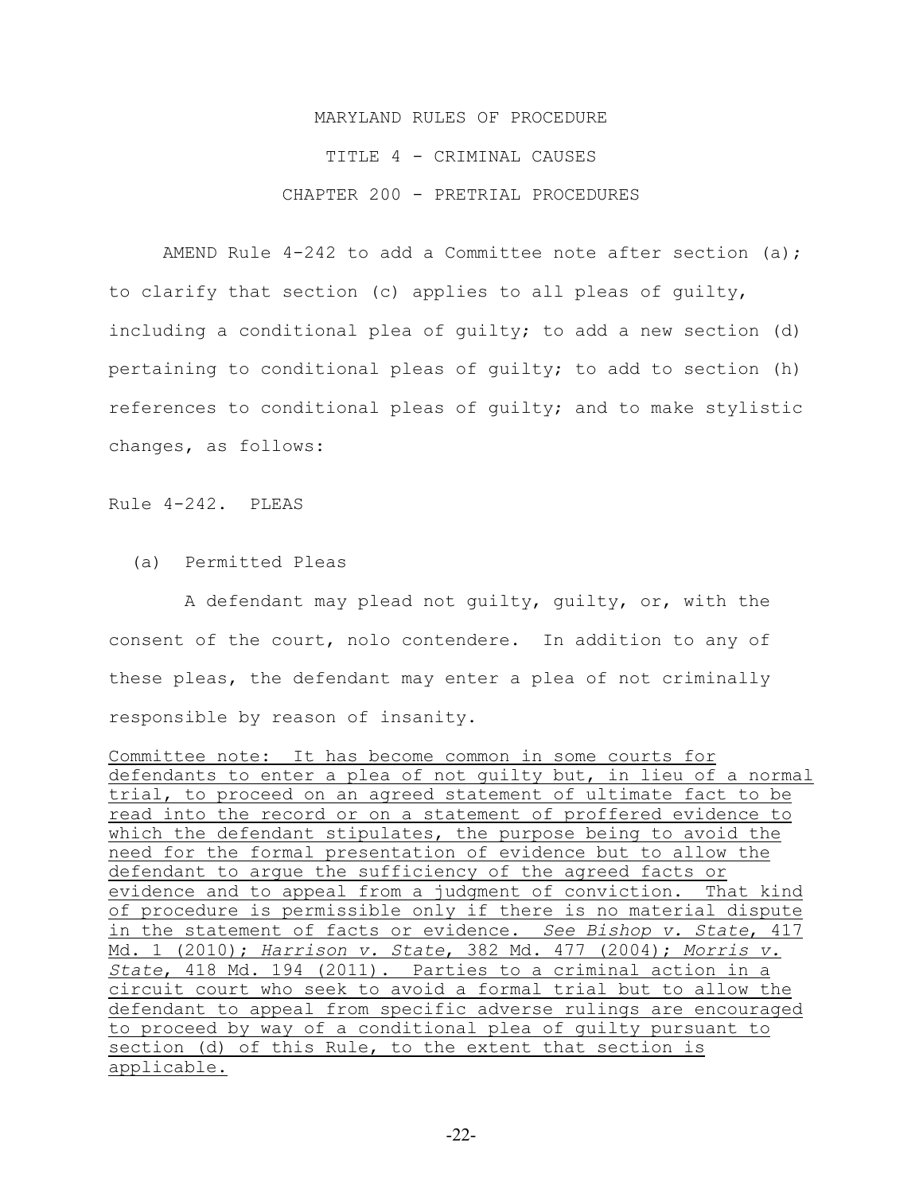MARYLAND RULES OF PROCEDURE

TITLE 4 - CRIMINAL CAUSES

CHAPTER 200 - PRETRIAL PROCEDURES

AMEND Rule 4-242 to add a Committee note after section (a); to clarify that section (c) applies to all pleas of guilty, including a conditional plea of guilty; to add a new section (d) pertaining to conditional pleas of guilty; to add to section (h) references to conditional pleas of guilty; and to make stylistic changes, as follows:

Rule 4-242. PLEAS

(a) Permitted Pleas

A defendant may plead not guilty, guilty, or, with the consent of the court, nolo contendere. In addition to any of these pleas, the defendant may enter a plea of not criminally responsible by reason of insanity.

Committee note: It has become common in some courts for defendants to enter a plea of not guilty but, in lieu of a normal trial, to proceed on an agreed statement of ultimate fact to be read into the record or on a statement of proffered evidence to which the defendant stipulates, the purpose being to avoid the need for the formal presentation of evidence but to allow the defendant to argue the sufficiency of the agreed facts or evidence and to appeal from a judgment of conviction. That kind of procedure is permissible only if there is no material dispute in the statement of facts or evidence. *See Bishop v. State*, 417 Md. 1 (2010); *Harrison v. State*, 382 Md. 477 (2004); *Morris v. State*, 418 Md. 194 (2011). Parties to a criminal action in a circuit court who seek to avoid a formal trial but to allow the defendant to appeal from specific adverse rulings are encouraged to proceed by way of a conditional plea of guilty pursuant to section (d) of this Rule, to the extent that section is applicable.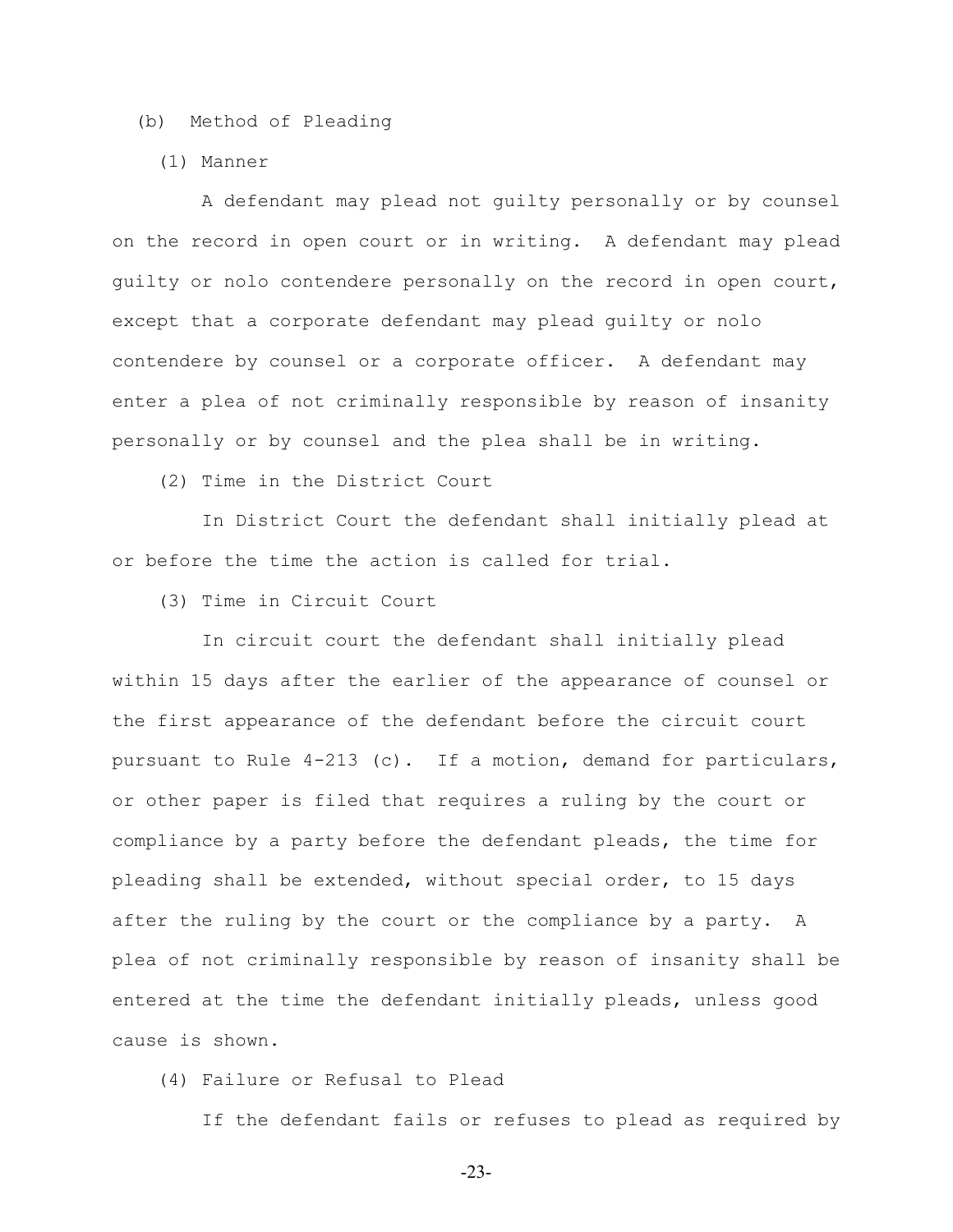(b) Method of Pleading

(1) Manner

A defendant may plead not guilty personally or by counsel on the record in open court or in writing. A defendant may plead guilty or nolo contendere personally on the record in open court, except that a corporate defendant may plead guilty or nolo contendere by counsel or a corporate officer. A defendant may enter a plea of not criminally responsible by reason of insanity personally or by counsel and the plea shall be in writing.

(2) Time in the District Court

In District Court the defendant shall initially plead at or before the time the action is called for trial.

(3) Time in Circuit Court

In circuit court the defendant shall initially plead within 15 days after the earlier of the appearance of counsel or the first appearance of the defendant before the circuit court pursuant to Rule 4-213 (c). If a motion, demand for particulars, or other paper is filed that requires a ruling by the court or compliance by a party before the defendant pleads, the time for pleading shall be extended, without special order, to 15 days after the ruling by the court or the compliance by a party. A plea of not criminally responsible by reason of insanity shall be entered at the time the defendant initially pleads, unless good cause is shown.

(4) Failure or Refusal to Plead

If the defendant fails or refuses to plead as required by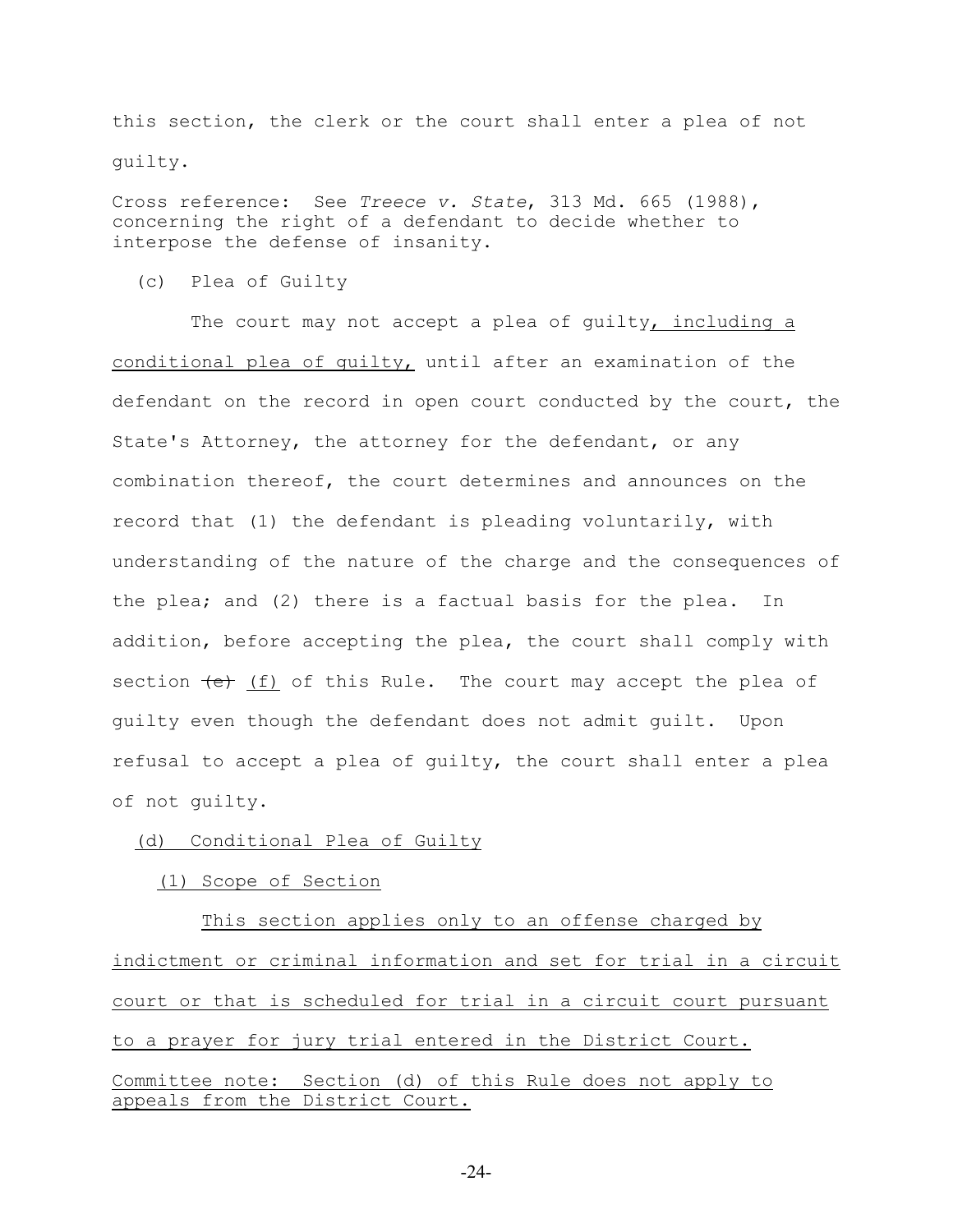this section, the clerk or the court shall enter a plea of not guilty.

Cross reference: See *Treece v. State*, 313 Md. 665 (1988), concerning the right of a defendant to decide whether to interpose the defense of insanity.

(c) Plea of Guilty

The court may not accept a plea of guilty<u>, including a conditional plea of guilty,</u> until after an examination of the defendant on the record in open court conducted by the court, the State's Attorney, the attorney for the defendant, or any combination thereof, the court determines and announces on the record that (1) the defendant is pleading voluntarily, with understanding of the nature of the charge and the consequences of the plea; and (2) there is a factual basis for the plea. In addition, before accepting the plea, the court shall comply with section ~~(e)~~ <u>(f)</u> of this Rule. The court may accept the plea of guilty even though the defendant does not admit guilt. Upon refusal to accept a plea of guilty, the court shall enter a plea of not guilty.

<u>(d) Conditional Plea of Guilty</u>

<u>(1) Scope of Section</u>

<u>This section applies only to an offense charged by indictment or criminal information and set for trial in a circuit court or that is scheduled for trial in a circuit court pursuant to a prayer for jury trial entered in the District Court.</u>

<u>Committee note: Section (d) of this Rule does not apply to appeals from the District Court.</u>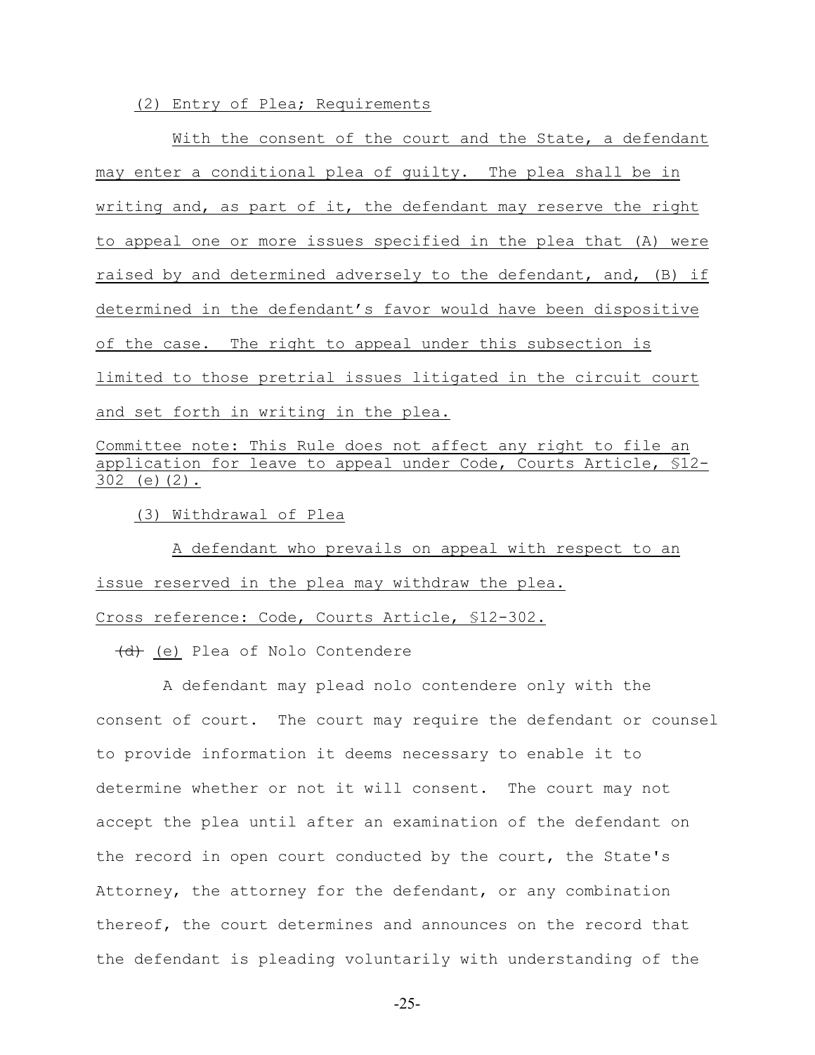(2) Entry of Plea; Requirements

With the consent of the court and the State, a defendant may enter a conditional plea of guilty. The plea shall be in writing and, as part of it, the defendant may reserve the right to appeal one or more issues specified in the plea that (A) were raised by and determined adversely to the defendant, and, (B) if determined in the defendant's favor would have been dispositive of the case. The right to appeal under this subsection is limited to those pretrial issues litigated in the circuit court and set forth in writing in the plea.

Committee note: This Rule does not affect any right to file an application for leave to appeal under Code, Courts Article, §12-302 (e)(2).

(3) Withdrawal of Plea

A defendant who prevails on appeal with respect to an issue reserved in the plea may withdraw the plea.

Cross reference: Code, Courts Article, §12-302.

~~(d)~~ (e) Plea of Nolo Contendere

A defendant may plead nolo contendere only with the consent of court. The court may require the defendant or counsel to provide information it deems necessary to enable it to determine whether or not it will consent. The court may not accept the plea until after an examination of the defendant on the record in open court conducted by the court, the State's Attorney, the attorney for the defendant, or any combination thereof, the court determines and announces on the record that the defendant is pleading voluntarily with understanding of the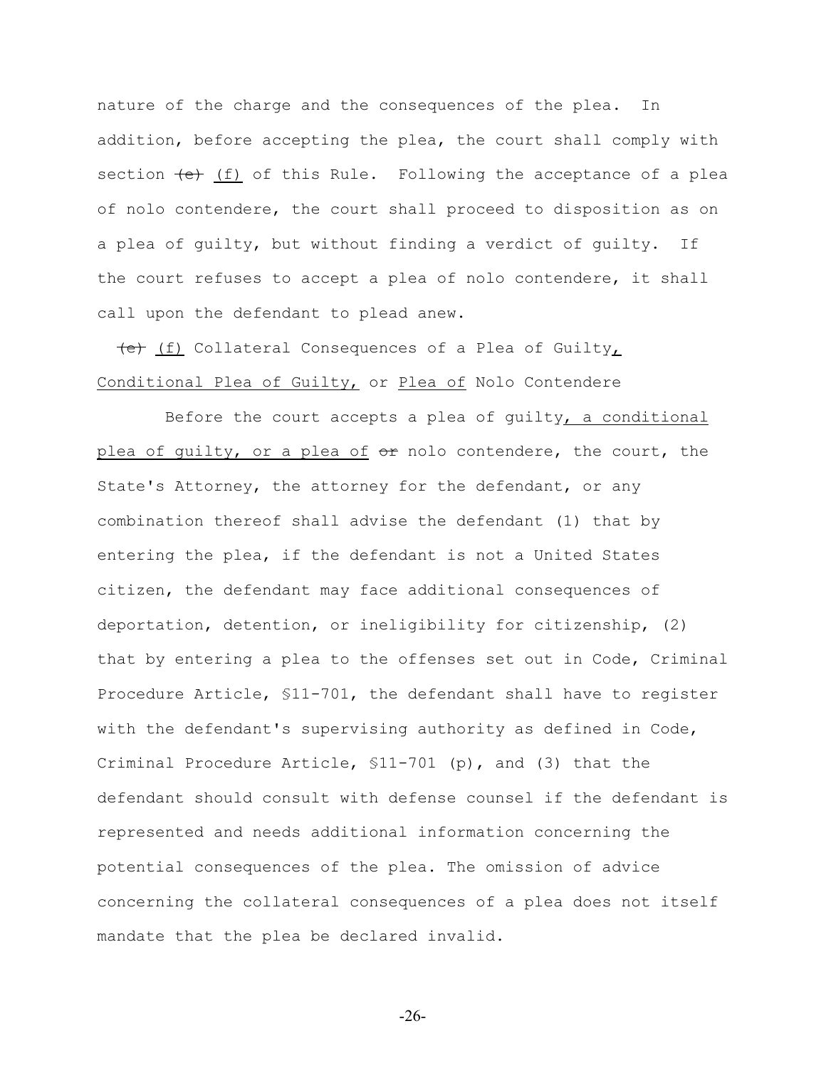nature of the charge and the consequences of the plea. In addition, before accepting the plea, the court shall comply with section ~~(e)~~ <u>(f)</u> of this Rule. Following the acceptance of a plea of nolo contendere, the court shall proceed to disposition as on a plea of guilty, but without finding a verdict of guilty. If the court refuses to accept a plea of nolo contendere, it shall call upon the defendant to plead anew.

~~(e)~~ <u>(f)</u> Collateral Consequences of a Plea of Guilty<u>, Conditional Plea of Guilty,</u> or <u>Plea of</u> Nolo Contendere

Before the court accepts a plea of guilty<u>, a conditional plea of guilty, or a plea of</u> ~~or~~ nolo contendere, the court, the State's Attorney, the attorney for the defendant, or any combination thereof shall advise the defendant (1) that by entering the plea, if the defendant is not a United States citizen, the defendant may face additional consequences of deportation, detention, or ineligibility for citizenship, (2) that by entering a plea to the offenses set out in Code, Criminal Procedure Article, §11-701, the defendant shall have to register with the defendant's supervising authority as defined in Code, Criminal Procedure Article, §11-701 (p), and (3) that the defendant should consult with defense counsel if the defendant is represented and needs additional information concerning the potential consequences of the plea. The omission of advice concerning the collateral consequences of a plea does not itself mandate that the plea be declared invalid.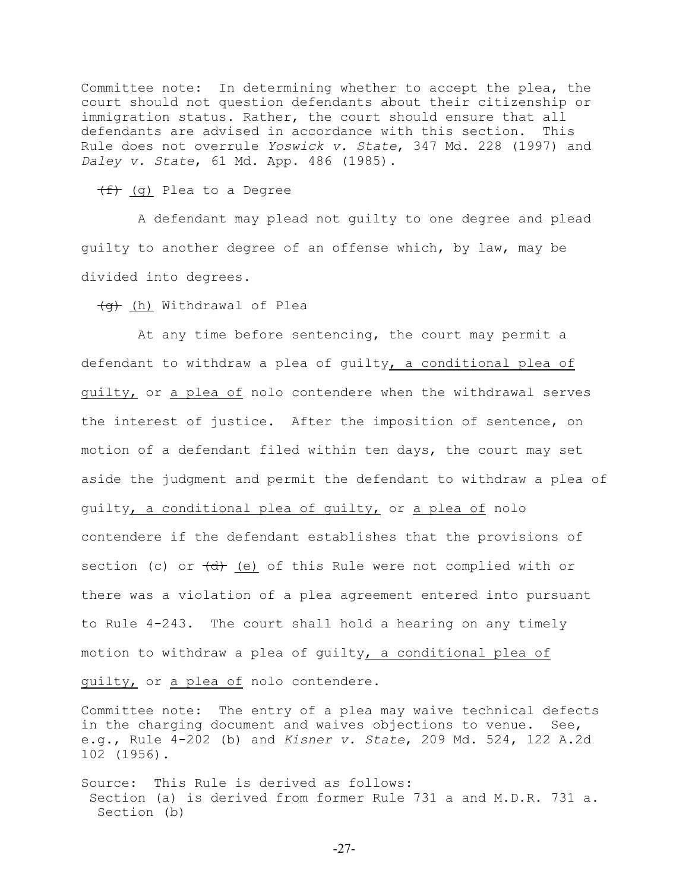Committee note: In determining whether to accept the plea, the court should not question defendants about their citizenship or immigration status. Rather, the court should ensure that all defendants are advised in accordance with this section. This Rule does not overrule *Yoswick v. State*, 347 Md. 228 (1997) and *Daley v. State*, 61 Md. App. 486 (1985).

~~(f)~~ <u>(g)</u> Plea to a Degree

A defendant may plead not guilty to one degree and plead guilty to another degree of an offense which, by law, may be divided into degrees.

~~(g)~~ <u>(h)</u> Withdrawal of Plea

At any time before sentencing, the court may permit a defendant to withdraw a plea of guilty<u>, a conditional plea of guilty,</u> or <u>a plea of</u> nolo contendere when the withdrawal serves the interest of justice. After the imposition of sentence, on motion of a defendant filed within ten days, the court may set aside the judgment and permit the defendant to withdraw a plea of guilty<u>, a conditional plea of guilty,</u> or <u>a plea of</u> nolo contendere if the defendant establishes that the provisions of section (c) or ~~(d)~~ <u>(e)</u> of this Rule were not complied with or there was a violation of a plea agreement entered into pursuant to Rule 4-243. The court shall hold a hearing on any timely motion to withdraw a plea of guilty<u>, a conditional plea of guilty,</u> or <u>a plea of</u> nolo contendere.

Committee note: The entry of a plea may waive technical defects in the charging document and waives objections to venue. See, e.g., Rule 4-202 (b) and *Kisner v. State*, 209 Md. 524, 122 A.2d 102 (1956).

Source: This Rule is derived as follows:
 Section (a) is derived from former Rule 731 a and M.D.R. 731 a.
 Section (b)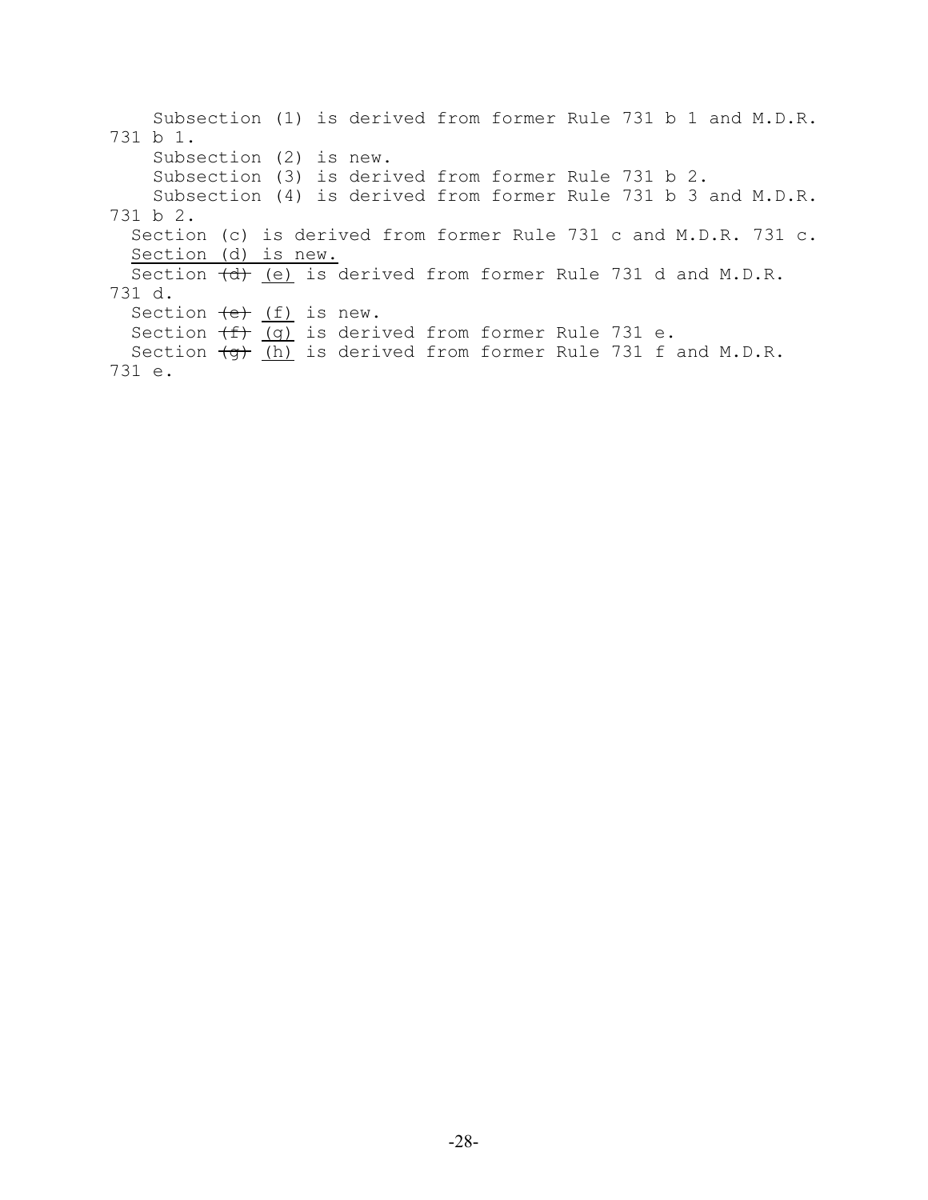Subsection (1) is derived from former Rule 731 b 1 and M.D.R. 731 b 1.

Subsection (2) is new.

Subsection (3) is derived from former Rule 731 b 2.

Subsection (4) is derived from former Rule 731 b 3 and M.D.R. 731 b 2.

Section (c) is derived from former Rule 731 c and M.D.R. 731 c.

<u>Section (d) is new.</u>

Section ~~(d)~~ <u>(e)</u> is derived from former Rule 731 d and M.D.R. 731 d.

Section ~~(e)~~ <u>(f)</u> is new.

Section ~~(f)~~ <u>(g)</u> is derived from former Rule 731 e.

Section ~~(g)~~ <u>(h)</u> is derived from former Rule 731 f and M.D.R. 731 e.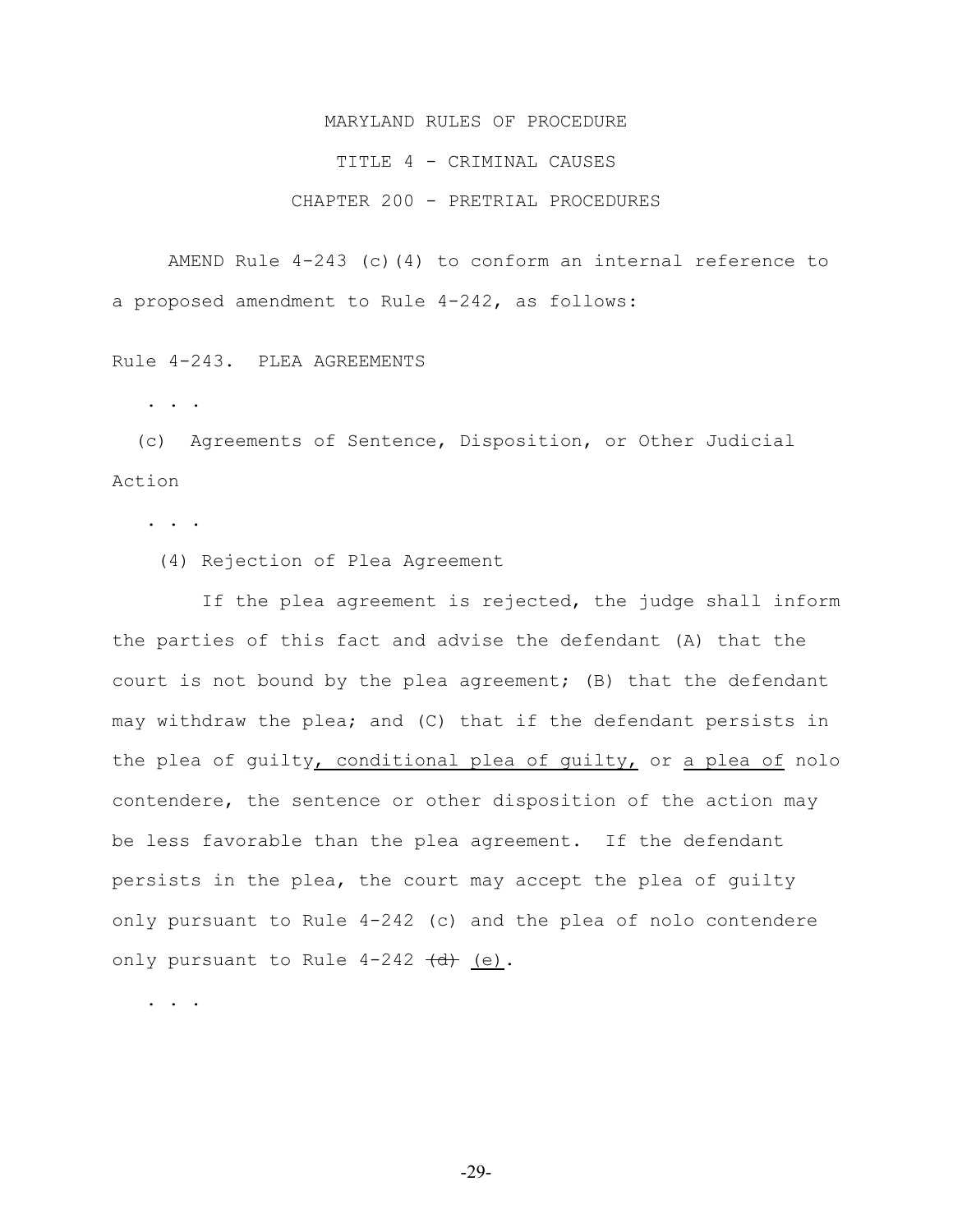MARYLAND RULES OF PROCEDURE

TITLE 4 - CRIMINAL CAUSES

CHAPTER 200 - PRETRIAL PROCEDURES

AMEND Rule 4-243 (c)(4) to conform an internal reference to a proposed amendment to Rule 4-242, as follows:

Rule 4-243. PLEA AGREEMENTS

. . .

(c) Agreements of Sentence, Disposition, or Other Judicial Action

. . .

(4) Rejection of Plea Agreement

If the plea agreement is rejected, the judge shall inform the parties of this fact and advise the defendant (A) that the court is not bound by the plea agreement; (B) that the defendant may withdraw the plea; and (C) that if the defendant persists in the plea of guilty<u>, conditional plea of guilty,</u> or <u>a plea of</u> nolo contendere, the sentence or other disposition of the action may be less favorable than the plea agreement. If the defendant persists in the plea, the court may accept the plea of guilty only pursuant to Rule 4-242 (c) and the plea of nolo contendere only pursuant to Rule 4-242 ~~(d)~~ <u>(e)</u>.

. . .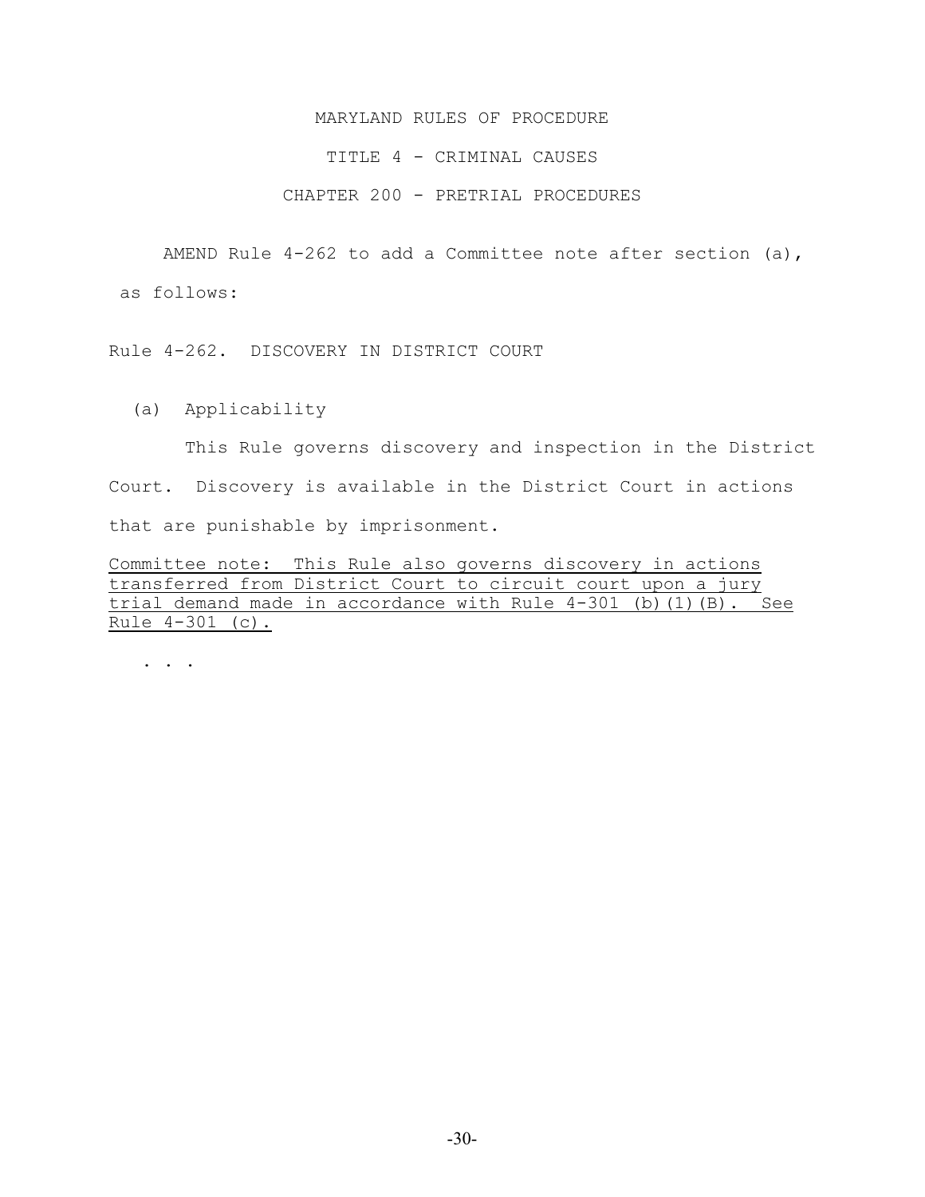MARYLAND RULES OF PROCEDURE

TITLE 4 - CRIMINAL CAUSES

CHAPTER 200 - PRETRIAL PROCEDURES

AMEND Rule 4-262 to add a Committee note after section (a), as follows:

Rule 4-262. DISCOVERY IN DISTRICT COURT

(a) Applicability

This Rule governs discovery and inspection in the District Court. Discovery is available in the District Court in actions that are punishable by imprisonment.

<u>Committee note: This Rule also governs discovery in actions transferred from District Court to circuit court upon a jury trial demand made in accordance with Rule 4-301 (b)(1)(B). See Rule 4-301 (c).</u>

. . .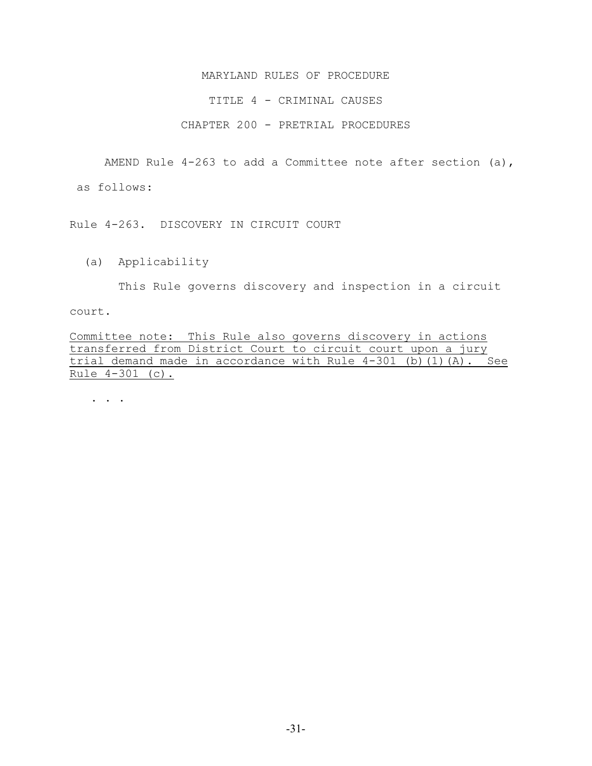MARYLAND RULES OF PROCEDURE

TITLE 4 - CRIMINAL CAUSES

CHAPTER 200 - PRETRIAL PROCEDURES

AMEND Rule 4-263 to add a Committee note after section (a), as follows:

Rule 4-263. DISCOVERY IN CIRCUIT COURT

(a) Applicability

This Rule governs discovery and inspection in a circuit court.

<u>Committee note: This Rule also governs discovery in actions transferred from District Court to circuit court upon a jury trial demand made in accordance with Rule 4-301 (b)(1)(A). See Rule 4-301 (c).</u>

. . .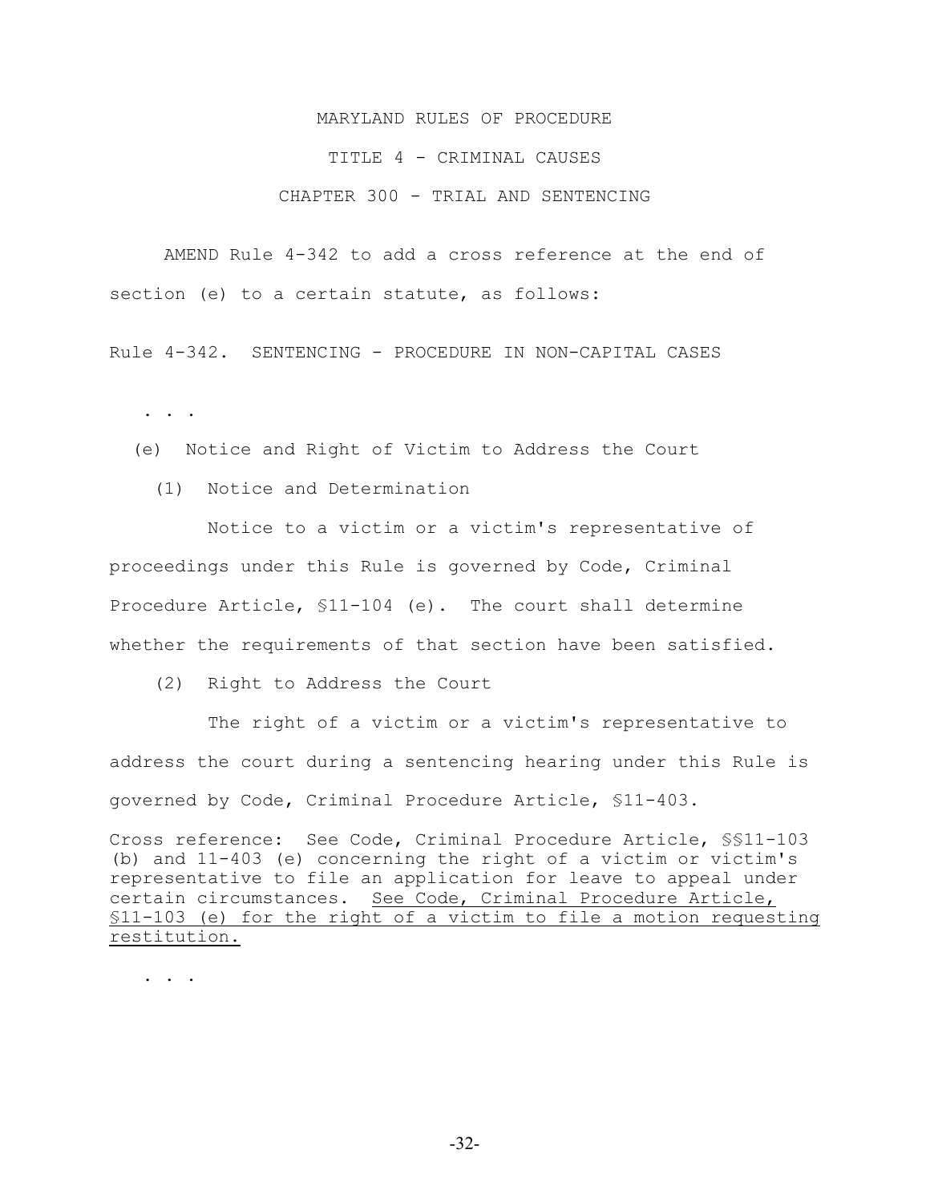MARYLAND RULES OF PROCEDURE

TITLE 4 - CRIMINAL CAUSES

CHAPTER 300 - TRIAL AND SENTENCING

AMEND Rule 4-342 to add a cross reference at the end of section (e) to a certain statute, as follows:

Rule 4-342. SENTENCING - PROCEDURE IN NON-CAPITAL CASES

. . .

(e) Notice and Right of Victim to Address the Court

(1) Notice and Determination

Notice to a victim or a victim's representative of proceedings under this Rule is governed by Code, Criminal Procedure Article, §11-104 (e). The court shall determine whether the requirements of that section have been satisfied.

(2) Right to Address the Court

The right of a victim or a victim's representative to address the court during a sentencing hearing under this Rule is governed by Code, Criminal Procedure Article, §11-403.

Cross reference: See Code, Criminal Procedure Article, §§11-103 (b) and 11-403 (e) concerning the right of a victim or victim's representative to file an application for leave to appeal under certain circumstances. <u>See Code, Criminal Procedure Article, §11-103 (e) for the right of a victim to file a motion requesting restitution.</u>

. . .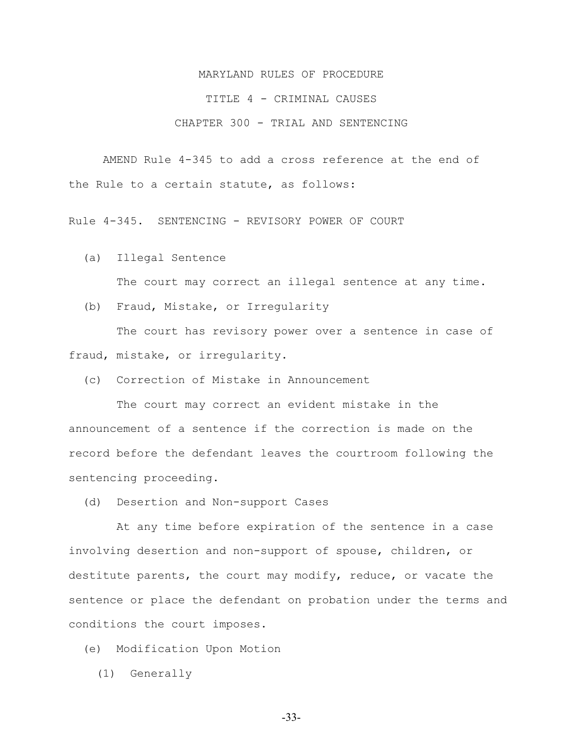MARYLAND RULES OF PROCEDURE

TITLE 4 - CRIMINAL CAUSES

CHAPTER 300 - TRIAL AND SENTENCING

AMEND Rule 4-345 to add a cross reference at the end of the Rule to a certain statute, as follows:

Rule 4-345. SENTENCING - REVISORY POWER OF COURT

(a) Illegal Sentence

The court may correct an illegal sentence at any time.

(b) Fraud, Mistake, or Irregularity

The court has revisory power over a sentence in case of fraud, mistake, or irregularity.

(c) Correction of Mistake in Announcement

The court may correct an evident mistake in the announcement of a sentence if the correction is made on the record before the defendant leaves the courtroom following the sentencing proceeding.

(d) Desertion and Non-support Cases

At any time before expiration of the sentence in a case involving desertion and non-support of spouse, children, or destitute parents, the court may modify, reduce, or vacate the sentence or place the defendant on probation under the terms and conditions the court imposes.

(e) Modification Upon Motion

(1) Generally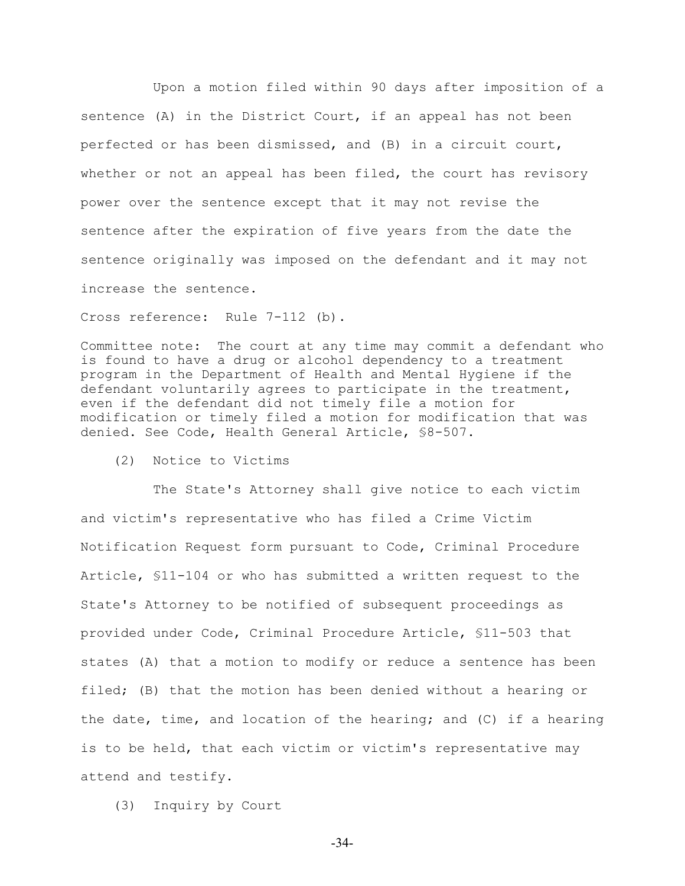Upon a motion filed within 90 days after imposition of a sentence (A) in the District Court, if an appeal has not been perfected or has been dismissed, and (B) in a circuit court, whether or not an appeal has been filed, the court has revisory power over the sentence except that it may not revise the sentence after the expiration of five years from the date the sentence originally was imposed on the defendant and it may not increase the sentence.

Cross reference: Rule 7-112 (b).

Committee note: The court at any time may commit a defendant who is found to have a drug or alcohol dependency to a treatment program in the Department of Health and Mental Hygiene if the defendant voluntarily agrees to participate in the treatment, even if the defendant did not timely file a motion for modification or timely filed a motion for modification that was denied. See Code, Health General Article, §8-507.

(2) Notice to Victims

The State's Attorney shall give notice to each victim and victim's representative who has filed a Crime Victim Notification Request form pursuant to Code, Criminal Procedure Article, §11-104 or who has submitted a written request to the State's Attorney to be notified of subsequent proceedings as provided under Code, Criminal Procedure Article, §11-503 that states (A) that a motion to modify or reduce a sentence has been filed; (B) that the motion has been denied without a hearing or the date, time, and location of the hearing; and (C) if a hearing is to be held, that each victim or victim's representative may attend and testify.

(3) Inquiry by Court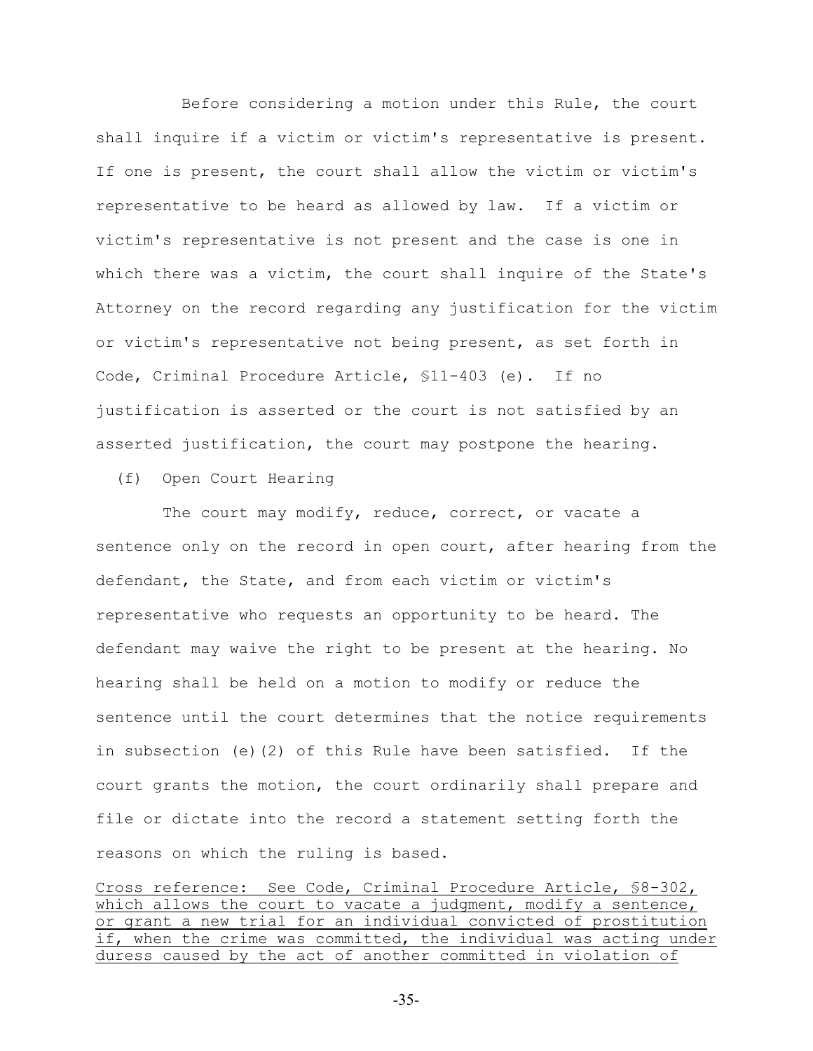Before considering a motion under this Rule, the court shall inquire if a victim or victim's representative is present. If one is present, the court shall allow the victim or victim's representative to be heard as allowed by law. If a victim or victim's representative is not present and the case is one in which there was a victim, the court shall inquire of the State's Attorney on the record regarding any justification for the victim or victim's representative not being present, as set forth in Code, Criminal Procedure Article, §11-403 (e). If no justification is asserted or the court is not satisfied by an asserted justification, the court may postpone the hearing.

(f) Open Court Hearing

The court may modify, reduce, correct, or vacate a sentence only on the record in open court, after hearing from the defendant, the State, and from each victim or victim's representative who requests an opportunity to be heard. The defendant may waive the right to be present at the hearing. No hearing shall be held on a motion to modify or reduce the sentence until the court determines that the notice requirements in subsection (e)(2) of this Rule have been satisfied. If the court grants the motion, the court ordinarily shall prepare and file or dictate into the record a statement setting forth the reasons on which the ruling is based.

Cross reference: See Code, Criminal Procedure Article, §8-302, which allows the court to vacate a judgment, modify a sentence, or grant a new trial for an individual convicted of prostitution if, when the crime was committed, the individual was acting under duress caused by the act of another committed in violation of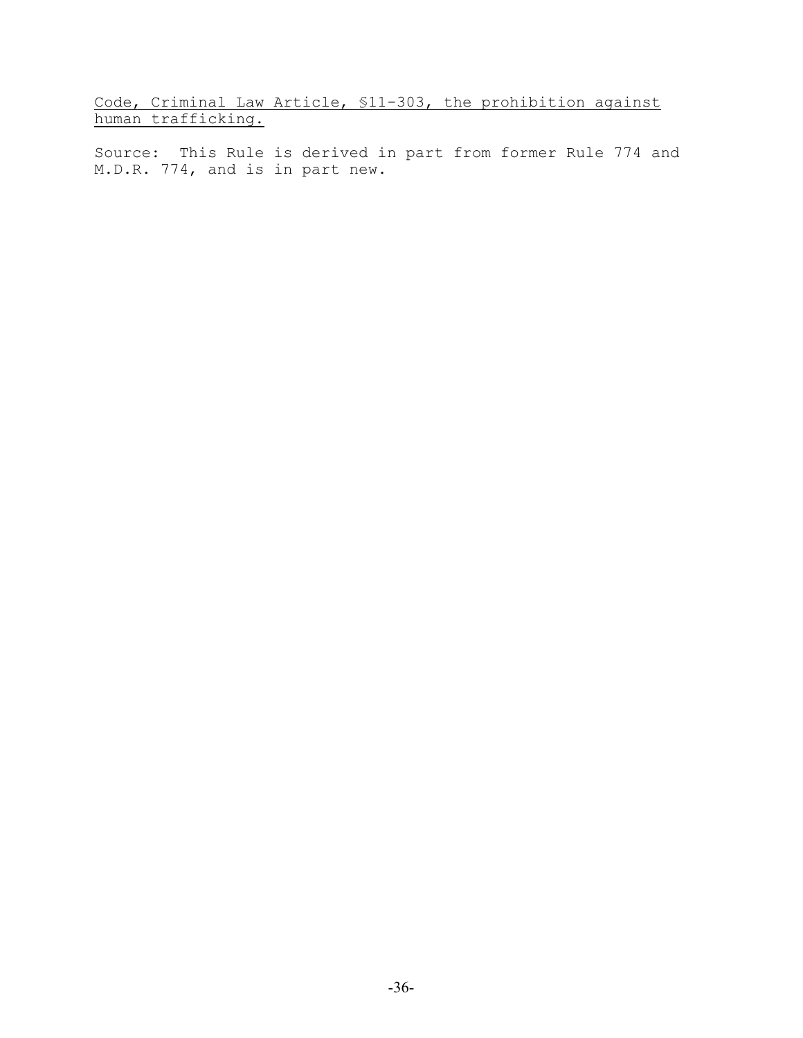<u>Code, Criminal Law Article, §11-303, the prohibition against human trafficking.</u>

Source: This Rule is derived in part from former Rule 774 and M.D.R. 774, and is in part new.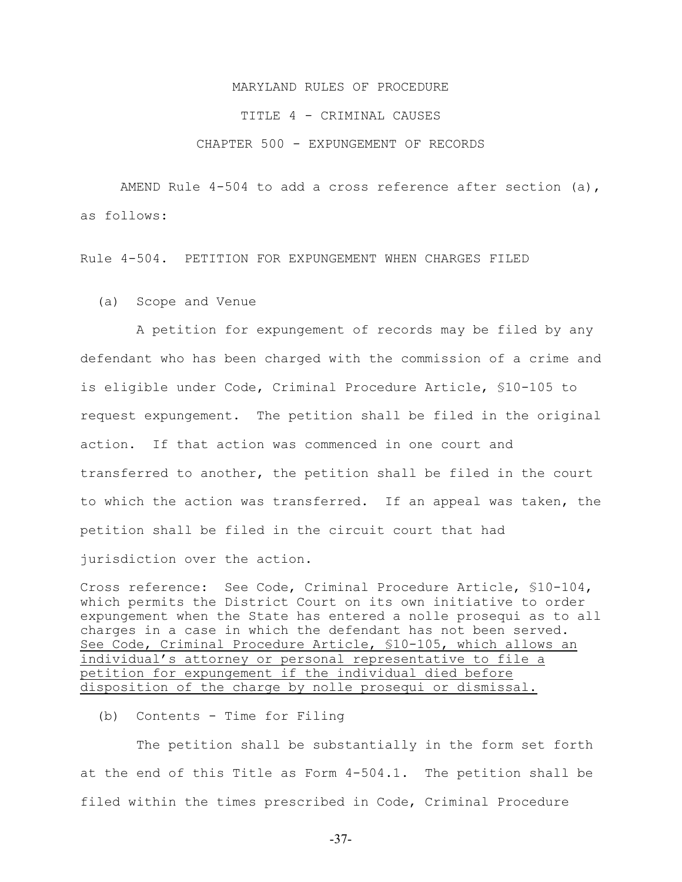MARYLAND RULES OF PROCEDURE

TITLE 4 - CRIMINAL CAUSES

CHAPTER 500 - EXPUNGEMENT OF RECORDS

AMEND Rule 4-504 to add a cross reference after section (a), as follows:

Rule 4-504. PETITION FOR EXPUNGEMENT WHEN CHARGES FILED

(a) Scope and Venue

A petition for expungement of records may be filed by any defendant who has been charged with the commission of a crime and is eligible under Code, Criminal Procedure Article, §10-105 to request expungement. The petition shall be filed in the original action. If that action was commenced in one court and transferred to another, the petition shall be filed in the court to which the action was transferred. If an appeal was taken, the petition shall be filed in the circuit court that had jurisdiction over the action.

Cross reference: See Code, Criminal Procedure Article, §10-104, which permits the District Court on its own initiative to order expungement when the State has entered a nolle prosequi as to all charges in a case in which the defendant has not been served. <u>See Code, Criminal Procedure Article, §10-105, which allows an individual's attorney or personal representative to file a petition for expungement if the individual died before disposition of the charge by nolle prosequi or dismissal.</u>

(b) Contents - Time for Filing

The petition shall be substantially in the form set forth at the end of this Title as Form 4-504.1. The petition shall be filed within the times prescribed in Code, Criminal Procedure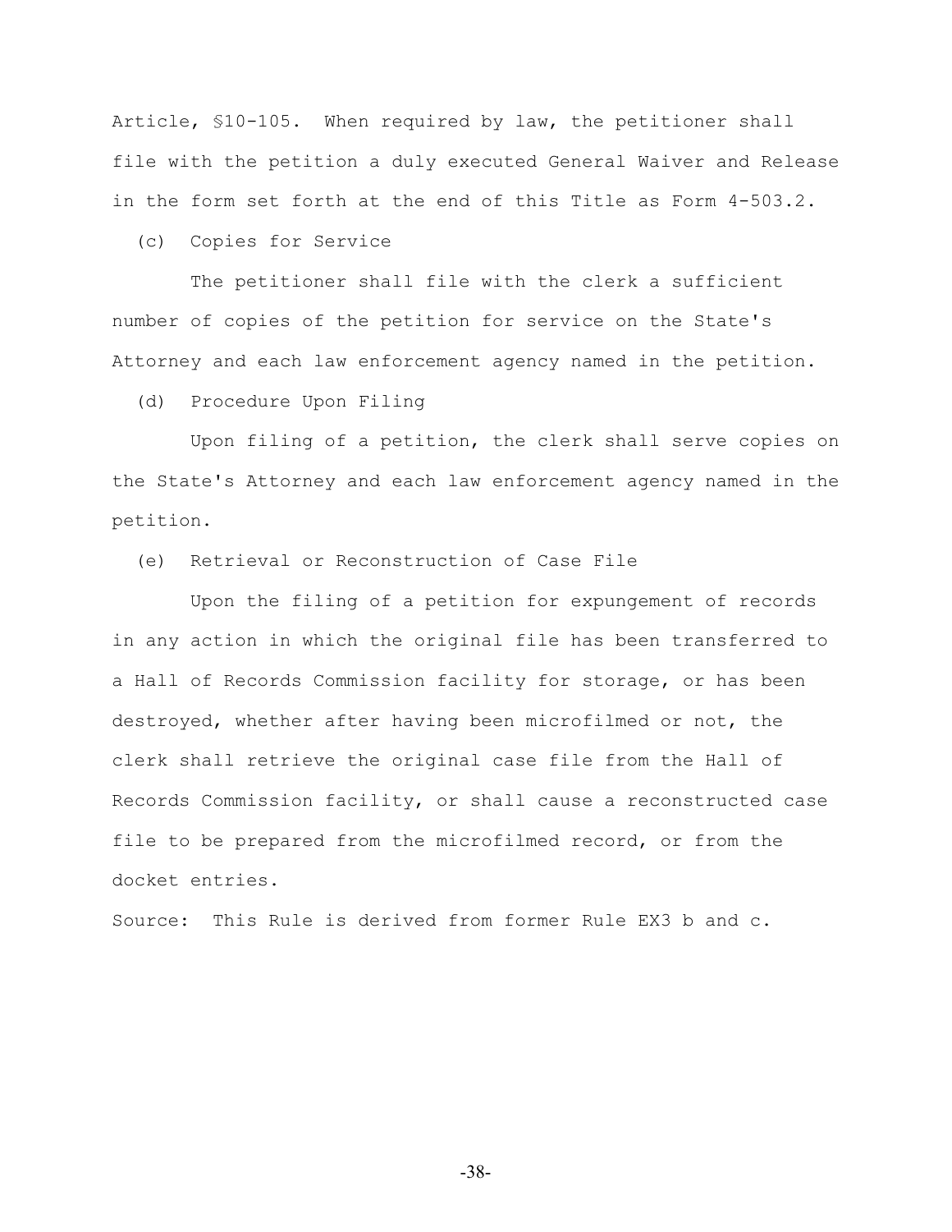Article, §10-105. When required by law, the petitioner shall file with the petition a duly executed General Waiver and Release in the form set forth at the end of this Title as Form 4-503.2.

(c) Copies for Service

The petitioner shall file with the clerk a sufficient number of copies of the petition for service on the State's Attorney and each law enforcement agency named in the petition.

(d) Procedure Upon Filing

Upon filing of a petition, the clerk shall serve copies on the State's Attorney and each law enforcement agency named in the petition.

(e) Retrieval or Reconstruction of Case File

Upon the filing of a petition for expungement of records in any action in which the original file has been transferred to a Hall of Records Commission facility for storage, or has been destroyed, whether after having been microfilmed or not, the clerk shall retrieve the original case file from the Hall of Records Commission facility, or shall cause a reconstructed case file to be prepared from the microfilmed record, or from the docket entries.

Source: This Rule is derived from former Rule EX3 b and c.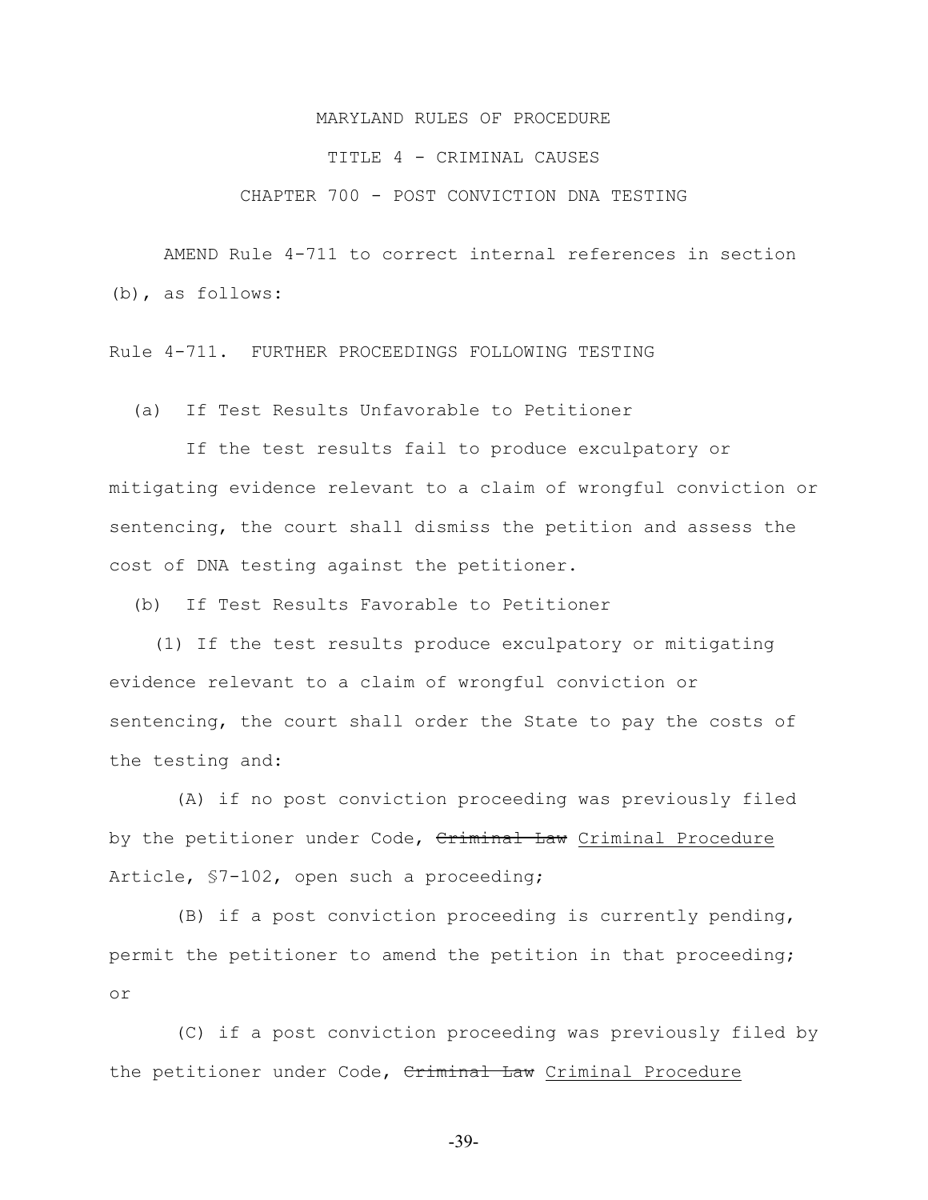MARYLAND RULES OF PROCEDURE

TITLE 4 - CRIMINAL CAUSES

CHAPTER 700 - POST CONVICTION DNA TESTING

AMEND Rule 4-711 to correct internal references in section (b), as follows:

Rule 4-711. FURTHER PROCEEDINGS FOLLOWING TESTING

(a) If Test Results Unfavorable to Petitioner

If the test results fail to produce exculpatory or mitigating evidence relevant to a claim of wrongful conviction or sentencing, the court shall dismiss the petition and assess the cost of DNA testing against the petitioner.

(b) If Test Results Favorable to Petitioner

(1) If the test results produce exculpatory or mitigating evidence relevant to a claim of wrongful conviction or sentencing, the court shall order the State to pay the costs of the testing and:

(A) if no post conviction proceeding was previously filed by the petitioner under Code, ~~Criminal Law~~ <u>Criminal Procedure</u> Article, §7-102, open such a proceeding;

(B) if a post conviction proceeding is currently pending, permit the petitioner to amend the petition in that proceeding; or

(C) if a post conviction proceeding was previously filed by the petitioner under Code, ~~Criminal Law~~ <u>Criminal Procedure</u>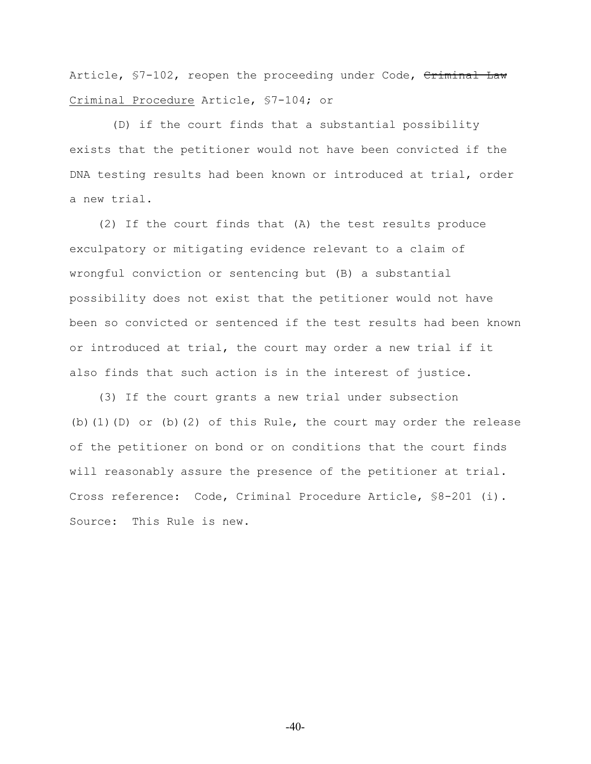Article, §7-102, reopen the proceeding under Code, ~~Criminal Law~~ <u>Criminal Procedure</u> Article, §7-104; or

(D) if the court finds that a substantial possibility exists that the petitioner would not have been convicted if the DNA testing results had been known or introduced at trial, order a new trial.

(2) If the court finds that (A) the test results produce exculpatory or mitigating evidence relevant to a claim of wrongful conviction or sentencing but (B) a substantial possibility does not exist that the petitioner would not have been so convicted or sentenced if the test results had been known or introduced at trial, the court may order a new trial if it also finds that such action is in the interest of justice.

(3) If the court grants a new trial under subsection (b)(1)(D) or (b)(2) of this Rule, the court may order the release of the petitioner on bond or on conditions that the court finds will reasonably assure the presence of the petitioner at trial.

Cross reference: Code, Criminal Procedure Article, §8-201 (i).

Source: This Rule is new.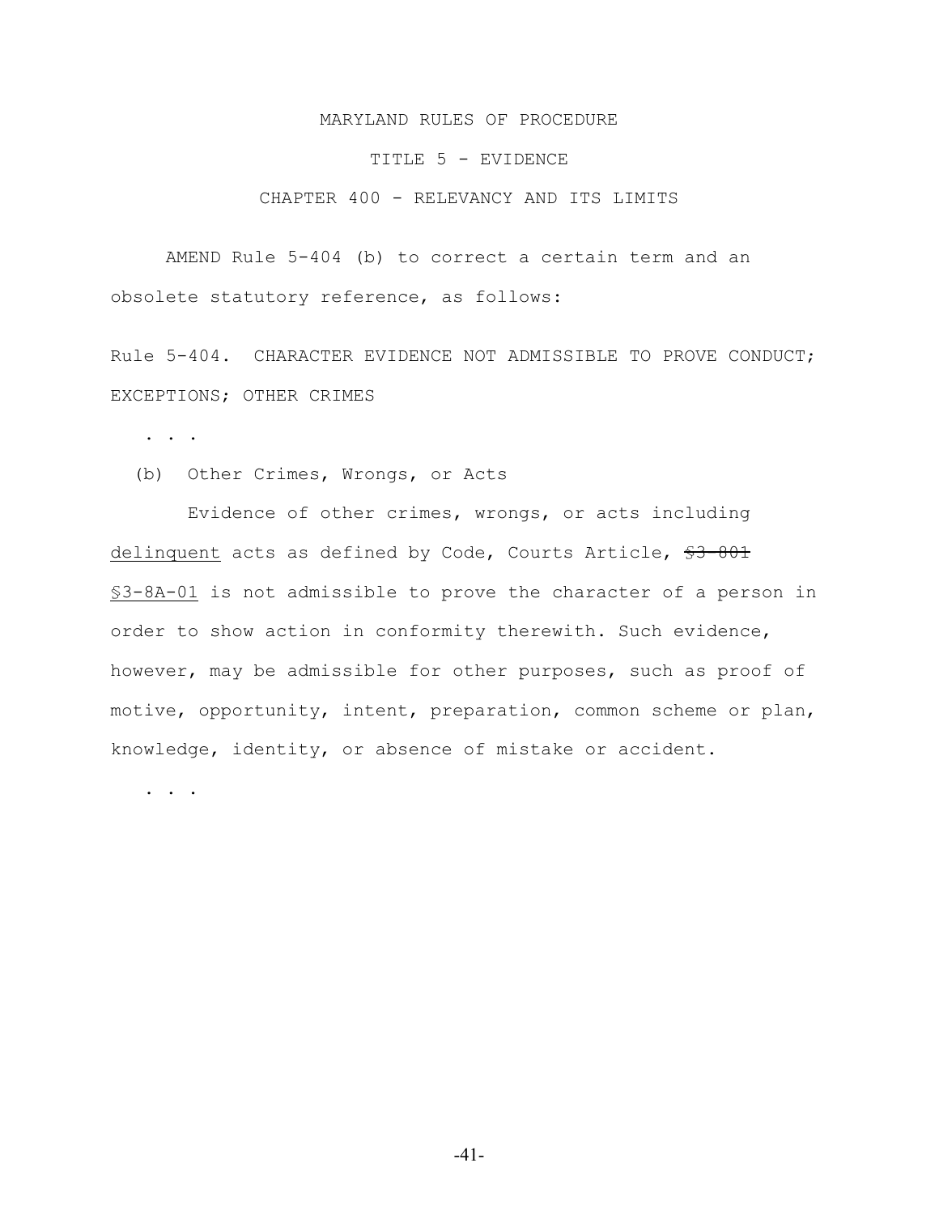MARYLAND RULES OF PROCEDURE

TITLE 5 - EVIDENCE

CHAPTER 400 - RELEVANCY AND ITS LIMITS

AMEND Rule 5-404 (b) to correct a certain term and an obsolete statutory reference, as follows:

Rule 5-404. CHARACTER EVIDENCE NOT ADMISSIBLE TO PROVE CONDUCT; EXCEPTIONS; OTHER CRIMES

. . .

(b) Other Crimes, Wrongs, or Acts

Evidence of other crimes, wrongs, or acts including <u>delinquent</u> acts as defined by Code, Courts Article, ~~§3-801~~ <u>§3-8A-01</u> is not admissible to prove the character of a person in order to show action in conformity therewith. Such evidence, however, may be admissible for other purposes, such as proof of motive, opportunity, intent, preparation, common scheme or plan, knowledge, identity, or absence of mistake or accident.

. . .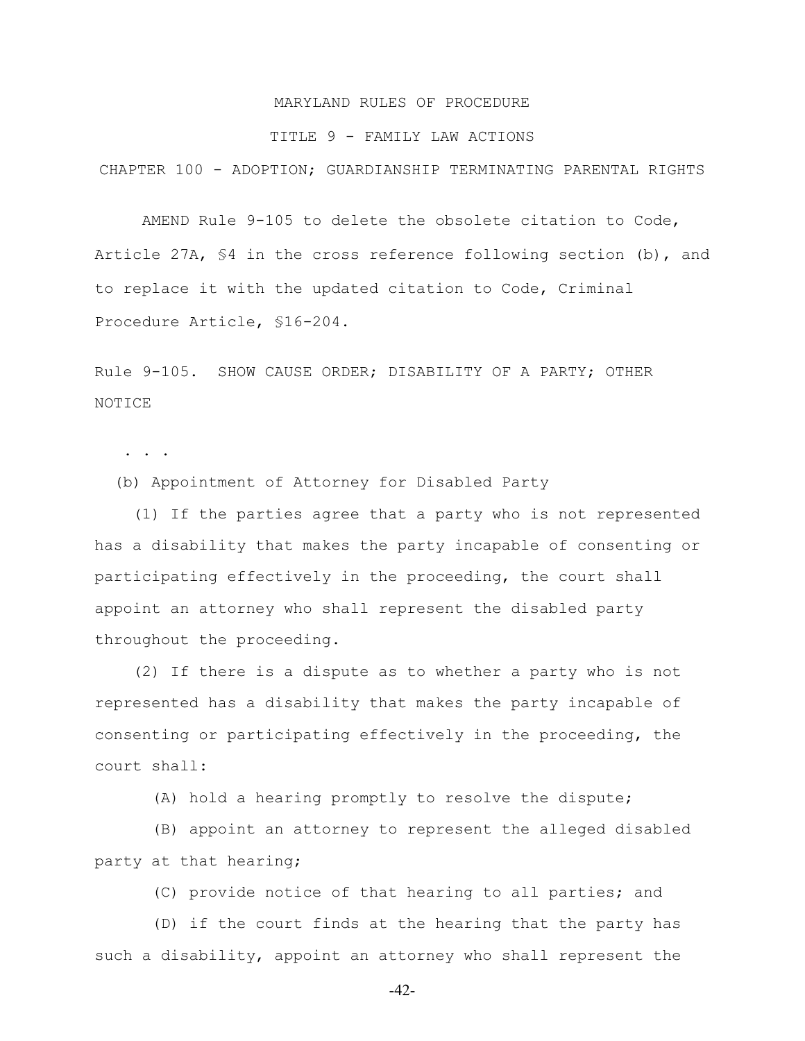MARYLAND RULES OF PROCEDURE

TITLE 9 - FAMILY LAW ACTIONS

CHAPTER 100 - ADOPTION; GUARDIANSHIP TERMINATING PARENTAL RIGHTS

AMEND Rule 9-105 to delete the obsolete citation to Code, Article 27A, §4 in the cross reference following section (b), and to replace it with the updated citation to Code, Criminal Procedure Article, §16-204.

Rule 9-105. SHOW CAUSE ORDER; DISABILITY OF A PARTY; OTHER NOTICE

. . .

(b) Appointment of Attorney for Disabled Party

(1) If the parties agree that a party who is not represented has a disability that makes the party incapable of consenting or participating effectively in the proceeding, the court shall appoint an attorney who shall represent the disabled party throughout the proceeding.

(2) If there is a dispute as to whether a party who is not represented has a disability that makes the party incapable of consenting or participating effectively in the proceeding, the court shall:

(A) hold a hearing promptly to resolve the dispute;

(B) appoint an attorney to represent the alleged disabled party at that hearing;

(C) provide notice of that hearing to all parties; and

(D) if the court finds at the hearing that the party has such a disability, appoint an attorney who shall represent the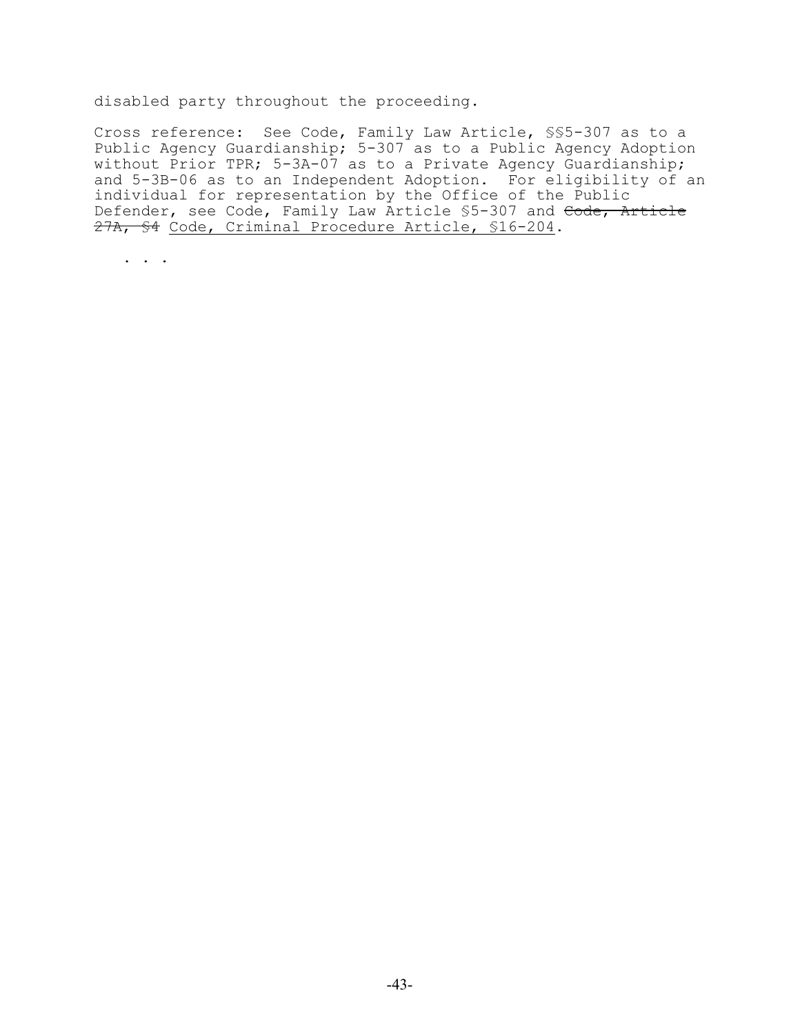disabled party throughout the proceeding.

Cross reference: See Code, Family Law Article, §§5-307 as to a Public Agency Guardianship; 5-307 as to a Public Agency Adoption without Prior TPR; 5-3A-07 as to a Private Agency Guardianship; and 5-3B-06 as to an Independent Adoption. For eligibility of an individual for representation by the Office of the Public Defender, see Code, Family Law Article §5-307 and ~~Code, Article 27A, §4~~ <u>Code, Criminal Procedure Article, §16-204</u>.

. . .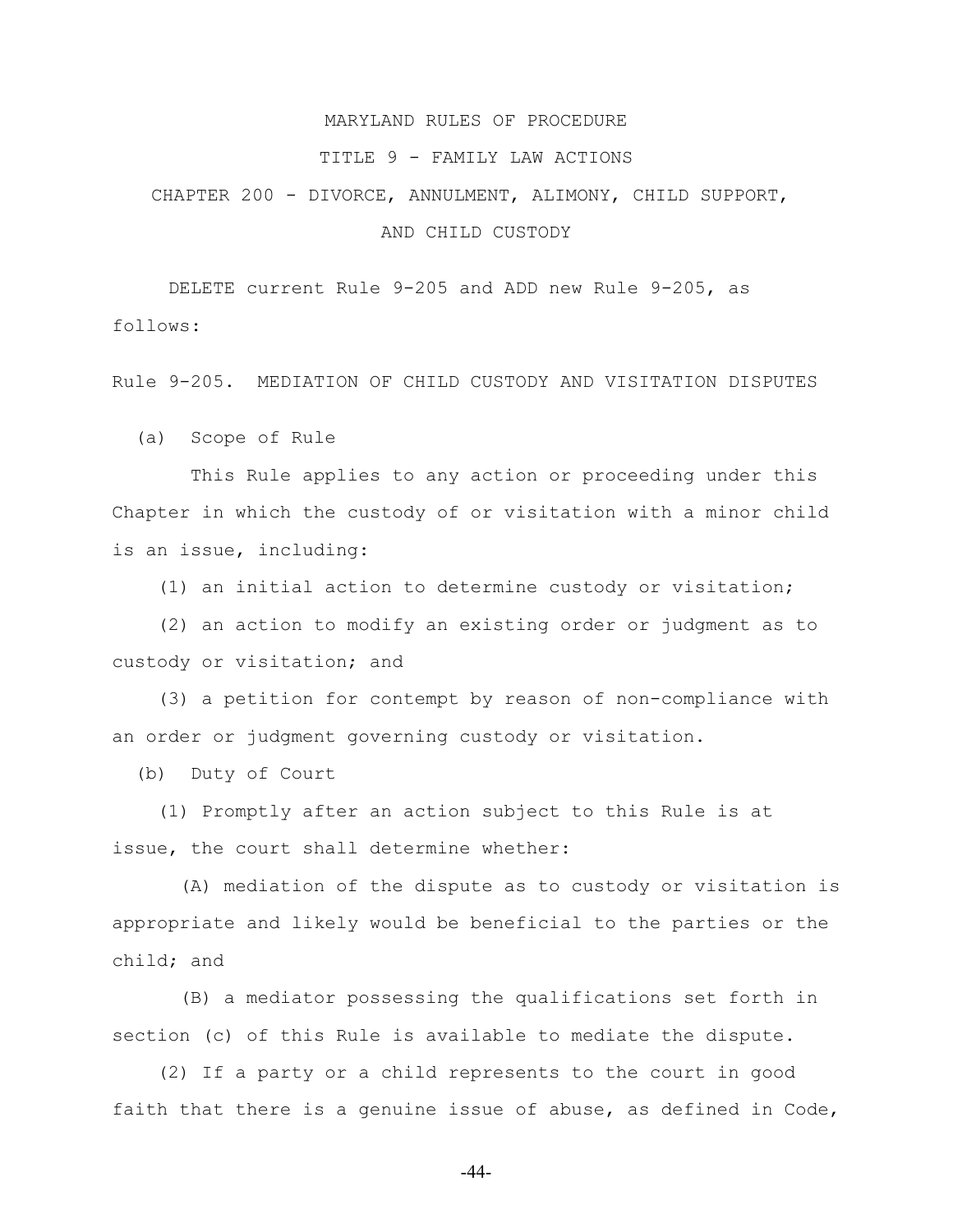MARYLAND RULES OF PROCEDURE

TITLE 9 - FAMILY LAW ACTIONS

CHAPTER 200 - DIVORCE, ANNULMENT, ALIMONY, CHILD SUPPORT, AND CHILD CUSTODY

DELETE current Rule 9-205 and ADD new Rule 9-205, as follows:

Rule 9-205. MEDIATION OF CHILD CUSTODY AND VISITATION DISPUTES

(a) Scope of Rule

This Rule applies to any action or proceeding under this Chapter in which the custody of or visitation with a minor child is an issue, including:

(1) an initial action to determine custody or visitation;

(2) an action to modify an existing order or judgment as to custody or visitation; and

(3) a petition for contempt by reason of non-compliance with an order or judgment governing custody or visitation.

(b) Duty of Court

(1) Promptly after an action subject to this Rule is at issue, the court shall determine whether:

(A) mediation of the dispute as to custody or visitation is appropriate and likely would be beneficial to the parties or the child; and

(B) a mediator possessing the qualifications set forth in section (c) of this Rule is available to mediate the dispute.

(2) If a party or a child represents to the court in good faith that there is a genuine issue of abuse, as defined in Code,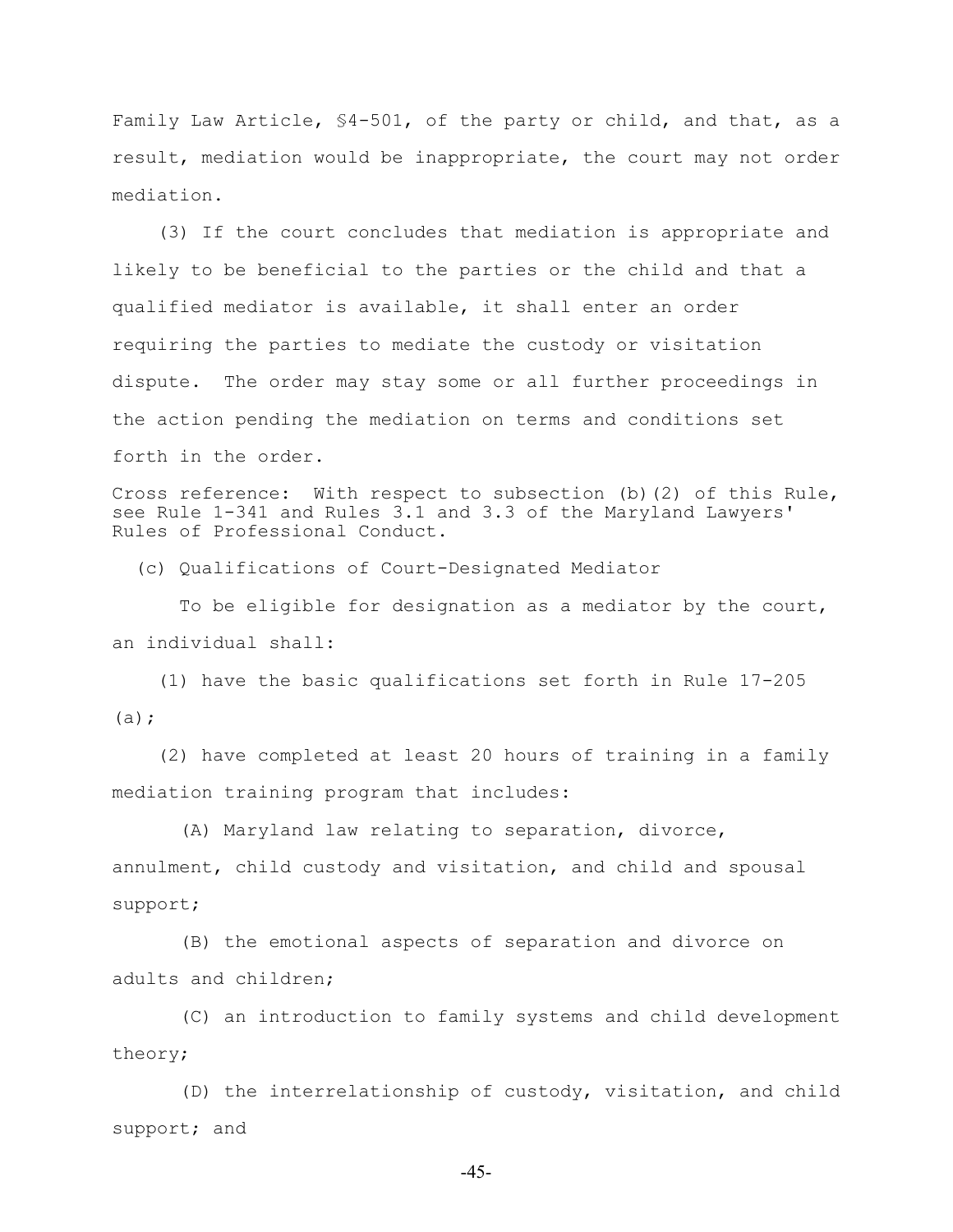Family Law Article, §4-501, of the party or child, and that, as a result, mediation would be inappropriate, the court may not order mediation.

(3) If the court concludes that mediation is appropriate and likely to be beneficial to the parties or the child and that a qualified mediator is available, it shall enter an order requiring the parties to mediate the custody or visitation dispute. The order may stay some or all further proceedings in the action pending the mediation on terms and conditions set forth in the order.

Cross reference: With respect to subsection (b)(2) of this Rule, see Rule 1-341 and Rules 3.1 and 3.3 of the Maryland Lawyers' Rules of Professional Conduct.

(c) Qualifications of Court-Designated Mediator

To be eligible for designation as a mediator by the court, an individual shall:

(1) have the basic qualifications set forth in Rule 17-205 (a);

(2) have completed at least 20 hours of training in a family mediation training program that includes:

(A) Maryland law relating to separation, divorce, annulment, child custody and visitation, and child and spousal support;

(B) the emotional aspects of separation and divorce on adults and children;

(C) an introduction to family systems and child development theory;

(D) the interrelationship of custody, visitation, and child support; and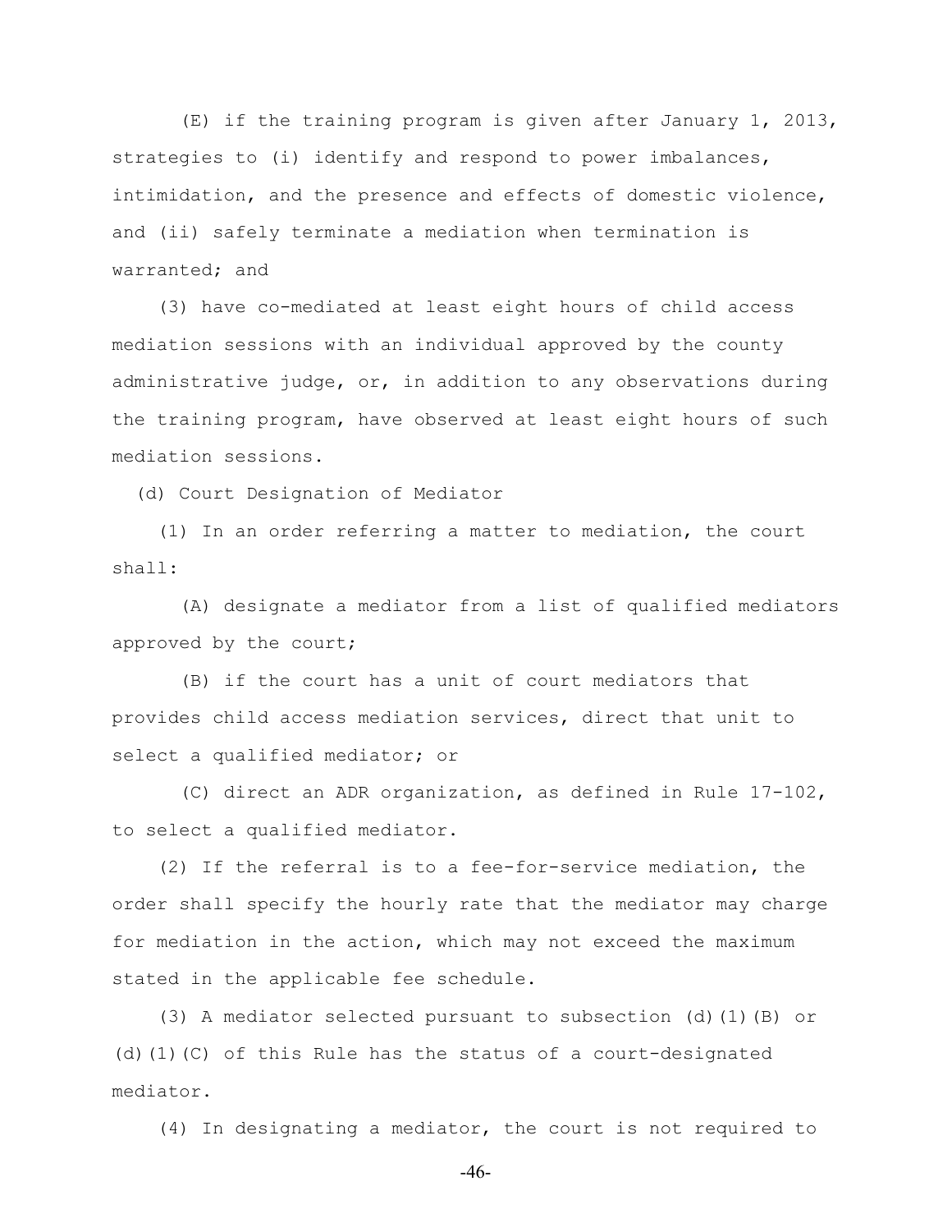(E) if the training program is given after January 1, 2013, strategies to (i) identify and respond to power imbalances, intimidation, and the presence and effects of domestic violence, and (ii) safely terminate a mediation when termination is warranted; and

(3) have co-mediated at least eight hours of child access mediation sessions with an individual approved by the county administrative judge, or, in addition to any observations during the training program, have observed at least eight hours of such mediation sessions.

(d) Court Designation of Mediator

(1) In an order referring a matter to mediation, the court shall:

(A) designate a mediator from a list of qualified mediators approved by the court;

(B) if the court has a unit of court mediators that provides child access mediation services, direct that unit to select a qualified mediator; or

(C) direct an ADR organization, as defined in Rule 17-102, to select a qualified mediator.

(2) If the referral is to a fee-for-service mediation, the order shall specify the hourly rate that the mediator may charge for mediation in the action, which may not exceed the maximum stated in the applicable fee schedule.

(3) A mediator selected pursuant to subsection (d)(1)(B) or (d)(1)(C) of this Rule has the status of a court-designated mediator.

(4) In designating a mediator, the court is not required to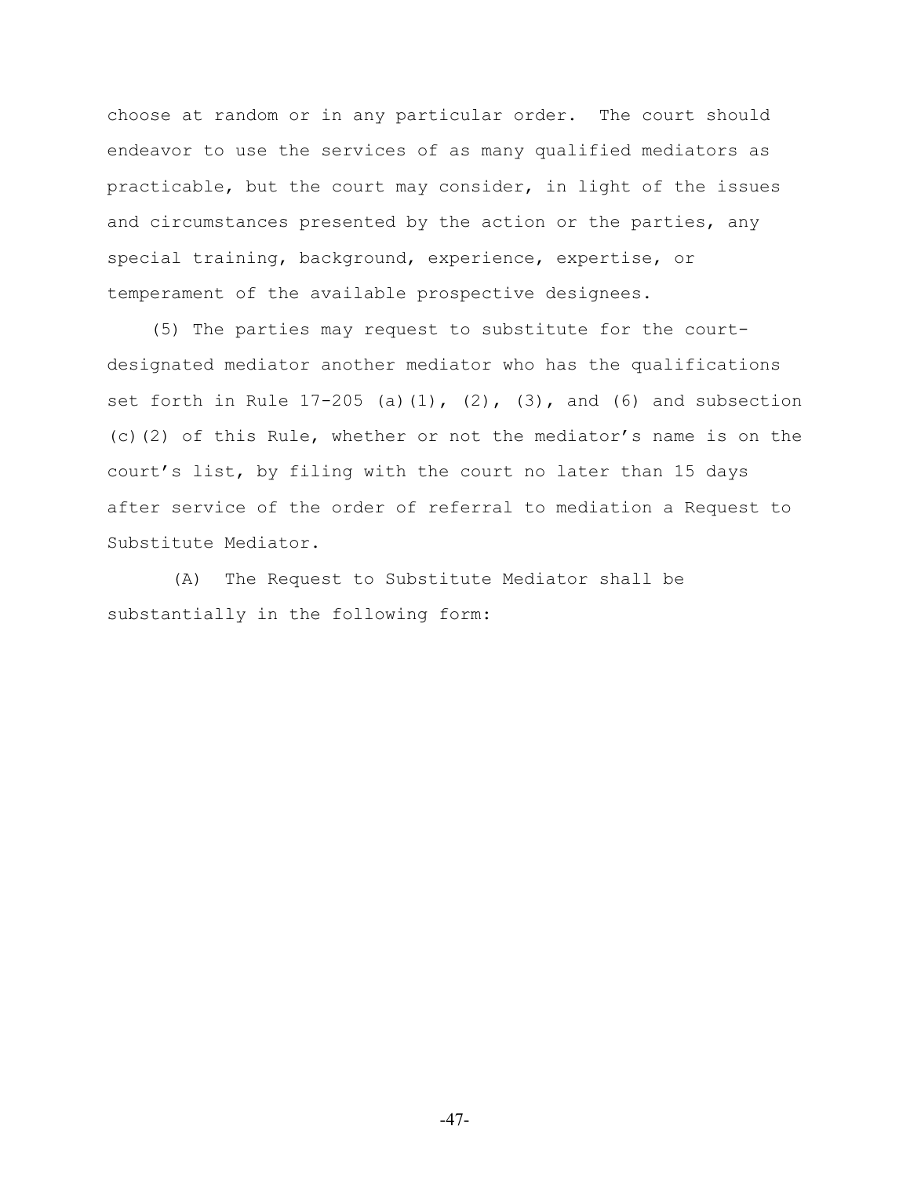choose at random or in any particular order. The court should endeavor to use the services of as many qualified mediators as practicable, but the court may consider, in light of the issues and circumstances presented by the action or the parties, any special training, background, experience, expertise, or temperament of the available prospective designees.

(5) The parties may request to substitute for the court-designated mediator another mediator who has the qualifications set forth in Rule 17-205 (a)(1), (2), (3), and (6) and subsection (c)(2) of this Rule, whether or not the mediator's name is on the court's list, by filing with the court no later than 15 days after service of the order of referral to mediation a Request to Substitute Mediator.

(A) The Request to Substitute Mediator shall be substantially in the following form: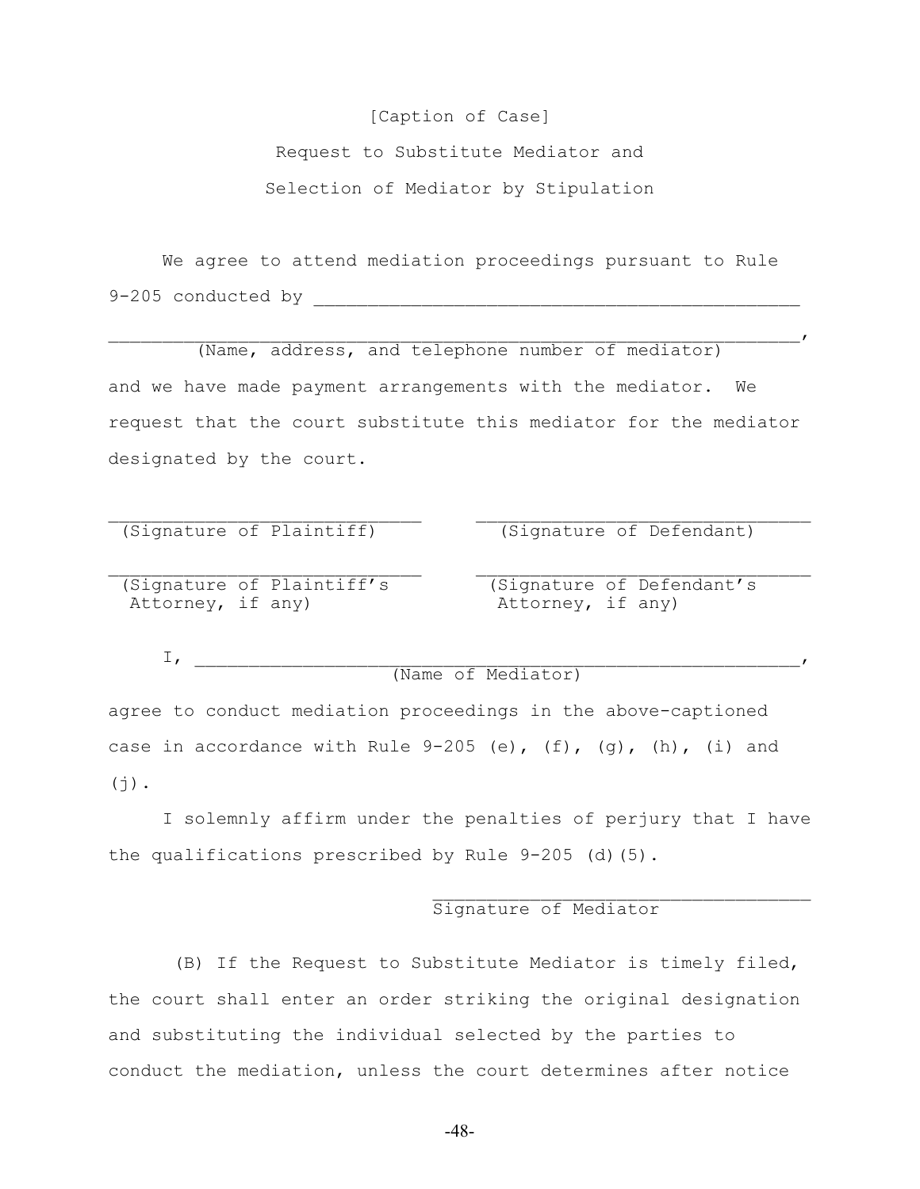[Caption of Case]

Request to Substitute Mediator and

Selection of Mediator by Stipulation

We agree to attend mediation proceedings pursuant to Rule 9-205 conducted by ______________________________________________

____________________________________________________________,
(Name, address, and telephone number of mediator)

and we have made payment arrangements with the mediator. We request that the court substitute this mediator for the mediator designated by the court.

| | |
|---|---|
| ____________________________ | ______________________________ |
| (Signature of Plaintiff) | (Signature of Defendant) |
| ____________________________ | ______________________________ |
| (Signature of Plaintiff's Attorney, if any) | (Signature of Defendant's Attorney, if any) |

I, ____________________________________________________,
(Name of Mediator)

agree to conduct mediation proceedings in the above-captioned case in accordance with Rule 9-205 (e), (f), (g), (h), (i) and (j).

I solemnly affirm under the penalties of perjury that I have the qualifications prescribed by Rule 9-205 (d)(5).

__________________________________
Signature of Mediator

(B) If the Request to Substitute Mediator is timely filed, the court shall enter an order striking the original designation and substituting the individual selected by the parties to conduct the mediation, unless the court determines after notice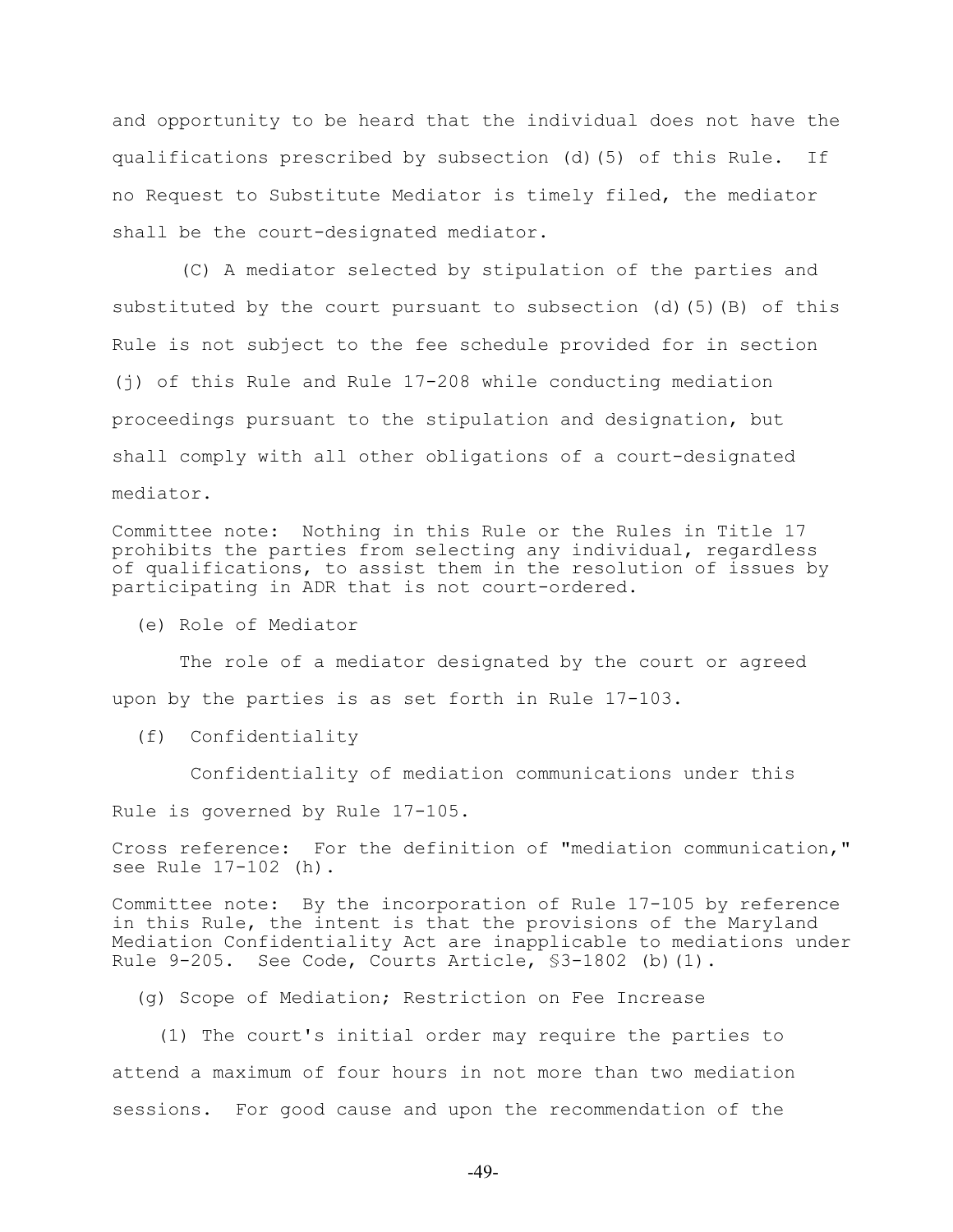and opportunity to be heard that the individual does not have the qualifications prescribed by subsection (d)(5) of this Rule. If no Request to Substitute Mediator is timely filed, the mediator shall be the court-designated mediator.

(C) A mediator selected by stipulation of the parties and substituted by the court pursuant to subsection (d)(5)(B) of this Rule is not subject to the fee schedule provided for in section (j) of this Rule and Rule 17-208 while conducting mediation proceedings pursuant to the stipulation and designation, but shall comply with all other obligations of a court-designated mediator.

Committee note: Nothing in this Rule or the Rules in Title 17 prohibits the parties from selecting any individual, regardless of qualifications, to assist them in the resolution of issues by participating in ADR that is not court-ordered.

(e) Role of Mediator

The role of a mediator designated by the court or agreed upon by the parties is as set forth in Rule 17-103.

(f) Confidentiality

Confidentiality of mediation communications under this Rule is governed by Rule 17-105.

Cross reference: For the definition of "mediation communication," see Rule 17-102 (h).

Committee note: By the incorporation of Rule 17-105 by reference in this Rule, the intent is that the provisions of the Maryland Mediation Confidentiality Act are inapplicable to mediations under Rule 9-205. See Code, Courts Article, §3-1802 (b)(1).

(g) Scope of Mediation; Restriction on Fee Increase

(1) The court's initial order may require the parties to attend a maximum of four hours in not more than two mediation sessions. For good cause and upon the recommendation of the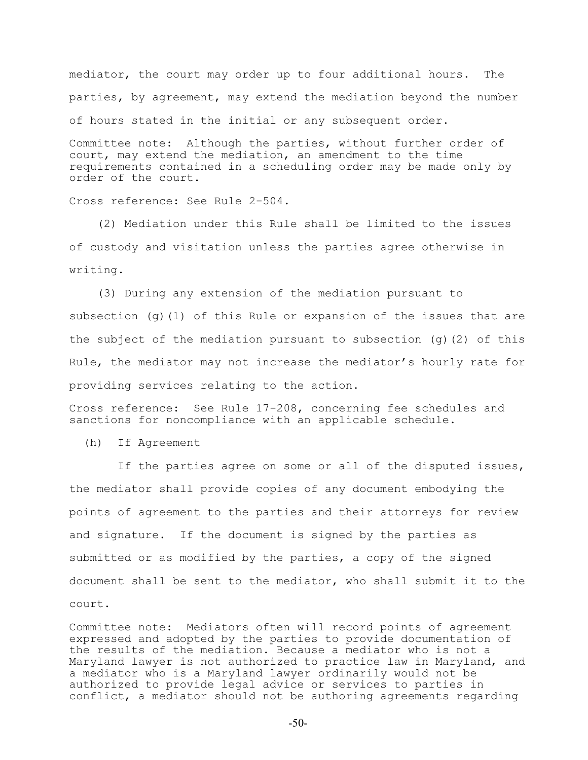mediator, the court may order up to four additional hours. The parties, by agreement, may extend the mediation beyond the number of hours stated in the initial or any subsequent order.

Committee note: Although the parties, without further order of court, may extend the mediation, an amendment to the time requirements contained in a scheduling order may be made only by order of the court.

Cross reference: See Rule 2-504.

(2) Mediation under this Rule shall be limited to the issues of custody and visitation unless the parties agree otherwise in writing.

(3) During any extension of the mediation pursuant to subsection (g)(1) of this Rule or expansion of the issues that are the subject of the mediation pursuant to subsection (g)(2) of this Rule, the mediator may not increase the mediator's hourly rate for providing services relating to the action.

Cross reference: See Rule 17-208, concerning fee schedules and sanctions for noncompliance with an applicable schedule.

(h) If Agreement

If the parties agree on some or all of the disputed issues, the mediator shall provide copies of any document embodying the points of agreement to the parties and their attorneys for review and signature. If the document is signed by the parties as submitted or as modified by the parties, a copy of the signed document shall be sent to the mediator, who shall submit it to the court.

Committee note: Mediators often will record points of agreement expressed and adopted by the parties to provide documentation of the results of the mediation. Because a mediator who is not a Maryland lawyer is not authorized to practice law in Maryland, and a mediator who is a Maryland lawyer ordinarily would not be authorized to provide legal advice or services to parties in conflict, a mediator should not be authoring agreements regarding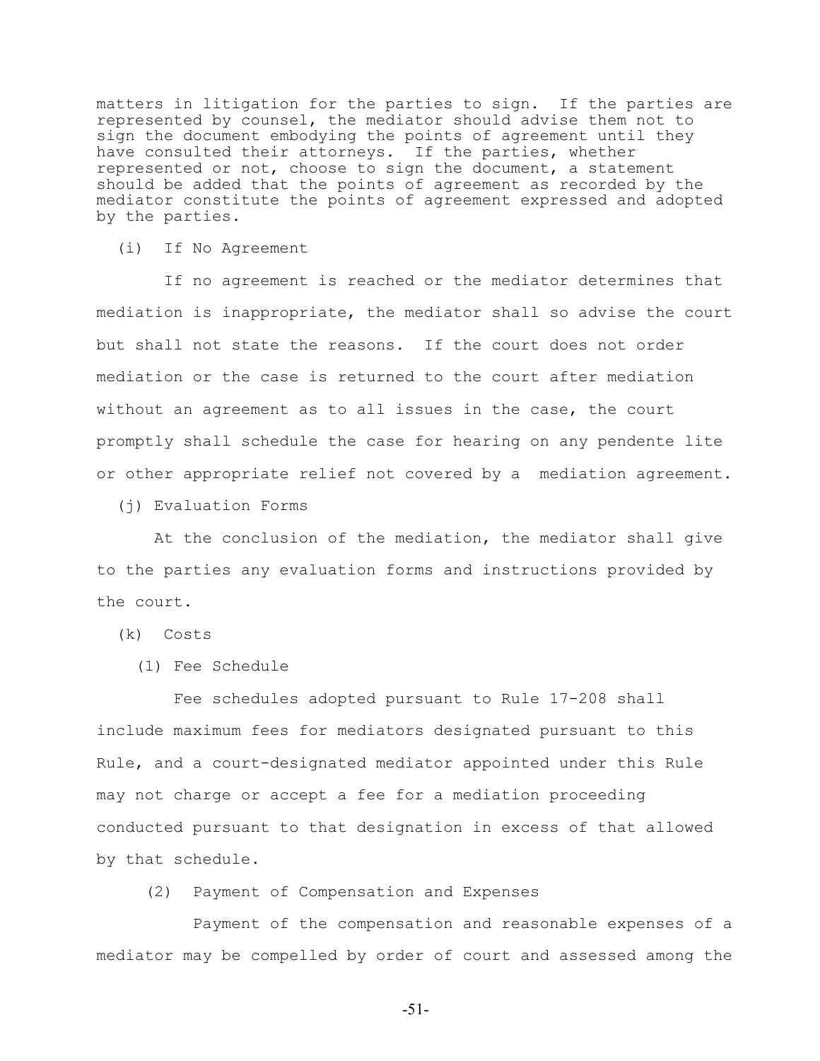matters in litigation for the parties to sign. If the parties are represented by counsel, the mediator should advise them not to sign the document embodying the points of agreement until they have consulted their attorneys. If the parties, whether represented or not, choose to sign the document, a statement should be added that the points of agreement as recorded by the mediator constitute the points of agreement expressed and adopted by the parties.

(i) If No Agreement

If no agreement is reached or the mediator determines that mediation is inappropriate, the mediator shall so advise the court but shall not state the reasons. If the court does not order mediation or the case is returned to the court after mediation without an agreement as to all issues in the case, the court promptly shall schedule the case for hearing on any pendente lite or other appropriate relief not covered by a mediation agreement.

(j) Evaluation Forms

At the conclusion of the mediation, the mediator shall give to the parties any evaluation forms and instructions provided by the court.

(k) Costs

(1) Fee Schedule

Fee schedules adopted pursuant to Rule 17-208 shall include maximum fees for mediators designated pursuant to this Rule, and a court-designated mediator appointed under this Rule may not charge or accept a fee for a mediation proceeding conducted pursuant to that designation in excess of that allowed by that schedule.

(2) Payment of Compensation and Expenses

Payment of the compensation and reasonable expenses of a mediator may be compelled by order of court and assessed among the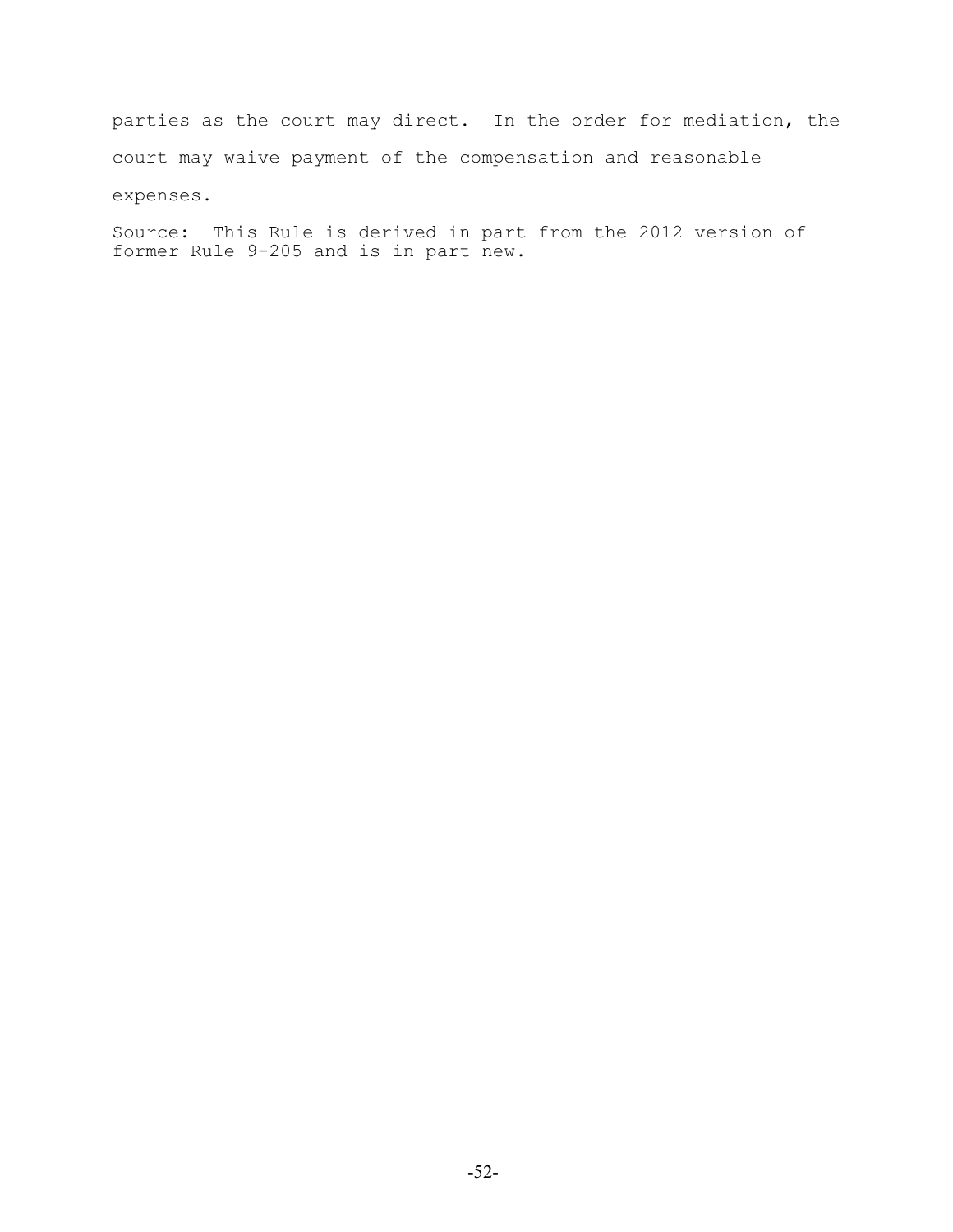parties as the court may direct. In the order for mediation, the court may waive payment of the compensation and reasonable expenses.

Source: This Rule is derived in part from the 2012 version of former Rule 9-205 and is in part new.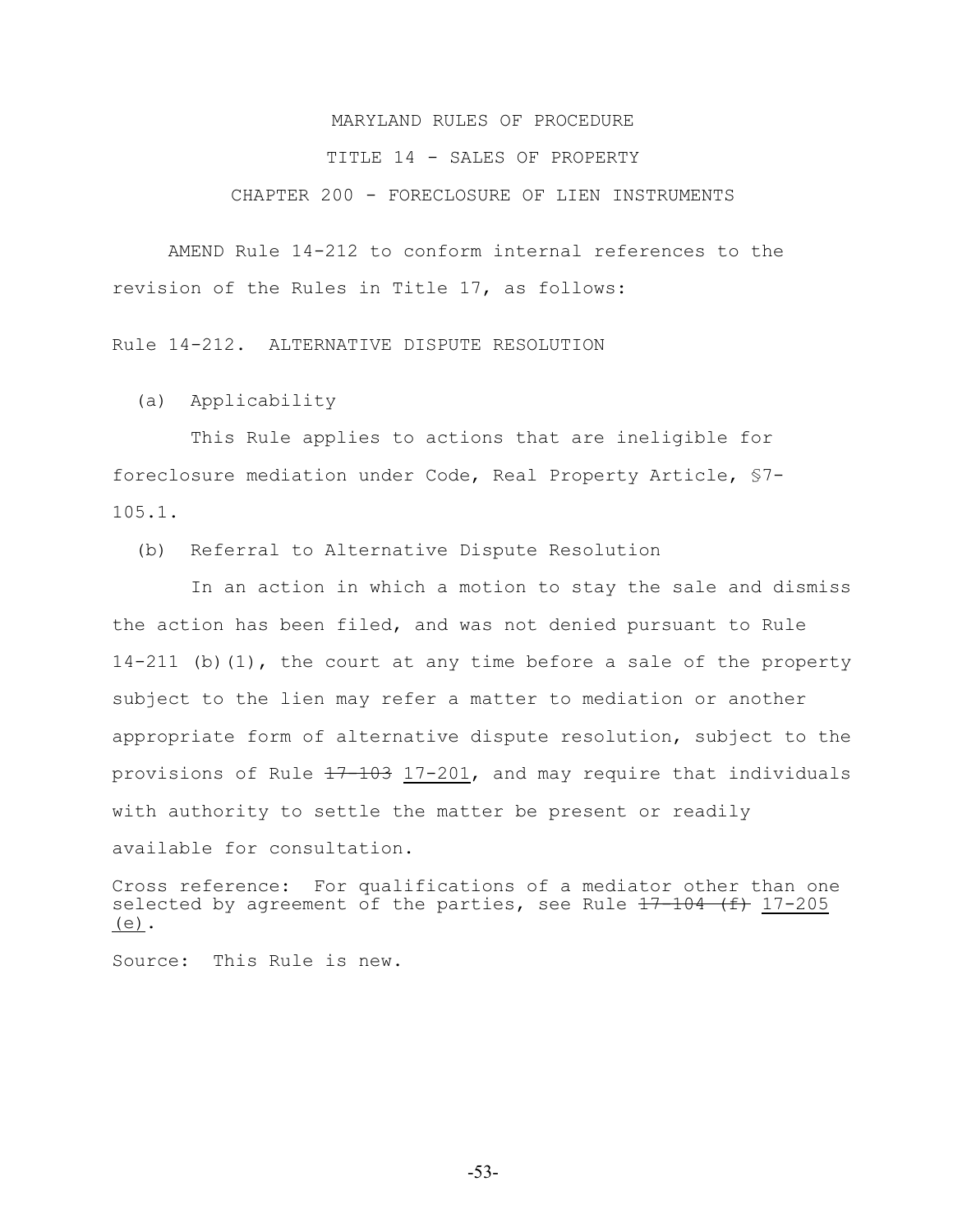MARYLAND RULES OF PROCEDURE

TITLE 14 - SALES OF PROPERTY

CHAPTER 200 - FORECLOSURE OF LIEN INSTRUMENTS

AMEND Rule 14-212 to conform internal references to the revision of the Rules in Title 17, as follows:

Rule 14-212. ALTERNATIVE DISPUTE RESOLUTION

(a) Applicability

This Rule applies to actions that are ineligible for foreclosure mediation under Code, Real Property Article, §7-105.1.

(b) Referral to Alternative Dispute Resolution

In an action in which a motion to stay the sale and dismiss the action has been filed, and was not denied pursuant to Rule 14-211 (b)(1), the court at any time before a sale of the property subject to the lien may refer a matter to mediation or another appropriate form of alternative dispute resolution, subject to the provisions of Rule ~~17-103~~ <u>17-201</u>, and may require that individuals with authority to settle the matter be present or readily available for consultation.

Cross reference: For qualifications of a mediator other than one selected by agreement of the parties, see Rule ~~17-104 (f)~~ <u>17-205 (e)</u>.

Source: This Rule is new.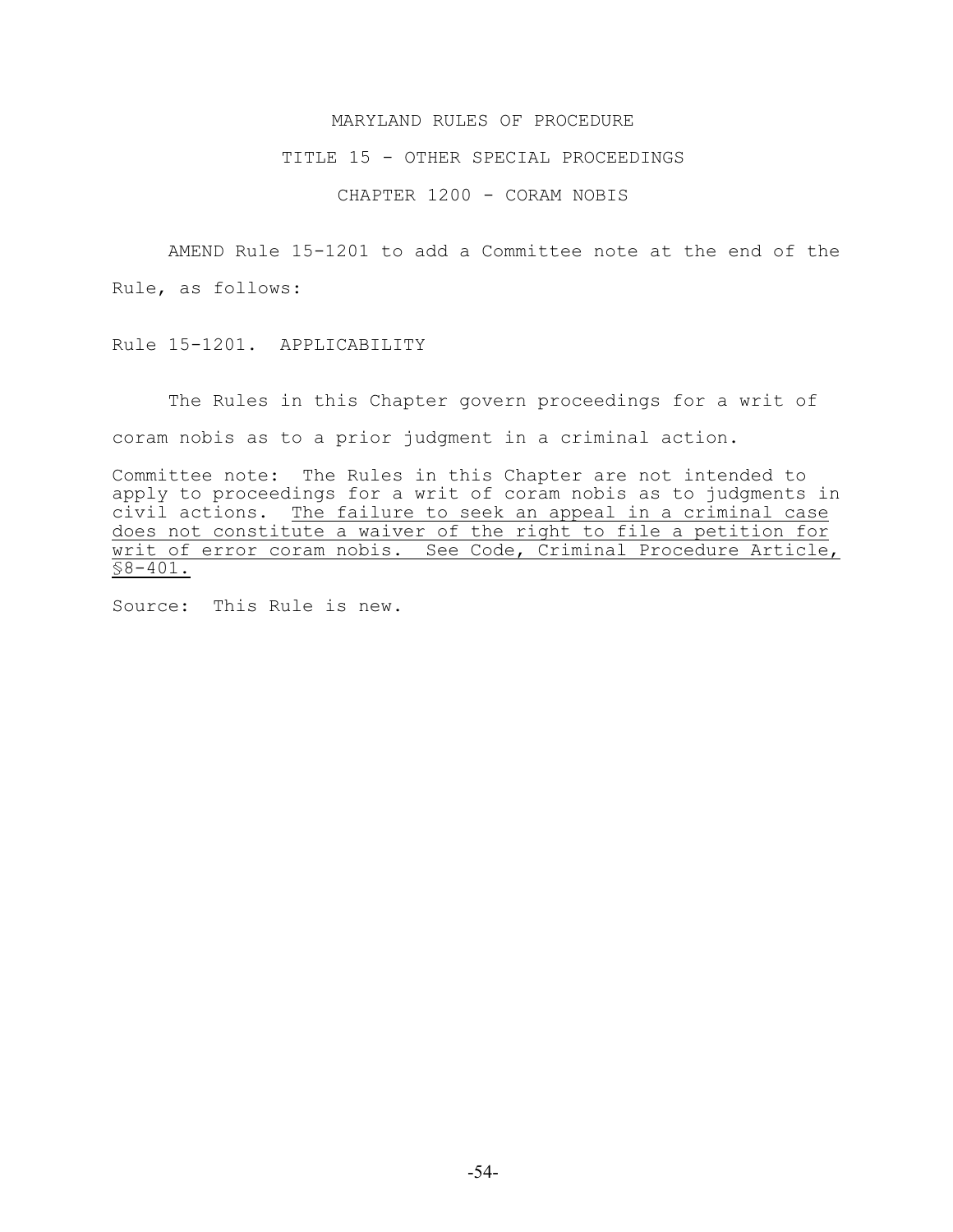MARYLAND RULES OF PROCEDURE

TITLE 15 - OTHER SPECIAL PROCEEDINGS

CHAPTER 1200 - CORAM NOBIS

AMEND Rule 15-1201 to add a Committee note at the end of the Rule, as follows:

Rule 15-1201. APPLICABILITY

The Rules in this Chapter govern proceedings for a writ of coram nobis as to a prior judgment in a criminal action.

Committee note: The Rules in this Chapter are not intended to apply to proceedings for a writ of coram nobis as to judgments in civil actions. <u>The failure to seek an appeal in a criminal case does not constitute a waiver of the right to file a petition for writ of error coram nobis. See Code, Criminal Procedure Article, §8-401.</u>

Source: This Rule is new.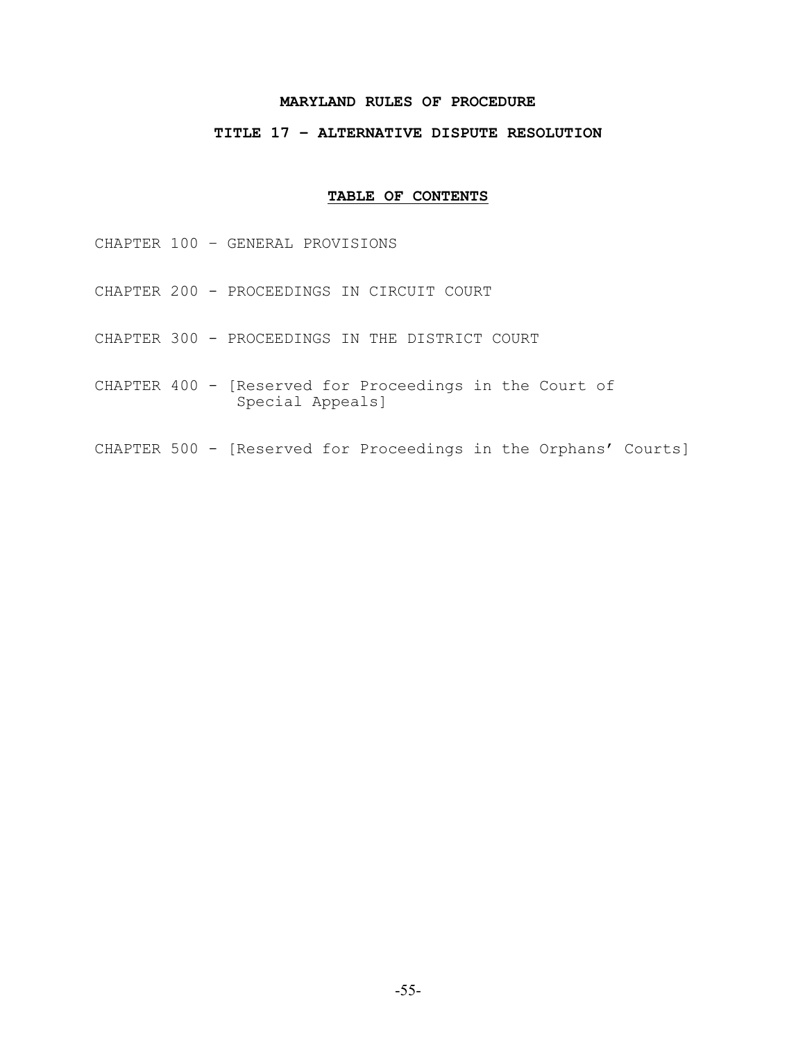# MARYLAND RULES OF PROCEDURE

## TITLE 17 – ALTERNATIVE DISPUTE RESOLUTION

### TABLE OF CONTENTS

CHAPTER 100 – GENERAL PROVISIONS

CHAPTER 200 - PROCEEDINGS IN CIRCUIT COURT

CHAPTER 300 - PROCEEDINGS IN THE DISTRICT COURT

CHAPTER 400 - [Reserved for Proceedings in the Court of Special Appeals]

CHAPTER 500 - [Reserved for Proceedings in the Orphans' Courts]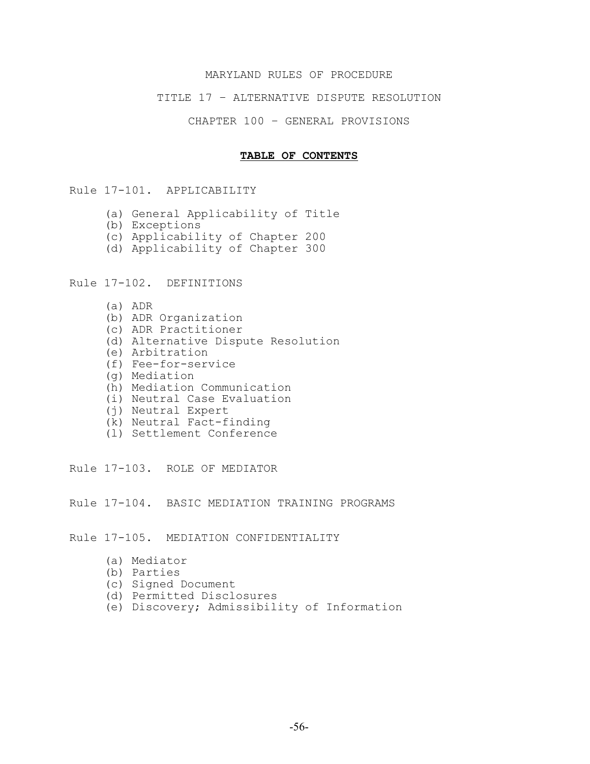MARYLAND RULES OF PROCEDURE

TITLE 17 – ALTERNATIVE DISPUTE RESOLUTION

CHAPTER 100 – GENERAL PROVISIONS

**TABLE OF CONTENTS**

Rule 17-101. APPLICABILITY

- (a) General Applicability of Title
- (b) Exceptions
- (c) Applicability of Chapter 200
- (d) Applicability of Chapter 300

Rule 17-102. DEFINITIONS

- (a) ADR
- (b) ADR Organization
- (c) ADR Practitioner
- (d) Alternative Dispute Resolution
- (e) Arbitration
- (f) Fee-for-service
- (g) Mediation
- (h) Mediation Communication
- (i) Neutral Case Evaluation
- (j) Neutral Expert
- (k) Neutral Fact-finding
- (l) Settlement Conference

Rule 17-103. ROLE OF MEDIATOR

Rule 17-104. BASIC MEDIATION TRAINING PROGRAMS

Rule 17-105. MEDIATION CONFIDENTIALITY

- (a) Mediator
- (b) Parties
- (c) Signed Document
- (d) Permitted Disclosures
- (e) Discovery; Admissibility of Information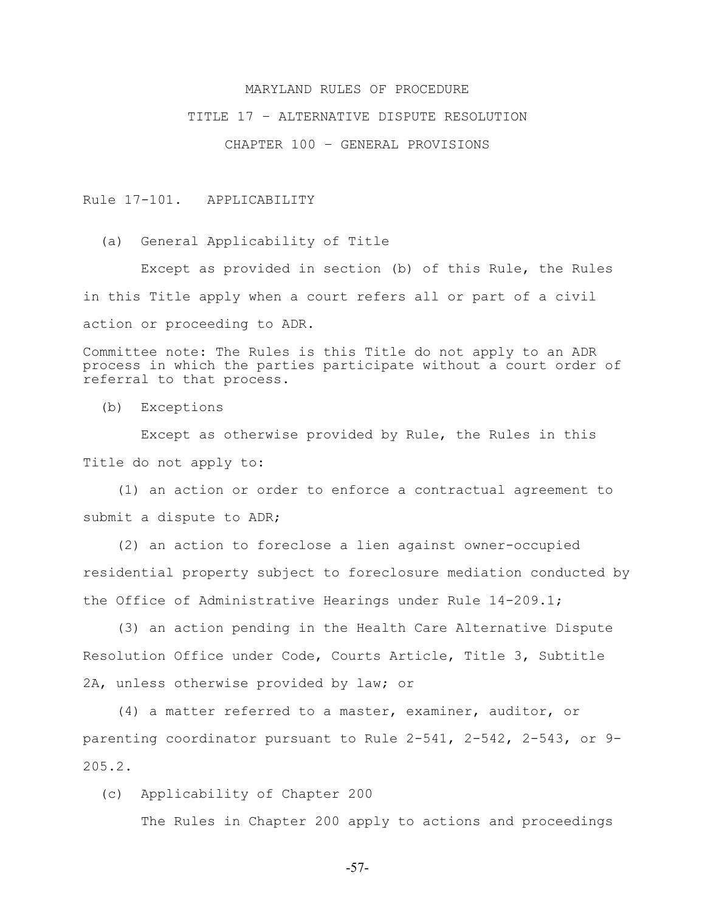# MARYLAND RULES OF PROCEDURE

## TITLE 17 – ALTERNATIVE DISPUTE RESOLUTION

## CHAPTER 100 – GENERAL PROVISIONS

### Rule 17-101. APPLICABILITY

(a) General Applicability of Title

Except as provided in section (b) of this Rule, the Rules in this Title apply when a court refers all or part of a civil action or proceeding to ADR.

Committee note: The Rules is this Title do not apply to an ADR process in which the parties participate without a court order of referral to that process.

(b) Exceptions

Except as otherwise provided by Rule, the Rules in this Title do not apply to:

(1) an action or order to enforce a contractual agreement to submit a dispute to ADR;

(2) an action to foreclose a lien against owner-occupied residential property subject to foreclosure mediation conducted by the Office of Administrative Hearings under Rule 14-209.1;

(3) an action pending in the Health Care Alternative Dispute Resolution Office under Code, Courts Article, Title 3, Subtitle 2A, unless otherwise provided by law; or

(4) a matter referred to a master, examiner, auditor, or parenting coordinator pursuant to Rule 2-541, 2-542, 2-543, or 9-205.2.

(c) Applicability of Chapter 200

The Rules in Chapter 200 apply to actions and proceedings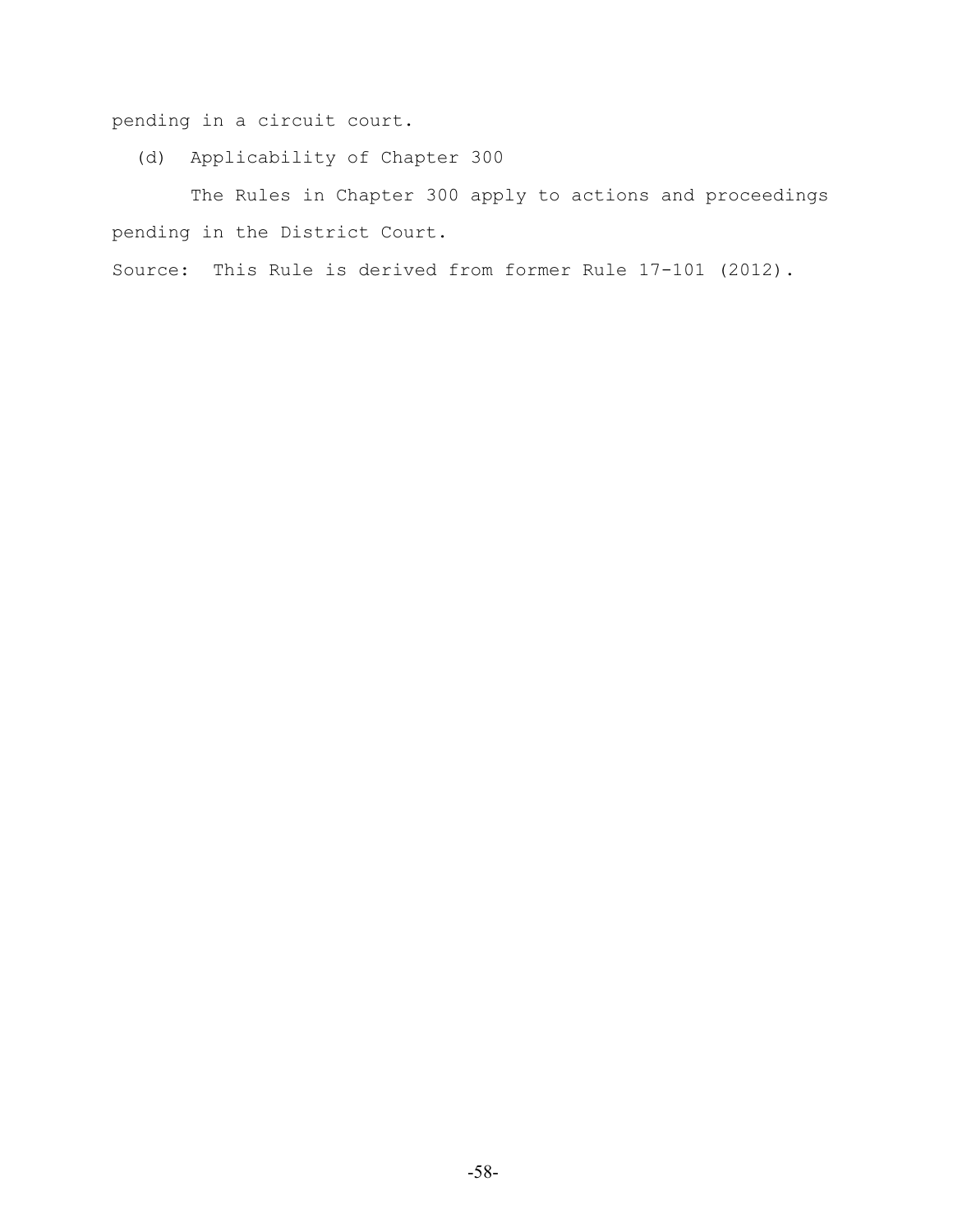pending in a circuit court.

(d) Applicability of Chapter 300

The Rules in Chapter 300 apply to actions and proceedings pending in the District Court.

Source: This Rule is derived from former Rule 17-101 (2012).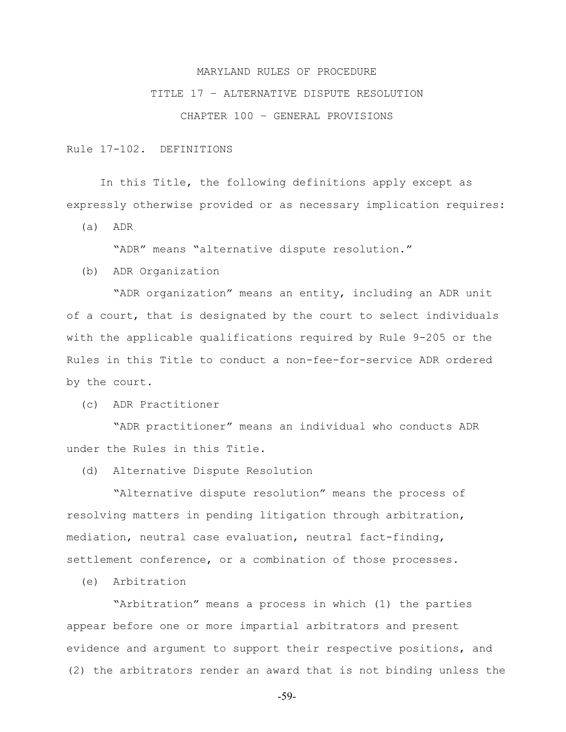# MARYLAND RULES OF PROCEDURE

## TITLE 17 – ALTERNATIVE DISPUTE RESOLUTION

## CHAPTER 100 – GENERAL PROVISIONS

### Rule 17-102. DEFINITIONS

In this Title, the following definitions apply except as expressly otherwise provided or as necessary implication requires:

(a) ADR

"ADR" means "alternative dispute resolution."

(b) ADR Organization

"ADR organization" means an entity, including an ADR unit of a court, that is designated by the court to select individuals with the applicable qualifications required by Rule 9-205 or the Rules in this Title to conduct a non-fee-for-service ADR ordered by the court.

(c) ADR Practitioner

"ADR practitioner" means an individual who conducts ADR under the Rules in this Title.

(d) Alternative Dispute Resolution

"Alternative dispute resolution" means the process of resolving matters in pending litigation through arbitration, mediation, neutral case evaluation, neutral fact-finding, settlement conference, or a combination of those processes.

(e) Arbitration

"Arbitration" means a process in which (1) the parties appear before one or more impartial arbitrators and present evidence and argument to support their respective positions, and (2) the arbitrators render an award that is not binding unless the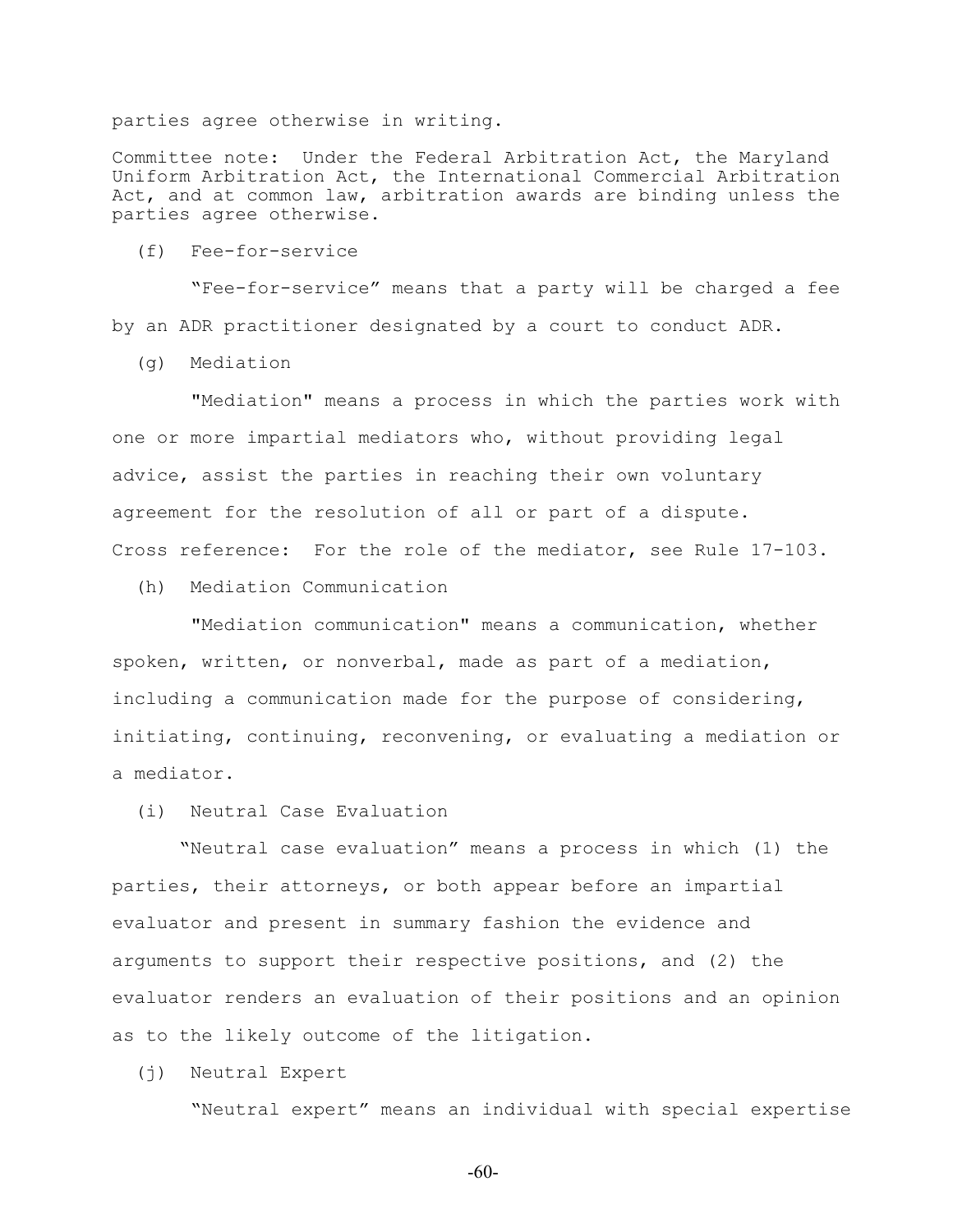parties agree otherwise in writing.

Committee note: Under the Federal Arbitration Act, the Maryland Uniform Arbitration Act, the International Commercial Arbitration Act, and at common law, arbitration awards are binding unless the parties agree otherwise.

(f) Fee-for-service

"Fee-for-service" means that a party will be charged a fee by an ADR practitioner designated by a court to conduct ADR.

(g) Mediation

"Mediation" means a process in which the parties work with one or more impartial mediators who, without providing legal advice, assist the parties in reaching their own voluntary agreement for the resolution of all or part of a dispute.

Cross reference: For the role of the mediator, see Rule 17-103.

(h) Mediation Communication

"Mediation communication" means a communication, whether spoken, written, or nonverbal, made as part of a mediation, including a communication made for the purpose of considering, initiating, continuing, reconvening, or evaluating a mediation or a mediator.

(i) Neutral Case Evaluation

"Neutral case evaluation" means a process in which (1) the parties, their attorneys, or both appear before an impartial evaluator and present in summary fashion the evidence and arguments to support their respective positions, and (2) the evaluator renders an evaluation of their positions and an opinion as to the likely outcome of the litigation.

(j) Neutral Expert

"Neutral expert" means an individual with special expertise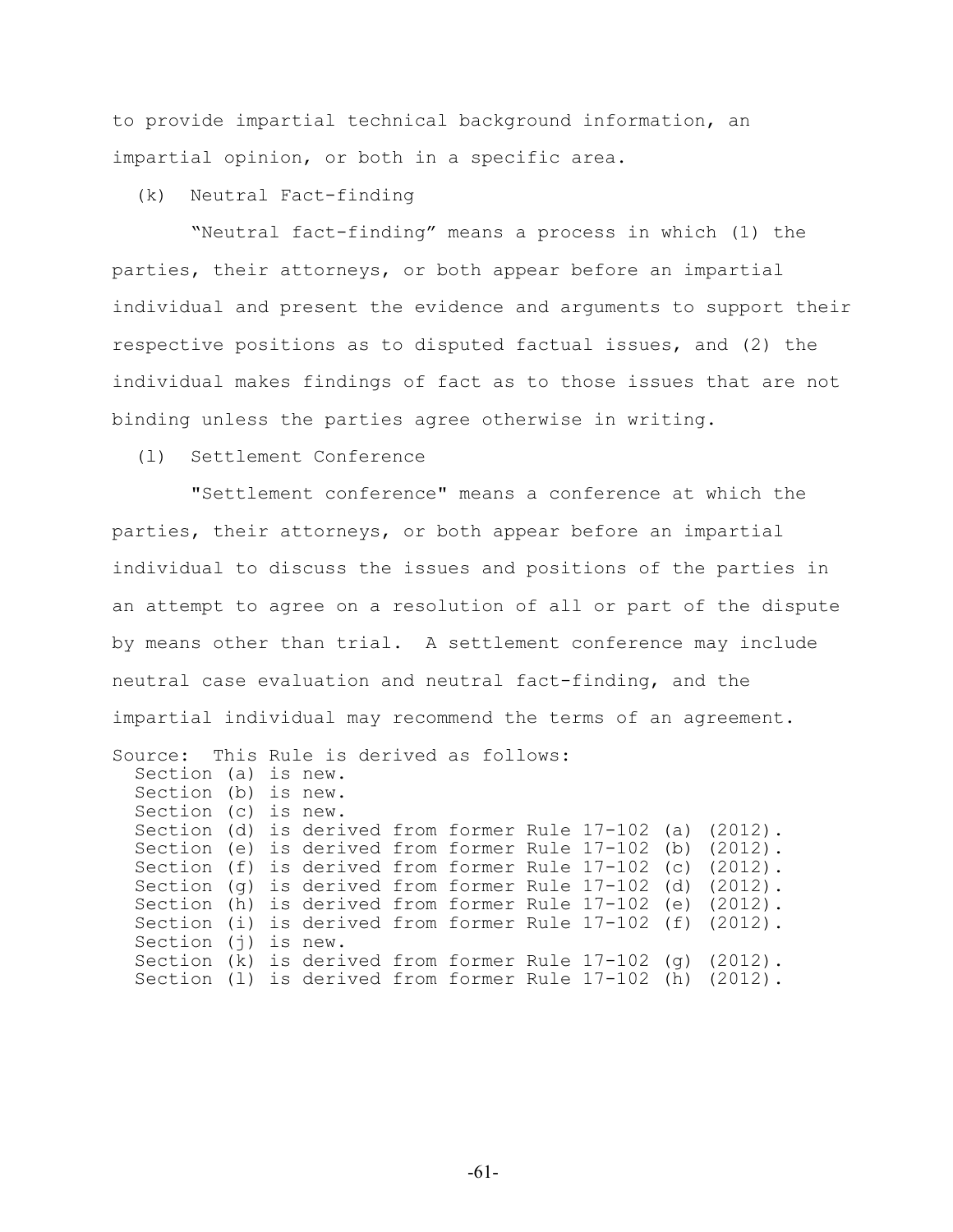to provide impartial technical background information, an impartial opinion, or both in a specific area.

(k) Neutral Fact-finding

"Neutral fact-finding" means a process in which (1) the parties, their attorneys, or both appear before an impartial individual and present the evidence and arguments to support their respective positions as to disputed factual issues, and (2) the individual makes findings of fact as to those issues that are not binding unless the parties agree otherwise in writing.

(l) Settlement Conference

"Settlement conference" means a conference at which the parties, their attorneys, or both appear before an impartial individual to discuss the issues and positions of the parties in an attempt to agree on a resolution of all or part of the dispute by means other than trial. A settlement conference may include neutral case evaluation and neutral fact-finding, and the impartial individual may recommend the terms of an agreement.

Source: This Rule is derived as follows:
Section (a) is new.
Section (b) is new.
Section (c) is new.
Section (d) is derived from former Rule 17-102 (a) (2012).
Section (e) is derived from former Rule 17-102 (b) (2012).
Section (f) is derived from former Rule 17-102 (c) (2012).
Section (g) is derived from former Rule 17-102 (d) (2012).
Section (h) is derived from former Rule 17-102 (e) (2012).
Section (i) is derived from former Rule 17-102 (f) (2012).
Section (j) is new.
Section (k) is derived from former Rule 17-102 (g) (2012).
Section (l) is derived from former Rule 17-102 (h) (2012).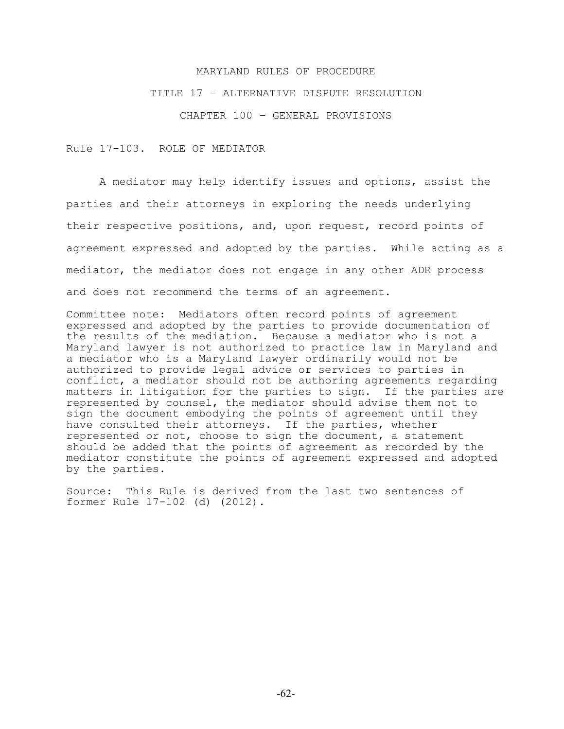# MARYLAND RULES OF PROCEDURE

## TITLE 17 – ALTERNATIVE DISPUTE RESOLUTION

## CHAPTER 100 – GENERAL PROVISIONS

### Rule 17-103. ROLE OF MEDIATOR

A mediator may help identify issues and options, assist the parties and their attorneys in exploring the needs underlying their respective positions, and, upon request, record points of agreement expressed and adopted by the parties. While acting as a mediator, the mediator does not engage in any other ADR process and does not recommend the terms of an agreement.

Committee note: Mediators often record points of agreement expressed and adopted by the parties to provide documentation of the results of the mediation. Because a mediator who is not a Maryland lawyer is not authorized to practice law in Maryland and a mediator who is a Maryland lawyer ordinarily would not be authorized to provide legal advice or services to parties in conflict, a mediator should not be authoring agreements regarding matters in litigation for the parties to sign. If the parties are represented by counsel, the mediator should advise them not to sign the document embodying the points of agreement until they have consulted their attorneys. If the parties, whether represented or not, choose to sign the document, a statement should be added that the points of agreement as recorded by the mediator constitute the points of agreement expressed and adopted by the parties.

Source: This Rule is derived from the last two sentences of former Rule 17-102 (d) (2012).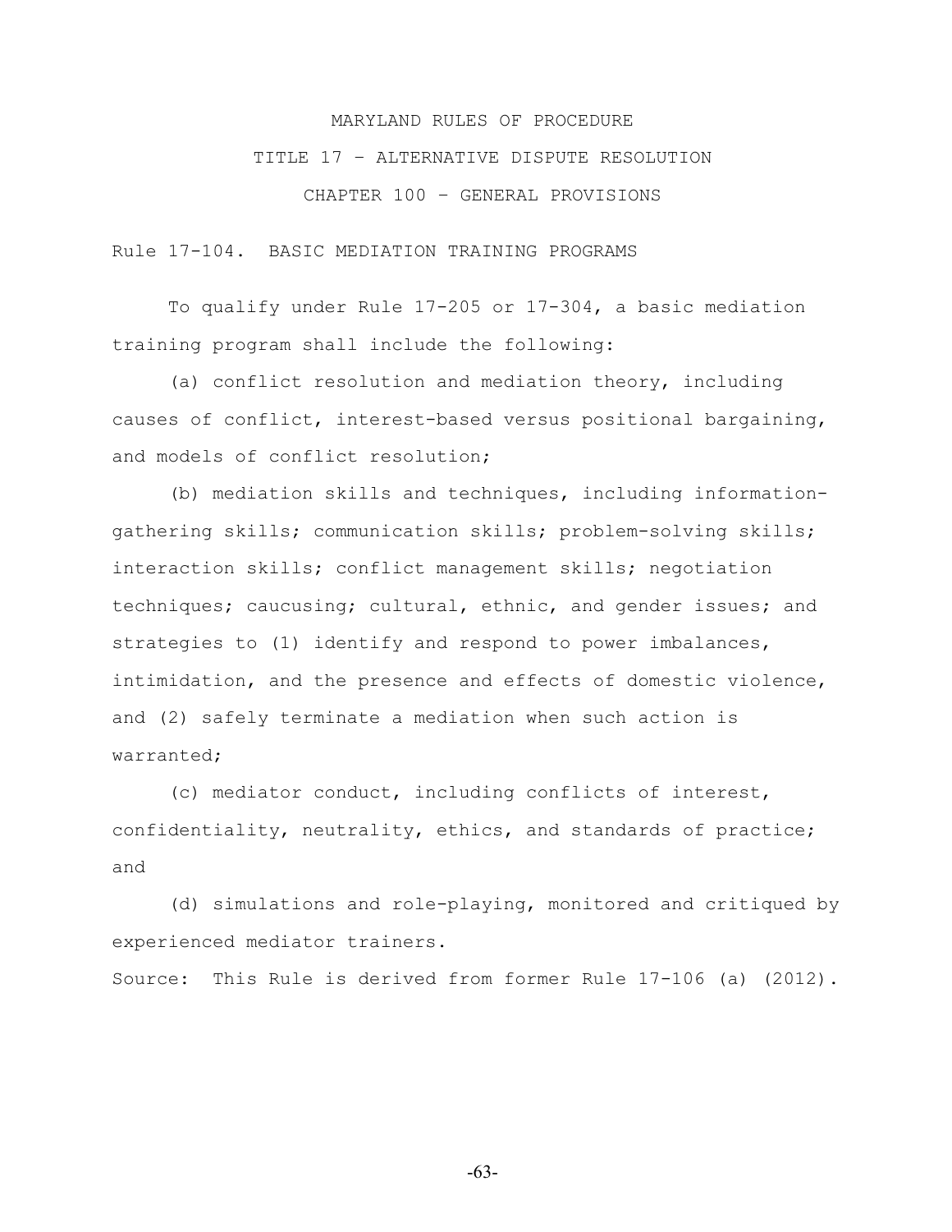# MARYLAND RULES OF PROCEDURE

## TITLE 17 – ALTERNATIVE DISPUTE RESOLUTION

## CHAPTER 100 – GENERAL PROVISIONS

### Rule 17-104. BASIC MEDIATION TRAINING PROGRAMS

To qualify under Rule 17-205 or 17-304, a basic mediation training program shall include the following:

(a) conflict resolution and mediation theory, including causes of conflict, interest-based versus positional bargaining, and models of conflict resolution;

(b) mediation skills and techniques, including information-gathering skills; communication skills; problem-solving skills; interaction skills; conflict management skills; negotiation techniques; caucusing; cultural, ethnic, and gender issues; and strategies to (1) identify and respond to power imbalances, intimidation, and the presence and effects of domestic violence, and (2) safely terminate a mediation when such action is warranted;

(c) mediator conduct, including conflicts of interest, confidentiality, neutrality, ethics, and standards of practice; and

(d) simulations and role-playing, monitored and critiqued by experienced mediator trainers.

Source: This Rule is derived from former Rule 17-106 (a) (2012).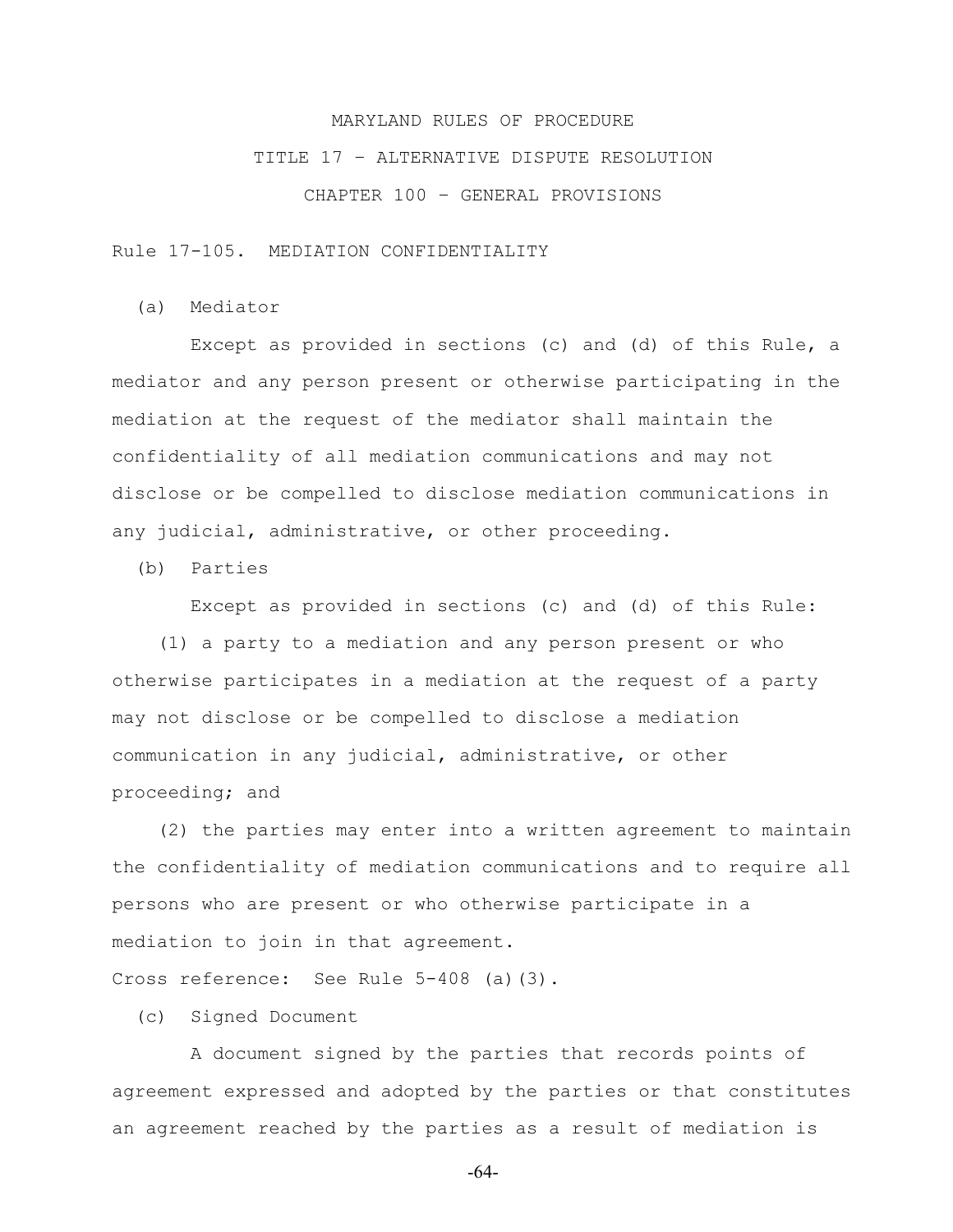MARYLAND RULES OF PROCEDURE

TITLE 17 – ALTERNATIVE DISPUTE RESOLUTION

CHAPTER 100 – GENERAL PROVISIONS

Rule 17-105. MEDIATION CONFIDENTIALITY

(a) Mediator

Except as provided in sections (c) and (d) of this Rule, a mediator and any person present or otherwise participating in the mediation at the request of the mediator shall maintain the confidentiality of all mediation communications and may not disclose or be compelled to disclose mediation communications in any judicial, administrative, or other proceeding.

(b) Parties

Except as provided in sections (c) and (d) of this Rule:

(1) a party to a mediation and any person present or who otherwise participates in a mediation at the request of a party may not disclose or be compelled to disclose a mediation communication in any judicial, administrative, or other proceeding; and

(2) the parties may enter into a written agreement to maintain the confidentiality of mediation communications and to require all persons who are present or who otherwise participate in a mediation to join in that agreement.

Cross reference: See Rule 5-408 (a)(3).

(c) Signed Document

A document signed by the parties that records points of agreement expressed and adopted by the parties or that constitutes an agreement reached by the parties as a result of mediation is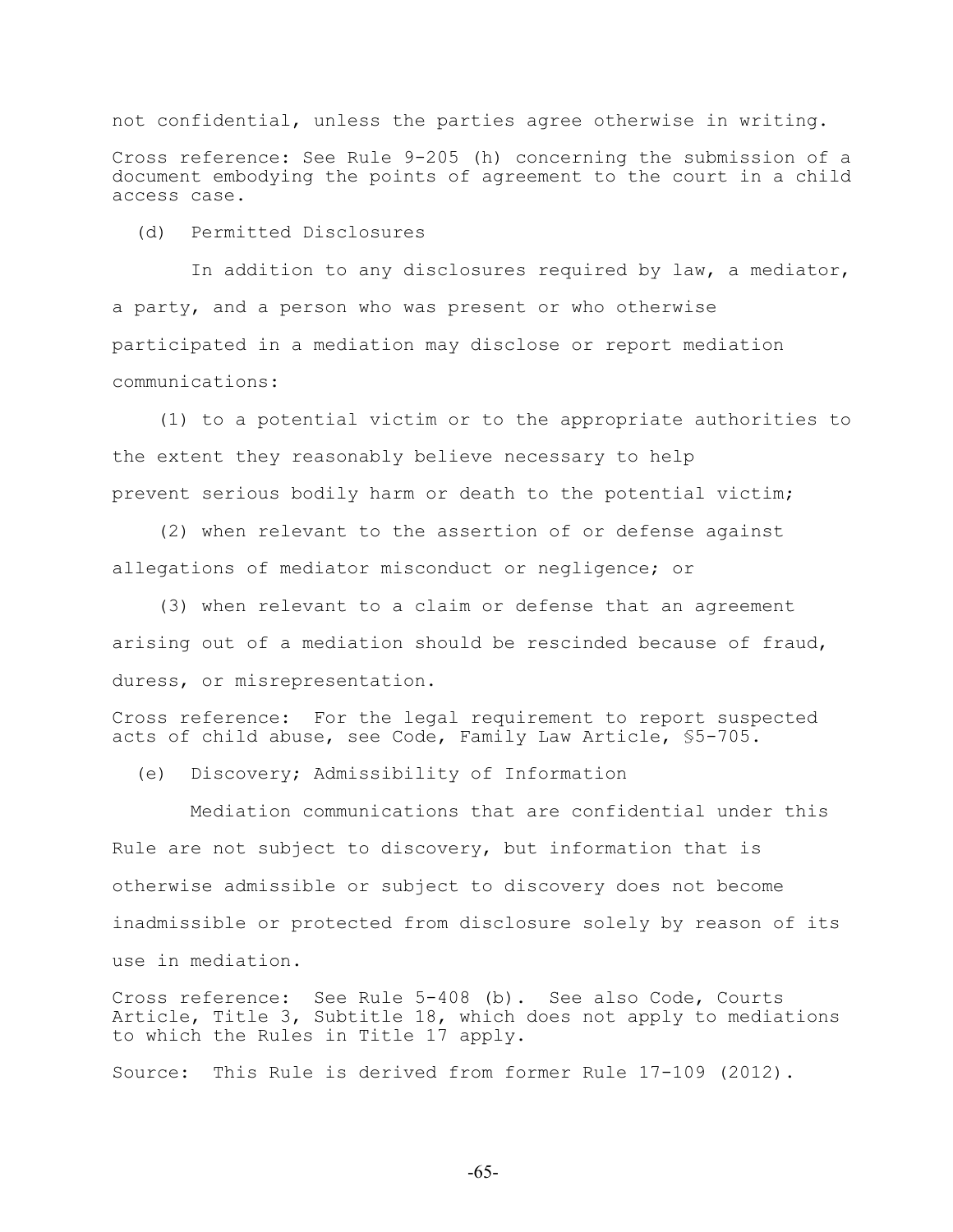not confidential, unless the parties agree otherwise in writing.

Cross reference: See Rule 9-205 (h) concerning the submission of a document embodying the points of agreement to the court in a child access case.

(d) Permitted Disclosures

In addition to any disclosures required by law, a mediator, a party, and a person who was present or who otherwise participated in a mediation may disclose or report mediation communications:

(1) to a potential victim or to the appropriate authorities to the extent they reasonably believe necessary to help prevent serious bodily harm or death to the potential victim;

(2) when relevant to the assertion of or defense against allegations of mediator misconduct or negligence; or

(3) when relevant to a claim or defense that an agreement arising out of a mediation should be rescinded because of fraud, duress, or misrepresentation.

Cross reference: For the legal requirement to report suspected acts of child abuse, see Code, Family Law Article, §5-705.

(e) Discovery; Admissibility of Information

Mediation communications that are confidential under this Rule are not subject to discovery, but information that is otherwise admissible or subject to discovery does not become inadmissible or protected from disclosure solely by reason of its use in mediation.

Cross reference: See Rule 5-408 (b). See also Code, Courts Article, Title 3, Subtitle 18, which does not apply to mediations to which the Rules in Title 17 apply.

Source: This Rule is derived from former Rule 17-109 (2012).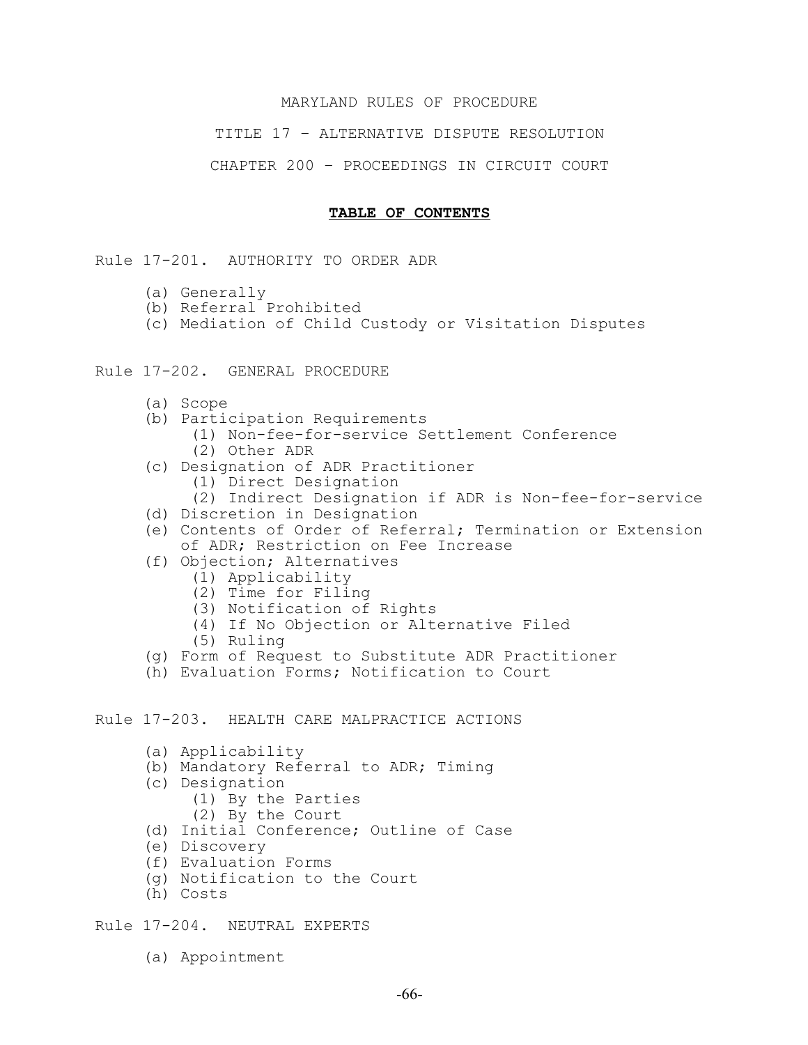MARYLAND RULES OF PROCEDURE

TITLE 17 – ALTERNATIVE DISPUTE RESOLUTION

CHAPTER 200 – PROCEEDINGS IN CIRCUIT COURT

**TABLE OF CONTENTS**

Rule 17-201. AUTHORITY TO ORDER ADR

- (a) Generally
- (b) Referral Prohibited
- (c) Mediation of Child Custody or Visitation Disputes

Rule 17-202. GENERAL PROCEDURE

- (a) Scope
- (b) Participation Requirements
  - (1) Non-fee-for-service Settlement Conference
  - (2) Other ADR
- (c) Designation of ADR Practitioner
  - (1) Direct Designation
  - (2) Indirect Designation if ADR is Non-fee-for-service
- (d) Discretion in Designation
- (e) Contents of Order of Referral; Termination or Extension of ADR; Restriction on Fee Increase
- (f) Objection; Alternatives
  - (1) Applicability
  - (2) Time for Filing
  - (3) Notification of Rights
  - (4) If No Objection or Alternative Filed
  - (5) Ruling
- (g) Form of Request to Substitute ADR Practitioner
- (h) Evaluation Forms; Notification to Court

Rule 17-203. HEALTH CARE MALPRACTICE ACTIONS

- (a) Applicability
- (b) Mandatory Referral to ADR; Timing
- (c) Designation
  - (1) By the Parties
  - (2) By the Court
- (d) Initial Conference; Outline of Case
- (e) Discovery
- (f) Evaluation Forms
- (g) Notification to the Court
- (h) Costs

Rule 17-204. NEUTRAL EXPERTS

- (a) Appointment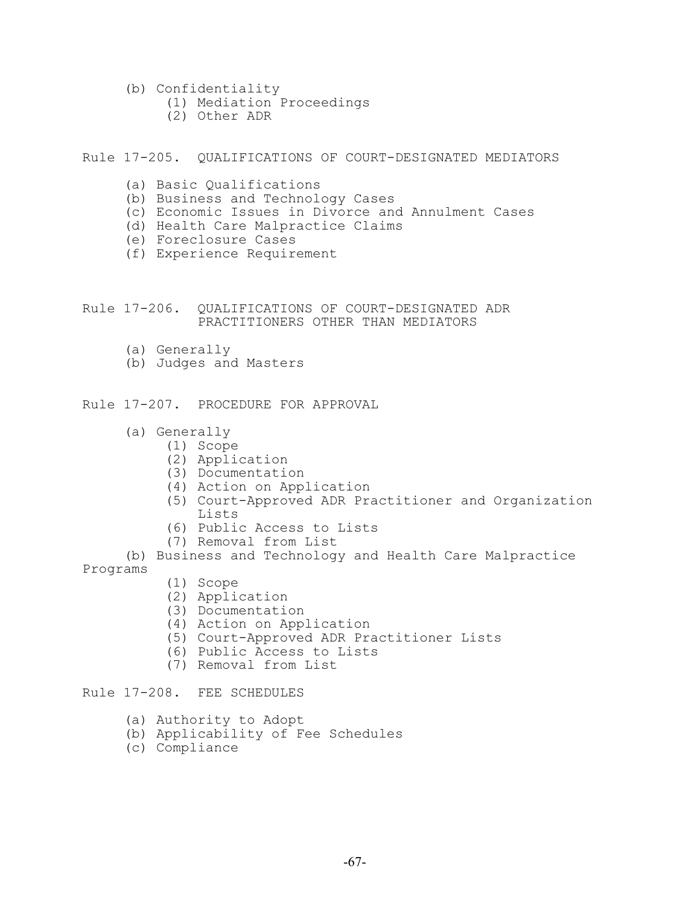(b) Confidentiality
- (1) Mediation Proceedings
- (2) Other ADR

Rule 17-205. QUALIFICATIONS OF COURT-DESIGNATED MEDIATORS

- (a) Basic Qualifications
- (b) Business and Technology Cases
- (c) Economic Issues in Divorce and Annulment Cases
- (d) Health Care Malpractice Claims
- (e) Foreclosure Cases
- (f) Experience Requirement

Rule 17-206. QUALIFICATIONS OF COURT-DESIGNATED ADR PRACTITIONERS OTHER THAN MEDIATORS

- (a) Generally
- (b) Judges and Masters

Rule 17-207. PROCEDURE FOR APPROVAL

- (a) Generally
  - (1) Scope
  - (2) Application
  - (3) Documentation
  - (4) Action on Application
  - (5) Court-Approved ADR Practitioner and Organization Lists
  - (6) Public Access to Lists
  - (7) Removal from List
- (b) Business and Technology and Health Care Malpractice Programs
  - (1) Scope
  - (2) Application
  - (3) Documentation
  - (4) Action on Application
  - (5) Court-Approved ADR Practitioner Lists
  - (6) Public Access to Lists
  - (7) Removal from List

Rule 17-208. FEE SCHEDULES

- (a) Authority to Adopt
- (b) Applicability of Fee Schedules
- (c) Compliance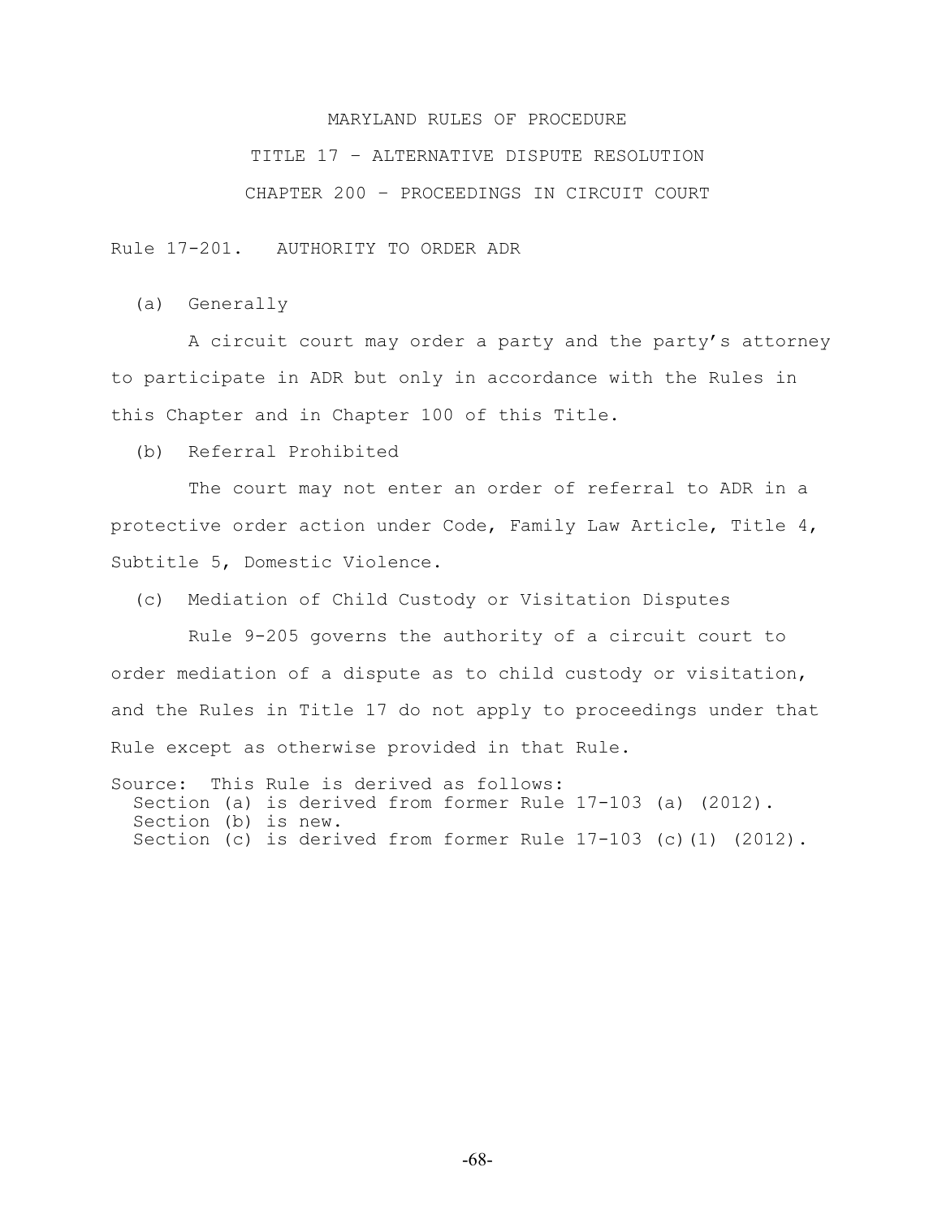# MARYLAND RULES OF PROCEDURE

## TITLE 17 – ALTERNATIVE DISPUTE RESOLUTION

## CHAPTER 200 – PROCEEDINGS IN CIRCUIT COURT

### Rule 17-201. AUTHORITY TO ORDER ADR

(a) Generally

A circuit court may order a party and the party's attorney to participate in ADR but only in accordance with the Rules in this Chapter and in Chapter 100 of this Title.

(b) Referral Prohibited

The court may not enter an order of referral to ADR in a protective order action under Code, Family Law Article, Title 4, Subtitle 5, Domestic Violence.

(c) Mediation of Child Custody or Visitation Disputes

Rule 9-205 governs the authority of a circuit court to order mediation of a dispute as to child custody or visitation, and the Rules in Title 17 do not apply to proceedings under that Rule except as otherwise provided in that Rule.

Source: This Rule is derived as follows:
Section (a) is derived from former Rule 17-103 (a) (2012).
Section (b) is new.
Section (c) is derived from former Rule 17-103 (c)(1) (2012).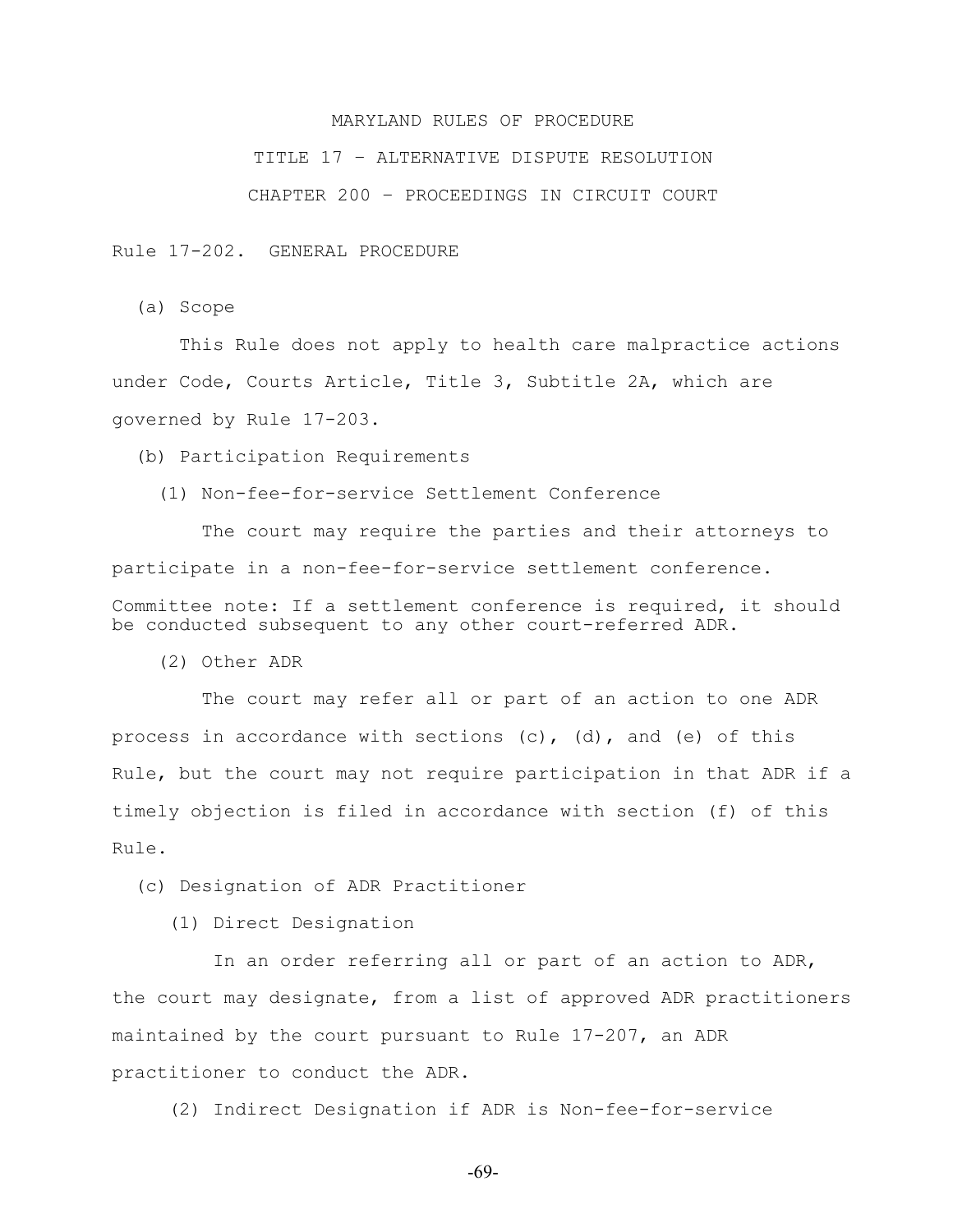# MARYLAND RULES OF PROCEDURE

## TITLE 17 – ALTERNATIVE DISPUTE RESOLUTION

## CHAPTER 200 – PROCEEDINGS IN CIRCUIT COURT

### Rule 17-202. GENERAL PROCEDURE

(a) Scope

This Rule does not apply to health care malpractice actions under Code, Courts Article, Title 3, Subtitle 2A, which are governed by Rule 17-203.

(b) Participation Requirements

(1) Non-fee-for-service Settlement Conference

The court may require the parties and their attorneys to participate in a non-fee-for-service settlement conference.

Committee note: If a settlement conference is required, it should be conducted subsequent to any other court-referred ADR.

(2) Other ADR

The court may refer all or part of an action to one ADR process in accordance with sections (c), (d), and (e) of this Rule, but the court may not require participation in that ADR if a timely objection is filed in accordance with section (f) of this Rule.

(c) Designation of ADR Practitioner

(1) Direct Designation

In an order referring all or part of an action to ADR, the court may designate, from a list of approved ADR practitioners maintained by the court pursuant to Rule 17-207, an ADR practitioner to conduct the ADR.

(2) Indirect Designation if ADR is Non-fee-for-service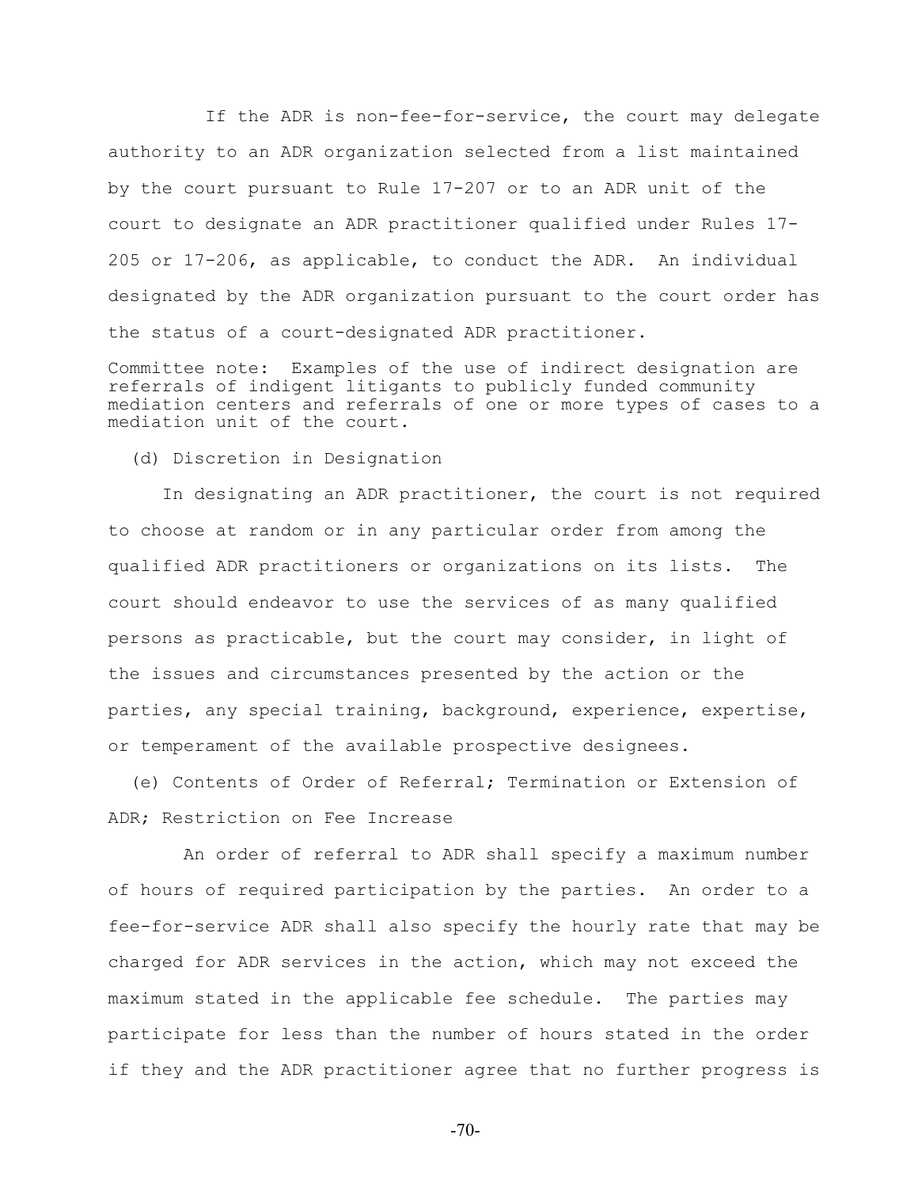If the ADR is non-fee-for-service, the court may delegate authority to an ADR organization selected from a list maintained by the court pursuant to Rule 17-207 or to an ADR unit of the court to designate an ADR practitioner qualified under Rules 17-205 or 17-206, as applicable, to conduct the ADR. An individual designated by the ADR organization pursuant to the court order has the status of a court-designated ADR practitioner.

Committee note: Examples of the use of indirect designation are referrals of indigent litigants to publicly funded community mediation centers and referrals of one or more types of cases to a mediation unit of the court.

(d) Discretion in Designation

In designating an ADR practitioner, the court is not required to choose at random or in any particular order from among the qualified ADR practitioners or organizations on its lists. The court should endeavor to use the services of as many qualified persons as practicable, but the court may consider, in light of the issues and circumstances presented by the action or the parties, any special training, background, experience, expertise, or temperament of the available prospective designees.

(e) Contents of Order of Referral; Termination or Extension of ADR; Restriction on Fee Increase

An order of referral to ADR shall specify a maximum number of hours of required participation by the parties. An order to a fee-for-service ADR shall also specify the hourly rate that may be charged for ADR services in the action, which may not exceed the maximum stated in the applicable fee schedule. The parties may participate for less than the number of hours stated in the order if they and the ADR practitioner agree that no further progress is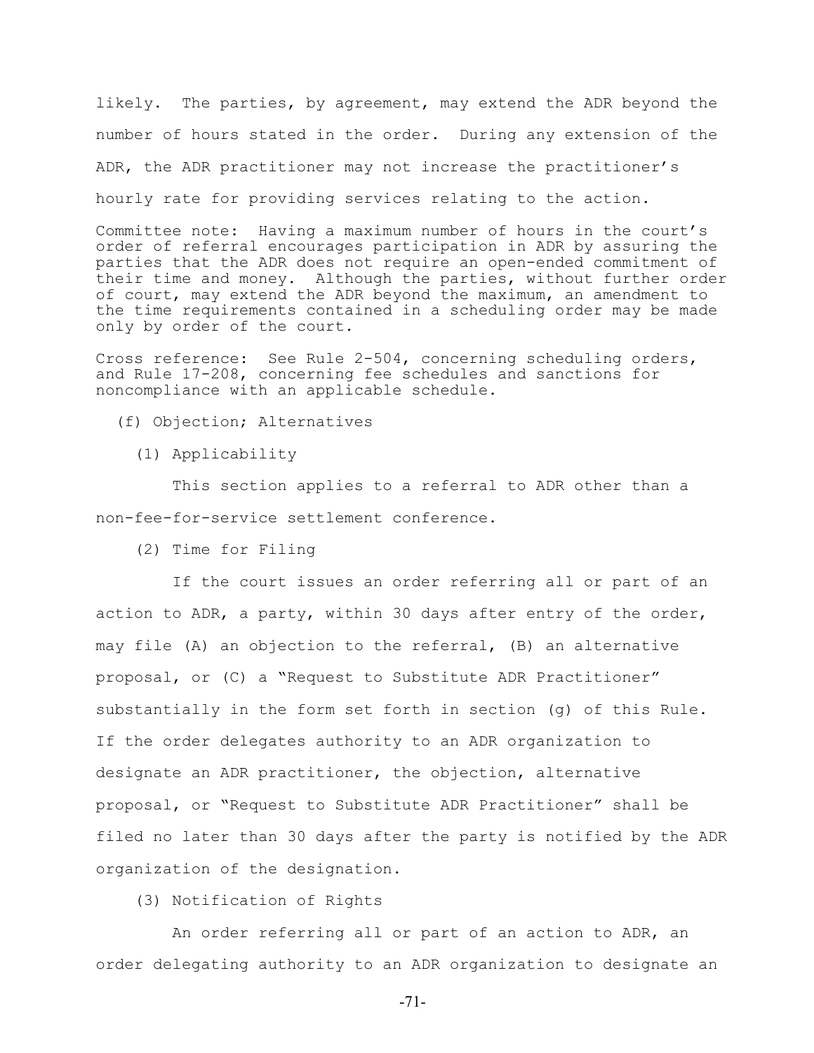likely. The parties, by agreement, may extend the ADR beyond the number of hours stated in the order. During any extension of the ADR, the ADR practitioner may not increase the practitioner's hourly rate for providing services relating to the action.

Committee note: Having a maximum number of hours in the court's order of referral encourages participation in ADR by assuring the parties that the ADR does not require an open-ended commitment of their time and money. Although the parties, without further order of court, may extend the ADR beyond the maximum, an amendment to the time requirements contained in a scheduling order may be made only by order of the court.

Cross reference: See Rule 2-504, concerning scheduling orders, and Rule 17-208, concerning fee schedules and sanctions for noncompliance with an applicable schedule.

(f) Objection; Alternatives

(1) Applicability

This section applies to a referral to ADR other than a non-fee-for-service settlement conference.

(2) Time for Filing

If the court issues an order referring all or part of an action to ADR, a party, within 30 days after entry of the order, may file (A) an objection to the referral, (B) an alternative proposal, or (C) a "Request to Substitute ADR Practitioner" substantially in the form set forth in section (g) of this Rule. If the order delegates authority to an ADR organization to designate an ADR practitioner, the objection, alternative proposal, or "Request to Substitute ADR Practitioner" shall be filed no later than 30 days after the party is notified by the ADR organization of the designation.

(3) Notification of Rights

An order referring all or part of an action to ADR, an order delegating authority to an ADR organization to designate an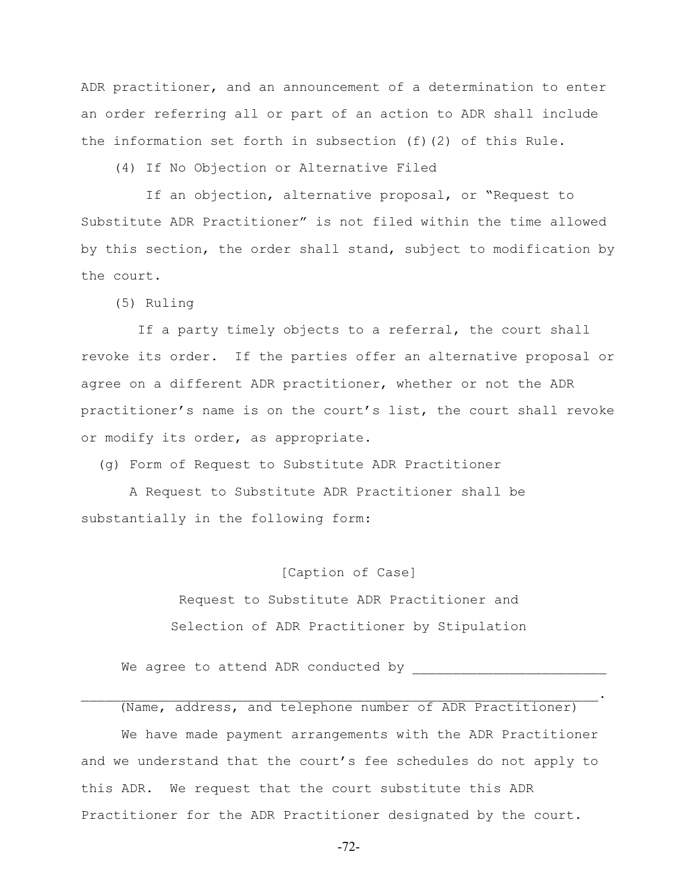ADR practitioner, and an announcement of a determination to enter an order referring all or part of an action to ADR shall include the information set forth in subsection (f)(2) of this Rule.

(4) If No Objection or Alternative Filed

If an objection, alternative proposal, or "Request to Substitute ADR Practitioner" is not filed within the time allowed by this section, the order shall stand, subject to modification by the court.

(5) Ruling

If a party timely objects to a referral, the court shall revoke its order. If the parties offer an alternative proposal or agree on a different ADR practitioner, whether or not the ADR practitioner's name is on the court's list, the court shall revoke or modify its order, as appropriate.

(g) Form of Request to Substitute ADR Practitioner

A Request to Substitute ADR Practitioner shall be substantially in the following form:

[Caption of Case]

Request to Substitute ADR Practitioner and
Selection of ADR Practitioner by Stipulation

We agree to attend ADR conducted by ________________________

_______________________________________________________________.
(Name, address, and telephone number of ADR Practitioner)

We have made payment arrangements with the ADR Practitioner and we understand that the court's fee schedules do not apply to this ADR. We request that the court substitute this ADR Practitioner for the ADR Practitioner designated by the court.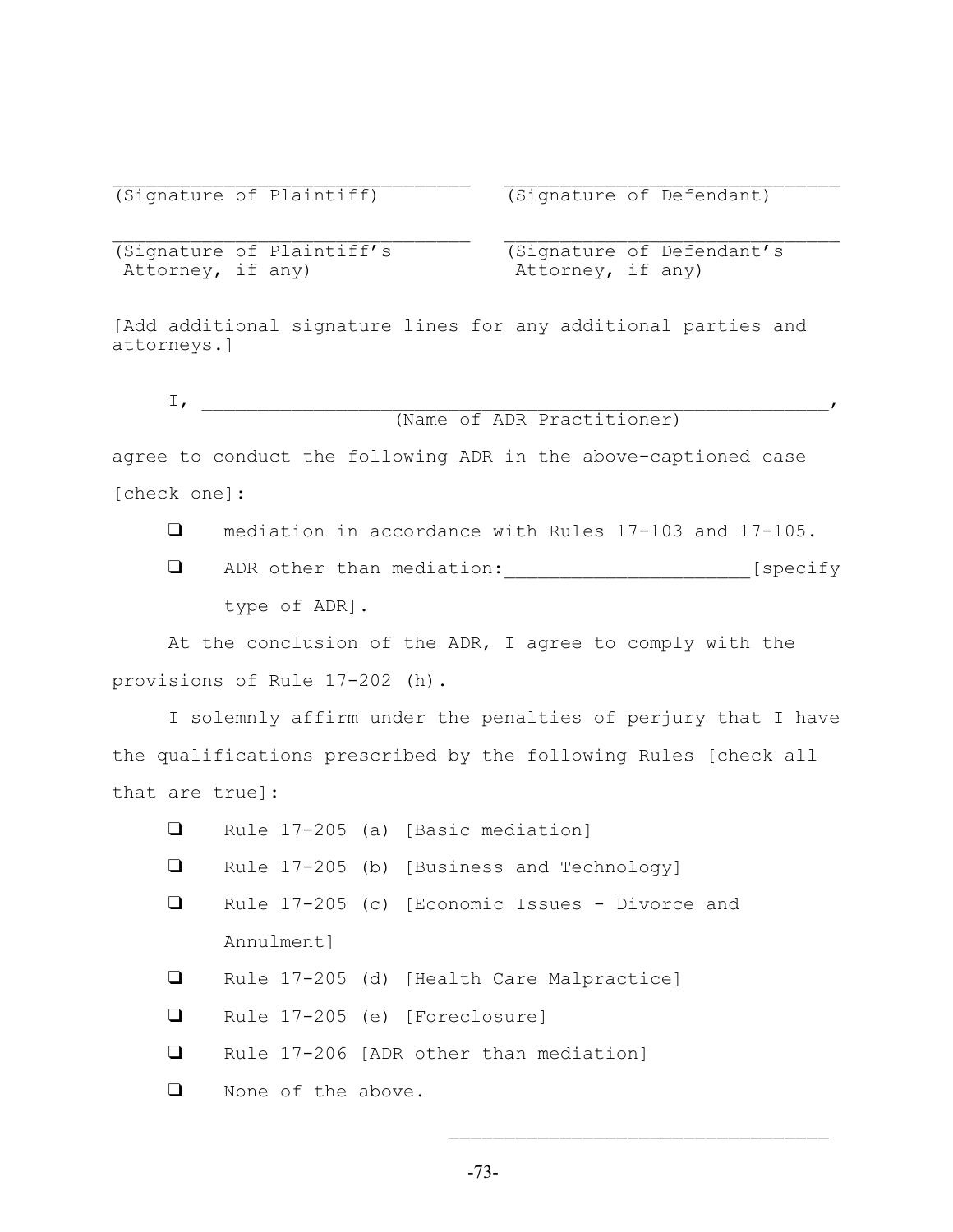_________________________________ _______________________________
(Signature of Plaintiff) (Signature of Defendant)

_________________________________ _______________________________
(Signature of Plaintiff's Attorney, if any) (Signature of Defendant's Attorney, if any)

[Add additional signature lines for any additional parties and attorneys.]

I, _________________________________________________________,
(Name of ADR Practitioner)

agree to conduct the following ADR in the above-captioned case [check one]:

- ❑ mediation in accordance with Rules 17-103 and 17-105.
- ❑ ADR other than mediation:_____________________[specify type of ADR].

At the conclusion of the ADR, I agree to comply with the provisions of Rule 17-202 (h).

I solemnly affirm under the penalties of perjury that I have the qualifications prescribed by the following Rules [check all that are true]:

- ❑ Rule 17-205 (a) [Basic mediation]
- ❑ Rule 17-205 (b) [Business and Technology]
- ❑ Rule 17-205 (c) [Economic Issues - Divorce and Annulment]
- ❑ Rule 17-205 (d) [Health Care Malpractice]
- ❑ Rule 17-205 (e) [Foreclosure]
- ❑ Rule 17-206 [ADR other than mediation]
- ❑ None of the above.

_________________________________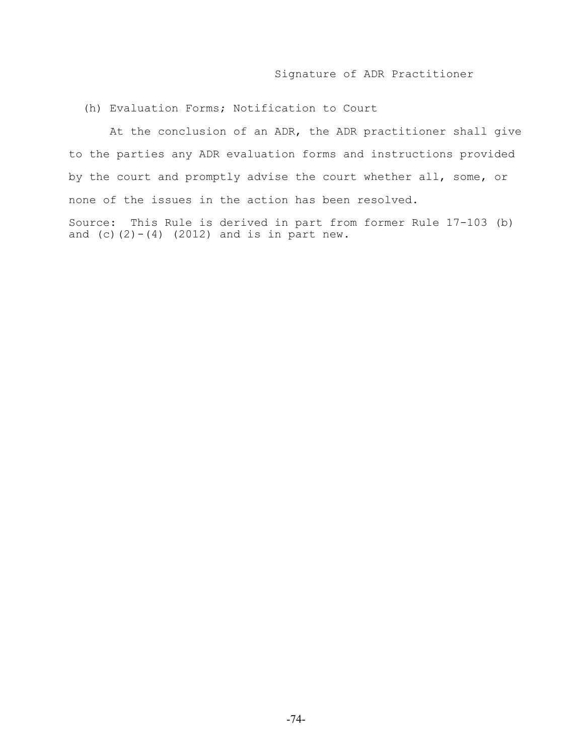Signature of ADR Practitioner

(h) Evaluation Forms; Notification to Court

At the conclusion of an ADR, the ADR practitioner shall give to the parties any ADR evaluation forms and instructions provided by the court and promptly advise the court whether all, some, or none of the issues in the action has been resolved.

Source: This Rule is derived in part from former Rule 17-103 (b) and (c)(2)-(4) (2012) and is in part new.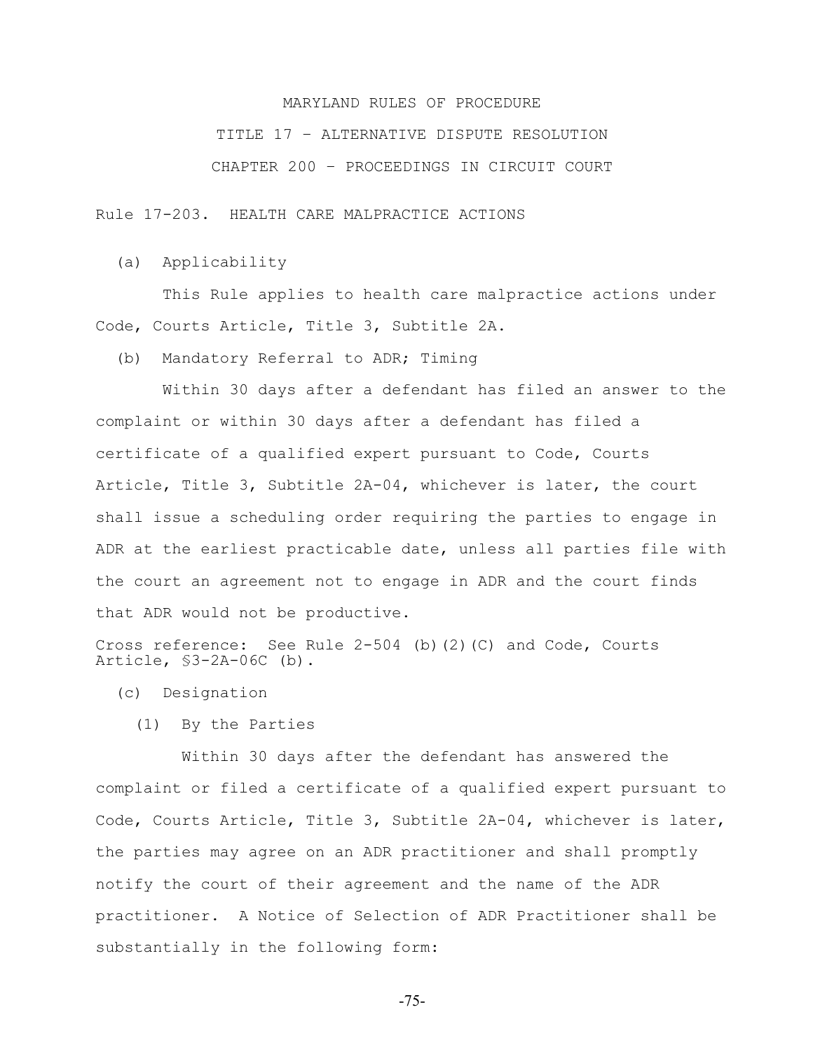MARYLAND RULES OF PROCEDURE

TITLE 17 – ALTERNATIVE DISPUTE RESOLUTION

CHAPTER 200 – PROCEEDINGS IN CIRCUIT COURT

Rule 17-203. HEALTH CARE MALPRACTICE ACTIONS

(a) Applicability

This Rule applies to health care malpractice actions under Code, Courts Article, Title 3, Subtitle 2A.

(b) Mandatory Referral to ADR; Timing

Within 30 days after a defendant has filed an answer to the complaint or within 30 days after a defendant has filed a certificate of a qualified expert pursuant to Code, Courts Article, Title 3, Subtitle 2A-04, whichever is later, the court shall issue a scheduling order requiring the parties to engage in ADR at the earliest practicable date, unless all parties file with the court an agreement not to engage in ADR and the court finds that ADR would not be productive.

Cross reference: See Rule 2-504 (b)(2)(C) and Code, Courts Article, §3-2A-06C (b).

(c) Designation

(1) By the Parties

Within 30 days after the defendant has answered the complaint or filed a certificate of a qualified expert pursuant to Code, Courts Article, Title 3, Subtitle 2A-04, whichever is later, the parties may agree on an ADR practitioner and shall promptly notify the court of their agreement and the name of the ADR practitioner. A Notice of Selection of ADR Practitioner shall be substantially in the following form: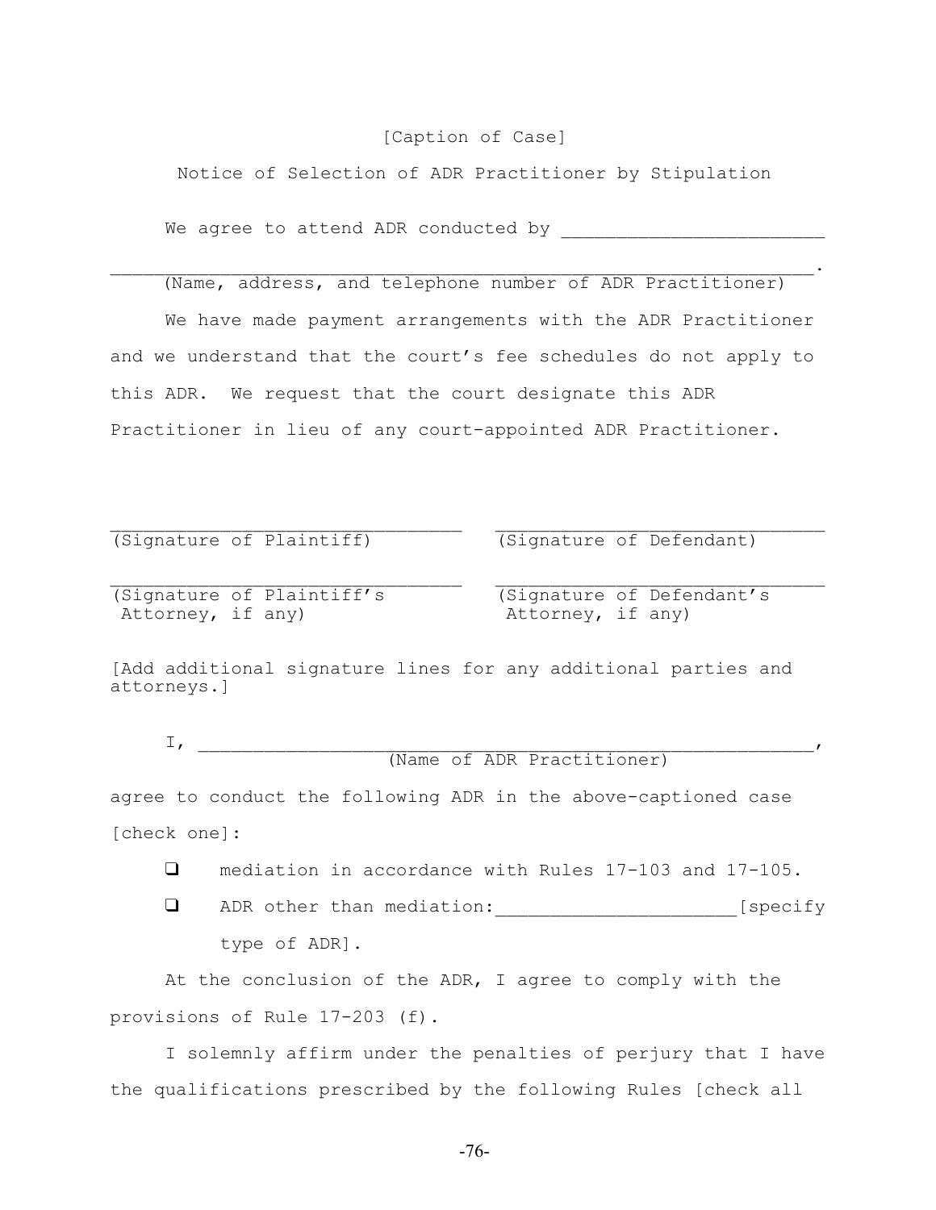[Caption of Case]

Notice of Selection of ADR Practitioner by Stipulation

We agree to attend ADR conducted by ________________________

_______________________________________________________________.
(Name, address, and telephone number of ADR Practitioner)

We have made payment arrangements with the ADR Practitioner and we understand that the court's fee schedules do not apply to this ADR. We request that the court designate this ADR Practitioner in lieu of any court-appointed ADR Practitioner.

| ________________________________ | ______________________________ |
| --- | --- |
| (Signature of Plaintiff) | (Signature of Defendant) |
| ________________________________ | ______________________________ |
| (Signature of Plaintiff's Attorney, if any) | (Signature of Defendant's Attorney, if any) |

[Add additional signature lines for any additional parties and attorneys.]

I, __________________________________________________________,
(Name of ADR Practitioner)

agree to conduct the following ADR in the above-captioned case [check one]:

- ❑ mediation in accordance with Rules 17-103 and 17-105.
- ❑ ADR other than mediation:______________________[specify type of ADR].

At the conclusion of the ADR, I agree to comply with the provisions of Rule 17-203 (f).

I solemnly affirm under the penalties of perjury that I have the qualifications prescribed by the following Rules [check all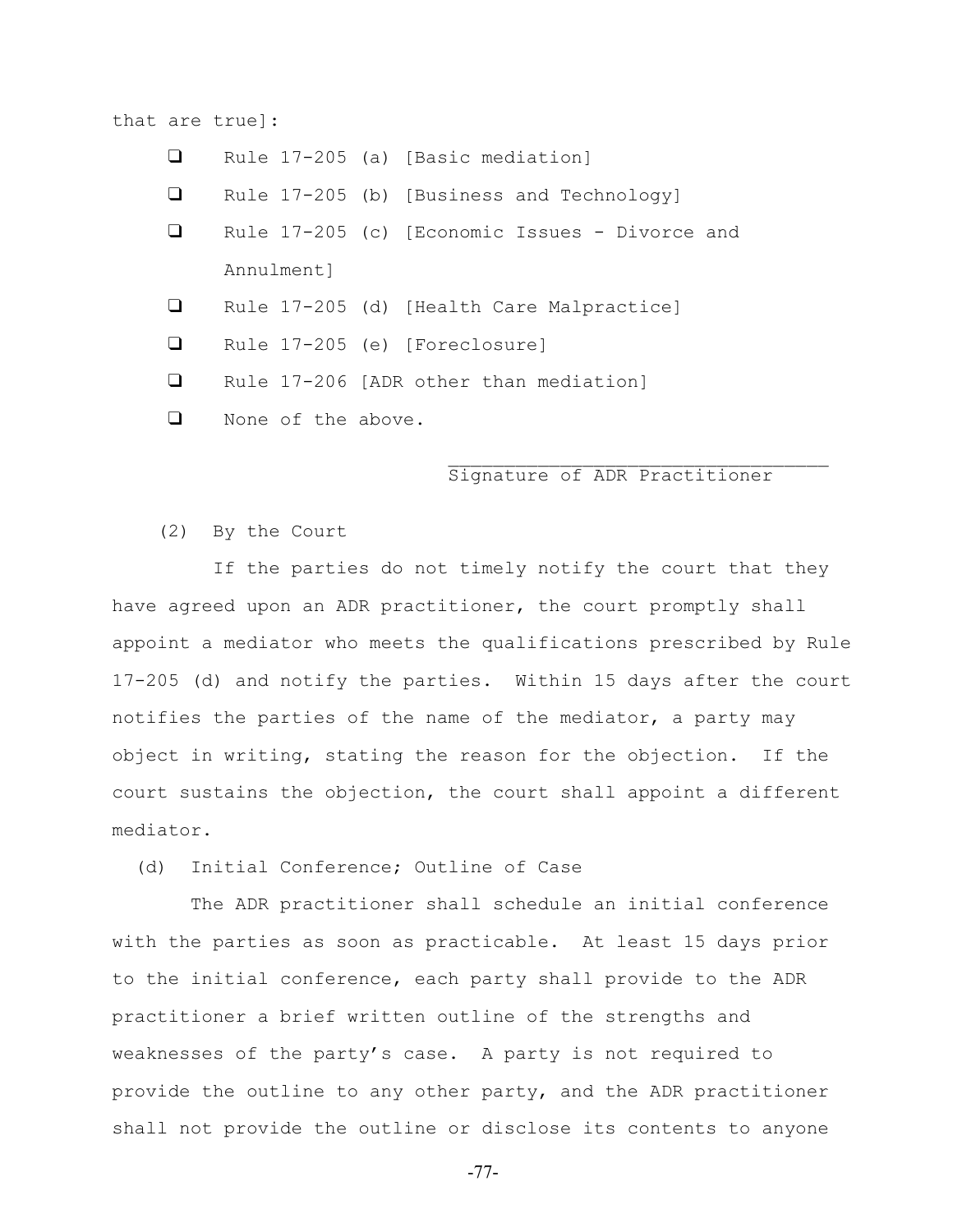that are true]:

- ❑ Rule 17-205 (a) [Basic mediation]
- ❑ Rule 17-205 (b) [Business and Technology]
- ❑ Rule 17-205 (c) [Economic Issues - Divorce and Annulment]
- ❑ Rule 17-205 (d) [Health Care Malpractice]
- ❑ Rule 17-205 (e) [Foreclosure]
- ❑ Rule 17-206 [ADR other than mediation]
- ❑ None of the above.

\_\_\_\_\_\_\_\_\_\_\_\_\_\_\_\_\_\_\_\_\_\_\_\_\_\_\_\_\_\_\_\_\_\_
Signature of ADR Practitioner

(2) By the Court

If the parties do not timely notify the court that they have agreed upon an ADR practitioner, the court promptly shall appoint a mediator who meets the qualifications prescribed by Rule 17-205 (d) and notify the parties. Within 15 days after the court notifies the parties of the name of the mediator, a party may object in writing, stating the reason for the objection. If the court sustains the objection, the court shall appoint a different mediator.

(d) Initial Conference; Outline of Case

The ADR practitioner shall schedule an initial conference with the parties as soon as practicable. At least 15 days prior to the initial conference, each party shall provide to the ADR practitioner a brief written outline of the strengths and weaknesses of the party's case. A party is not required to provide the outline to any other party, and the ADR practitioner shall not provide the outline or disclose its contents to anyone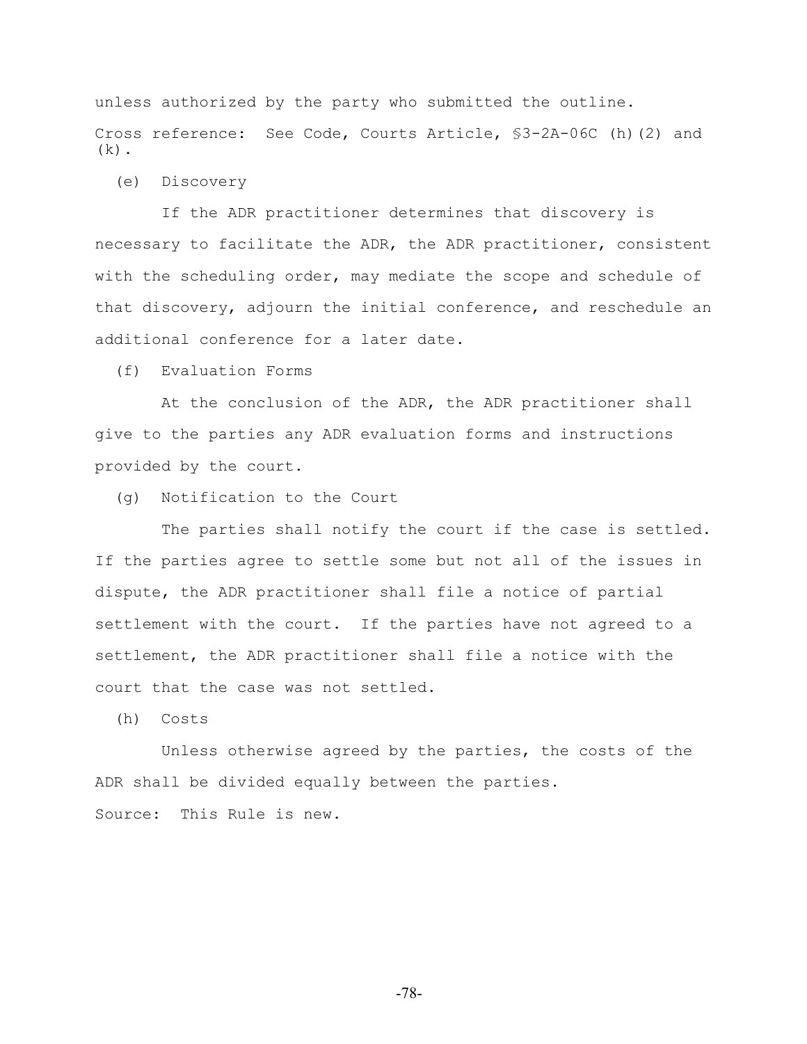unless authorized by the party who submitted the outline.

Cross reference: See Code, Courts Article, §3-2A-06C (h)(2) and (k).

(e) Discovery

If the ADR practitioner determines that discovery is necessary to facilitate the ADR, the ADR practitioner, consistent with the scheduling order, may mediate the scope and schedule of that discovery, adjourn the initial conference, and reschedule an additional conference for a later date.

(f) Evaluation Forms

At the conclusion of the ADR, the ADR practitioner shall give to the parties any ADR evaluation forms and instructions provided by the court.

(g) Notification to the Court

The parties shall notify the court if the case is settled. If the parties agree to settle some but not all of the issues in dispute, the ADR practitioner shall file a notice of partial settlement with the court. If the parties have not agreed to a settlement, the ADR practitioner shall file a notice with the court that the case was not settled.

(h) Costs

Unless otherwise agreed by the parties, the costs of the ADR shall be divided equally between the parties.

Source: This Rule is new.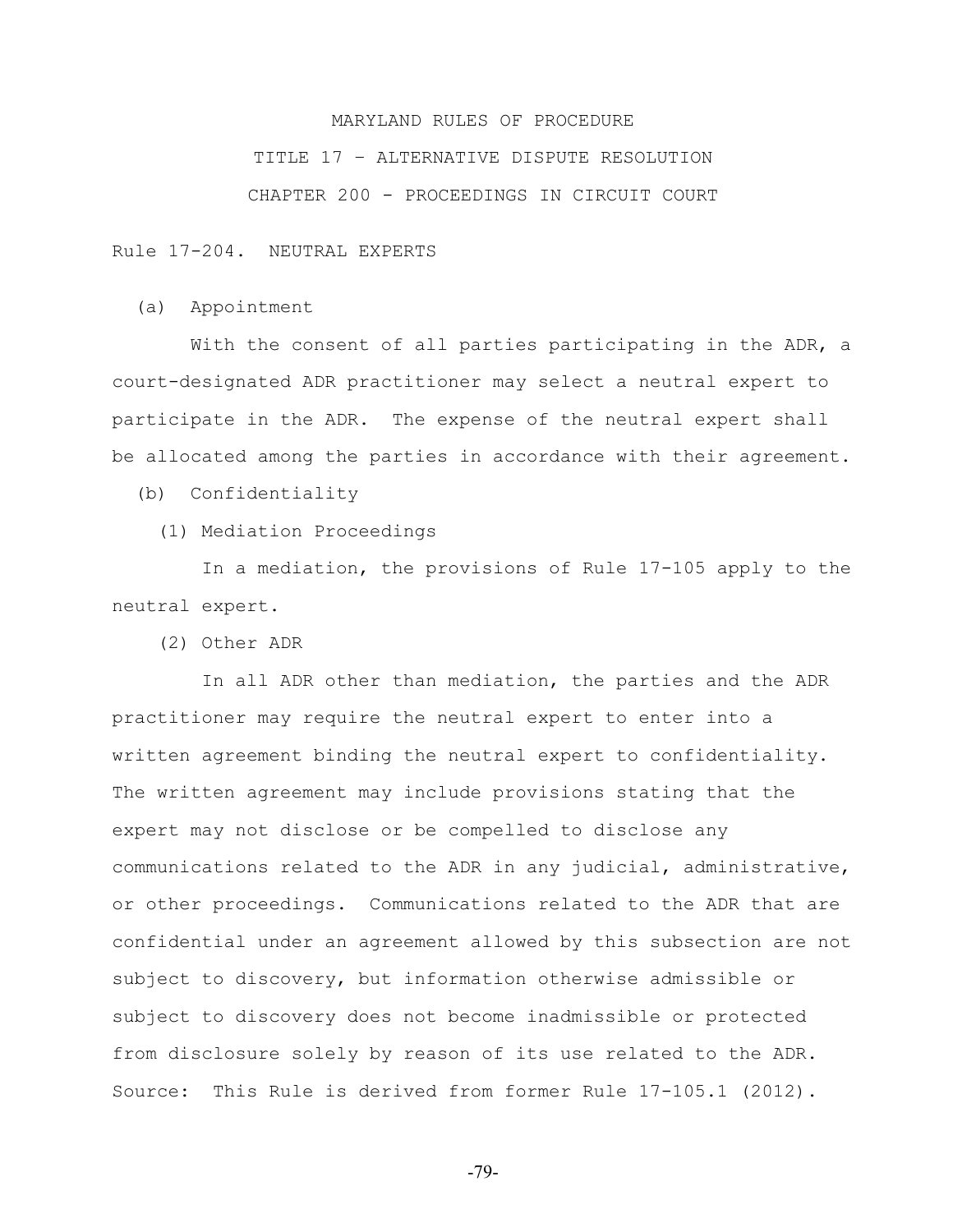# MARYLAND RULES OF PROCEDURE

## TITLE 17 – ALTERNATIVE DISPUTE RESOLUTION

## CHAPTER 200 - PROCEEDINGS IN CIRCUIT COURT

### Rule 17-204. NEUTRAL EXPERTS

(a) Appointment

With the consent of all parties participating in the ADR, a court-designated ADR practitioner may select a neutral expert to participate in the ADR. The expense of the neutral expert shall be allocated among the parties in accordance with their agreement.

(b) Confidentiality

(1) Mediation Proceedings

In a mediation, the provisions of Rule 17-105 apply to the neutral expert.

(2) Other ADR

In all ADR other than mediation, the parties and the ADR practitioner may require the neutral expert to enter into a written agreement binding the neutral expert to confidentiality. The written agreement may include provisions stating that the expert may not disclose or be compelled to disclose any communications related to the ADR in any judicial, administrative, or other proceedings. Communications related to the ADR that are confidential under an agreement allowed by this subsection are not subject to discovery, but information otherwise admissible or subject to discovery does not become inadmissible or protected from disclosure solely by reason of its use related to the ADR.

Source: This Rule is derived from former Rule 17-105.1 (2012).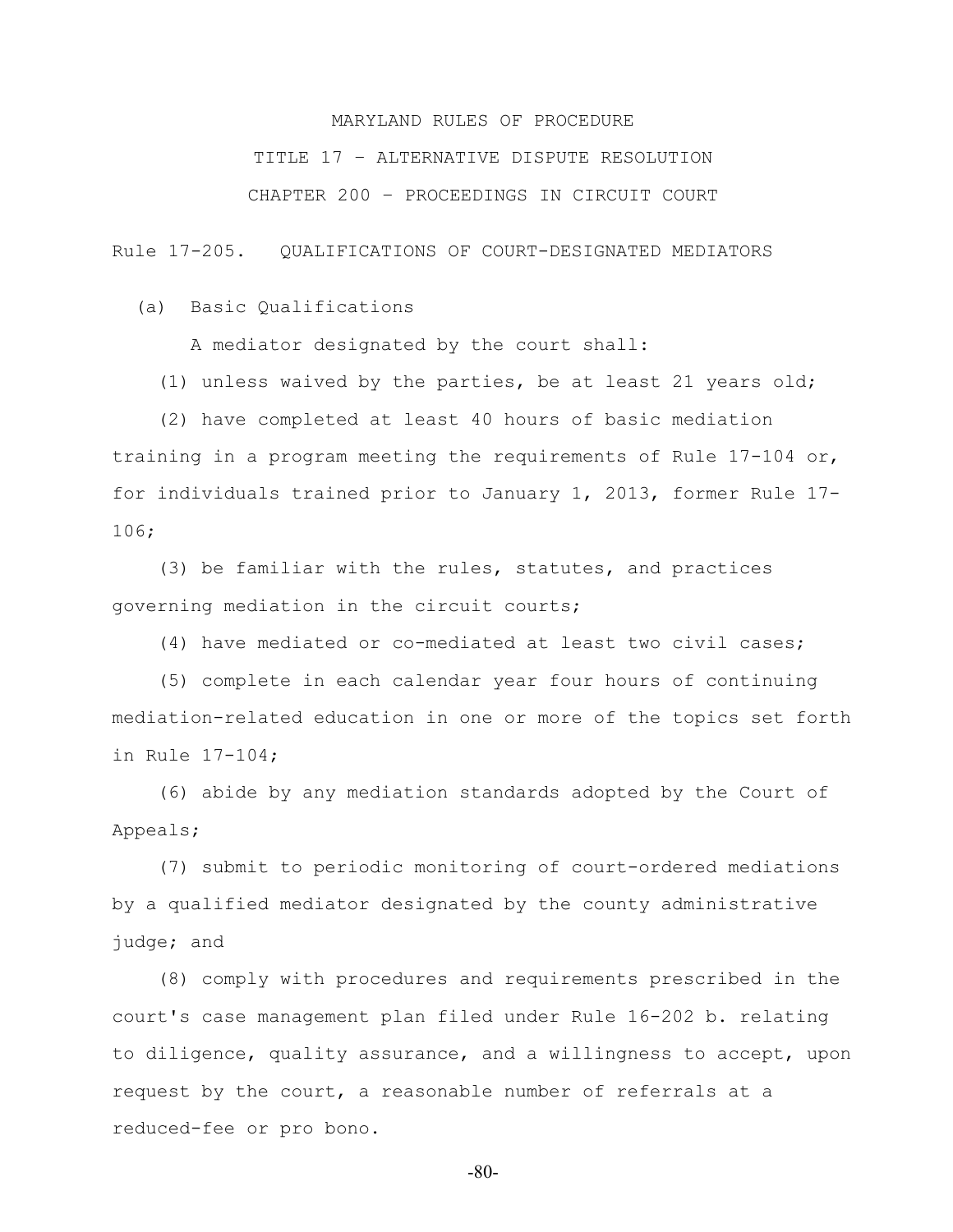MARYLAND RULES OF PROCEDURE

TITLE 17 – ALTERNATIVE DISPUTE RESOLUTION

CHAPTER 200 – PROCEEDINGS IN CIRCUIT COURT

Rule 17-205. QUALIFICATIONS OF COURT-DESIGNATED MEDIATORS

(a) Basic Qualifications

A mediator designated by the court shall:

(1) unless waived by the parties, be at least 21 years old;

(2) have completed at least 40 hours of basic mediation training in a program meeting the requirements of Rule 17-104 or, for individuals trained prior to January 1, 2013, former Rule 17-106;

(3) be familiar with the rules, statutes, and practices governing mediation in the circuit courts;

(4) have mediated or co-mediated at least two civil cases;

(5) complete in each calendar year four hours of continuing mediation-related education in one or more of the topics set forth in Rule 17-104;

(6) abide by any mediation standards adopted by the Court of Appeals;

(7) submit to periodic monitoring of court-ordered mediations by a qualified mediator designated by the county administrative judge; and

(8) comply with procedures and requirements prescribed in the court's case management plan filed under Rule 16-202 b. relating to diligence, quality assurance, and a willingness to accept, upon request by the court, a reasonable number of referrals at a reduced-fee or pro bono.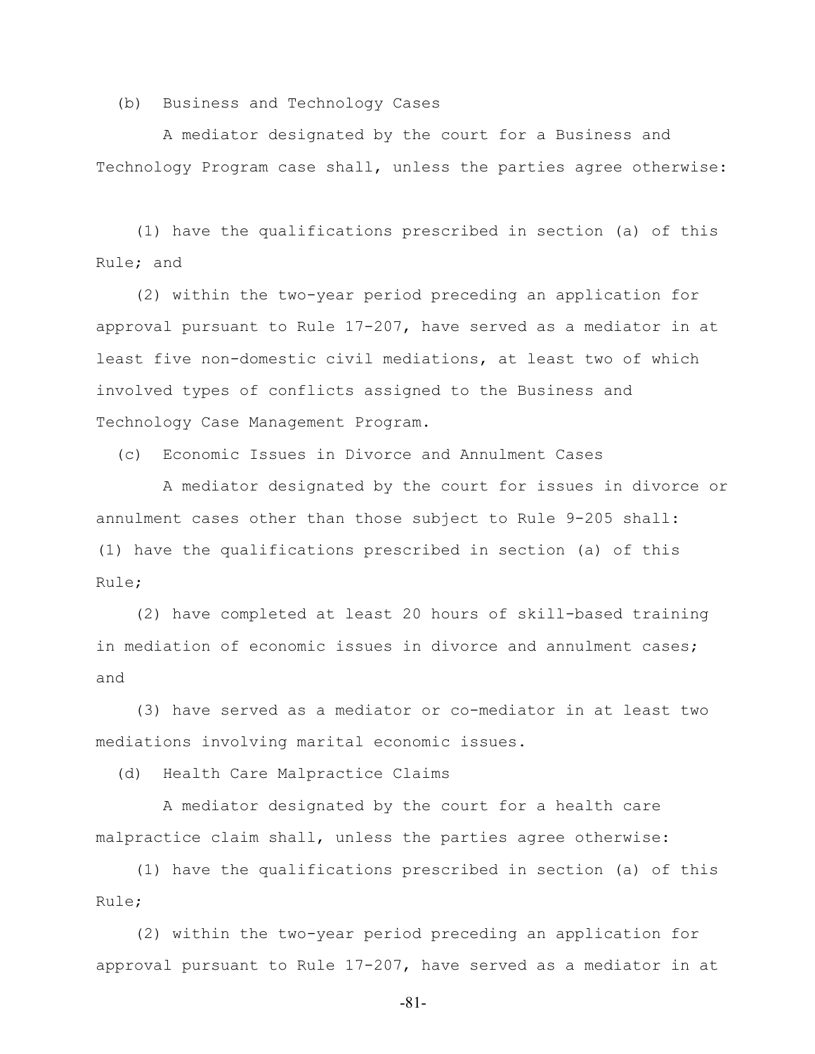(b) Business and Technology Cases

A mediator designated by the court for a Business and Technology Program case shall, unless the parties agree otherwise:

(1) have the qualifications prescribed in section (a) of this Rule; and

(2) within the two-year period preceding an application for approval pursuant to Rule 17-207, have served as a mediator in at least five non-domestic civil mediations, at least two of which involved types of conflicts assigned to the Business and Technology Case Management Program.

(c) Economic Issues in Divorce and Annulment Cases

A mediator designated by the court for issues in divorce or annulment cases other than those subject to Rule 9-205 shall:

(1) have the qualifications prescribed in section (a) of this Rule;

(2) have completed at least 20 hours of skill-based training in mediation of economic issues in divorce and annulment cases; and

(3) have served as a mediator or co-mediator in at least two mediations involving marital economic issues.

(d) Health Care Malpractice Claims

A mediator designated by the court for a health care malpractice claim shall, unless the parties agree otherwise:

(1) have the qualifications prescribed in section (a) of this Rule;

(2) within the two-year period preceding an application for approval pursuant to Rule 17-207, have served as a mediator in at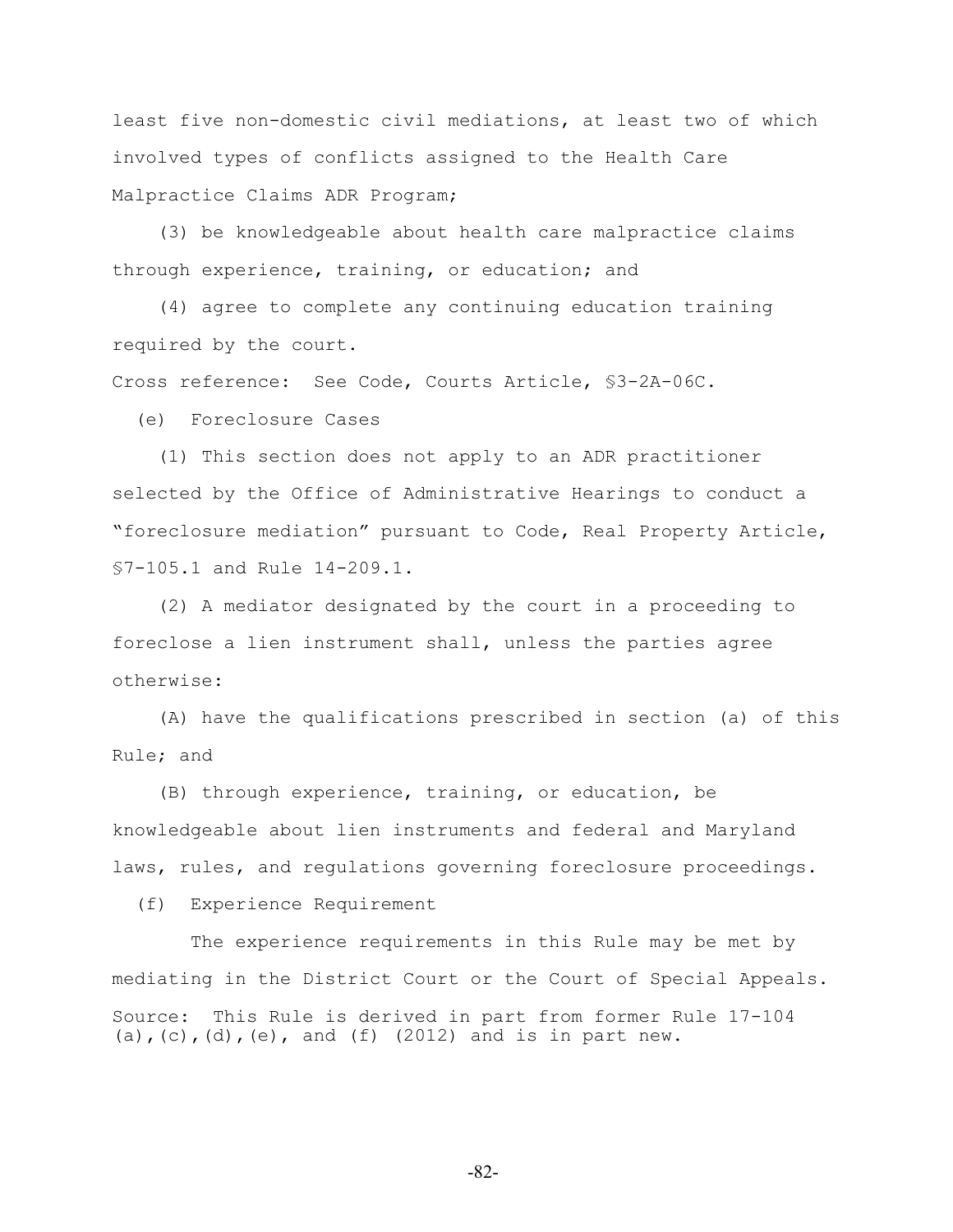least five non-domestic civil mediations, at least two of which involved types of conflicts assigned to the Health Care Malpractice Claims ADR Program;

(3) be knowledgeable about health care malpractice claims through experience, training, or education; and

(4) agree to complete any continuing education training required by the court.

Cross reference: See Code, Courts Article, §3-2A-06C.

(e) Foreclosure Cases

(1) This section does not apply to an ADR practitioner selected by the Office of Administrative Hearings to conduct a "foreclosure mediation" pursuant to Code, Real Property Article, §7-105.1 and Rule 14-209.1.

(2) A mediator designated by the court in a proceeding to foreclose a lien instrument shall, unless the parties agree otherwise:

(A) have the qualifications prescribed in section (a) of this Rule; and

(B) through experience, training, or education, be knowledgeable about lien instruments and federal and Maryland laws, rules, and regulations governing foreclosure proceedings.

(f) Experience Requirement

The experience requirements in this Rule may be met by mediating in the District Court or the Court of Special Appeals.

Source: This Rule is derived in part from former Rule 17-104 (a),(c),(d),(e), and (f) (2012) and is in part new.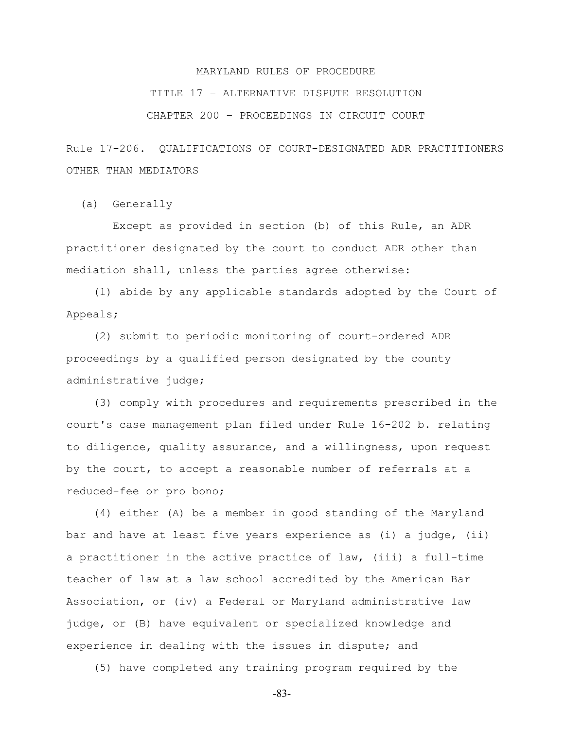MARYLAND RULES OF PROCEDURE

TITLE 17 – ALTERNATIVE DISPUTE RESOLUTION

CHAPTER 200 – PROCEEDINGS IN CIRCUIT COURT

Rule 17-206. QUALIFICATIONS OF COURT-DESIGNATED ADR PRACTITIONERS OTHER THAN MEDIATORS

(a) Generally

Except as provided in section (b) of this Rule, an ADR practitioner designated by the court to conduct ADR other than mediation shall, unless the parties agree otherwise:

(1) abide by any applicable standards adopted by the Court of Appeals;

(2) submit to periodic monitoring of court-ordered ADR proceedings by a qualified person designated by the county administrative judge;

(3) comply with procedures and requirements prescribed in the court's case management plan filed under Rule 16-202 b. relating to diligence, quality assurance, and a willingness, upon request by the court, to accept a reasonable number of referrals at a reduced-fee or pro bono;

(4) either (A) be a member in good standing of the Maryland bar and have at least five years experience as (i) a judge, (ii) a practitioner in the active practice of law, (iii) a full-time teacher of law at a law school accredited by the American Bar Association, or (iv) a Federal or Maryland administrative law judge, or (B) have equivalent or specialized knowledge and experience in dealing with the issues in dispute; and

(5) have completed any training program required by the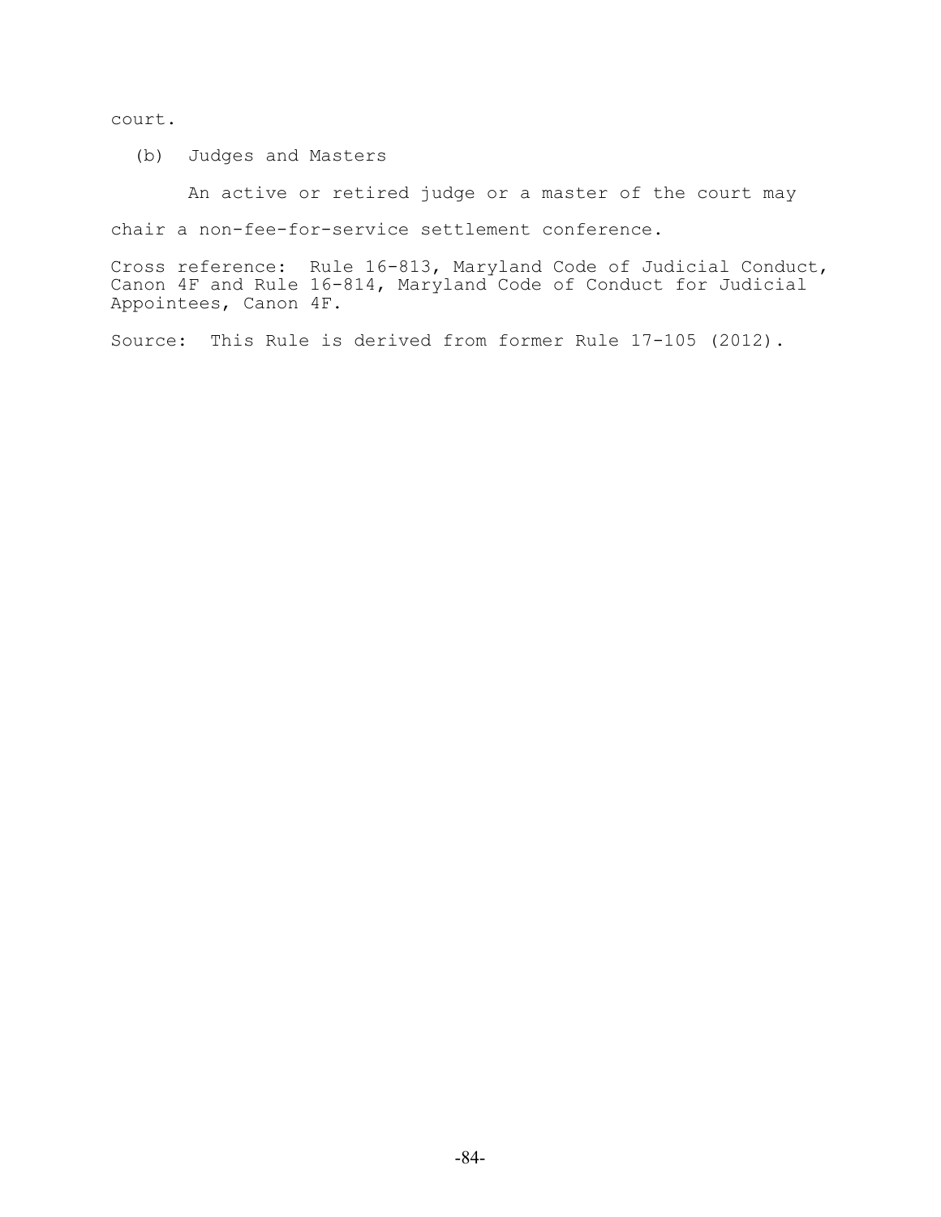court.

(b) Judges and Masters

An active or retired judge or a master of the court may chair a non-fee-for-service settlement conference.

Cross reference: Rule 16-813, Maryland Code of Judicial Conduct, Canon 4F and Rule 16-814, Maryland Code of Conduct for Judicial Appointees, Canon 4F.

Source: This Rule is derived from former Rule 17-105 (2012).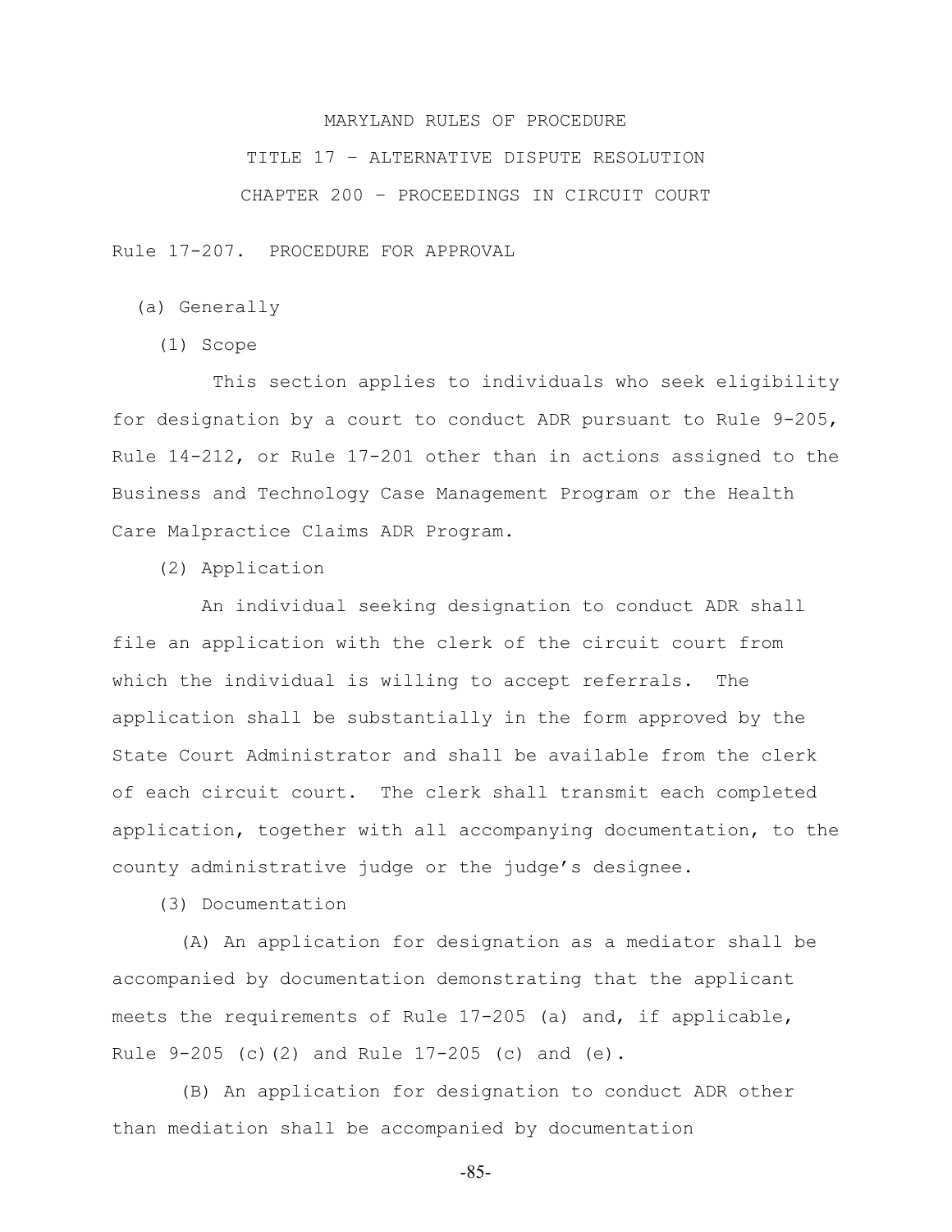MARYLAND RULES OF PROCEDURE

TITLE 17 – ALTERNATIVE DISPUTE RESOLUTION

CHAPTER 200 – PROCEEDINGS IN CIRCUIT COURT

Rule 17-207. PROCEDURE FOR APPROVAL

(a) Generally

(1) Scope

This section applies to individuals who seek eligibility for designation by a court to conduct ADR pursuant to Rule 9-205, Rule 14-212, or Rule 17-201 other than in actions assigned to the Business and Technology Case Management Program or the Health Care Malpractice Claims ADR Program.

(2) Application

An individual seeking designation to conduct ADR shall file an application with the clerk of the circuit court from which the individual is willing to accept referrals. The application shall be substantially in the form approved by the State Court Administrator and shall be available from the clerk of each circuit court. The clerk shall transmit each completed application, together with all accompanying documentation, to the county administrative judge or the judge's designee.

(3) Documentation

(A) An application for designation as a mediator shall be accompanied by documentation demonstrating that the applicant meets the requirements of Rule 17-205 (a) and, if applicable, Rule 9-205 (c)(2) and Rule 17-205 (c) and (e).

(B) An application for designation to conduct ADR other than mediation shall be accompanied by documentation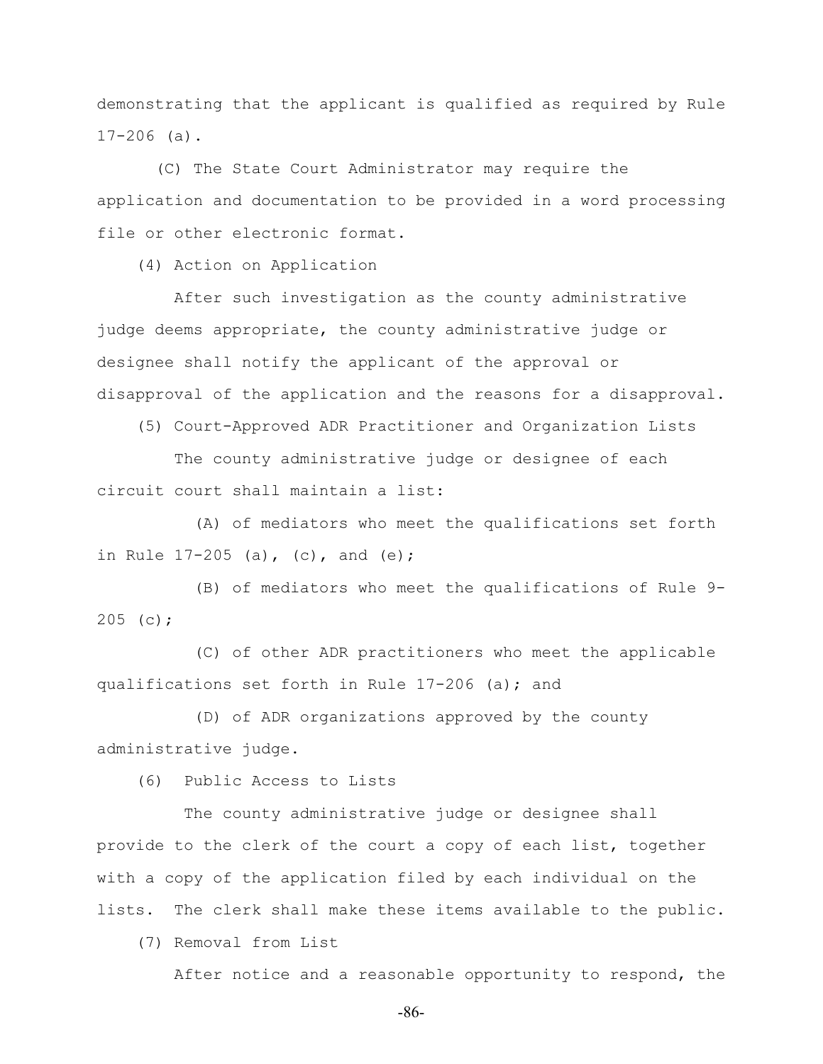demonstrating that the applicant is qualified as required by Rule 17-206 (a).

(C) The State Court Administrator may require the application and documentation to be provided in a word processing file or other electronic format.

(4) Action on Application

After such investigation as the county administrative judge deems appropriate, the county administrative judge or designee shall notify the applicant of the approval or disapproval of the application and the reasons for a disapproval.

(5) Court-Approved ADR Practitioner and Organization Lists

The county administrative judge or designee of each circuit court shall maintain a list:

(A) of mediators who meet the qualifications set forth in Rule 17-205 (a), (c), and (e);

(B) of mediators who meet the qualifications of Rule 9-205 (c);

(C) of other ADR practitioners who meet the applicable qualifications set forth in Rule 17-206 (a); and

(D) of ADR organizations approved by the county administrative judge.

(6) Public Access to Lists

The county administrative judge or designee shall provide to the clerk of the court a copy of each list, together with a copy of the application filed by each individual on the lists. The clerk shall make these items available to the public.

(7) Removal from List

After notice and a reasonable opportunity to respond, the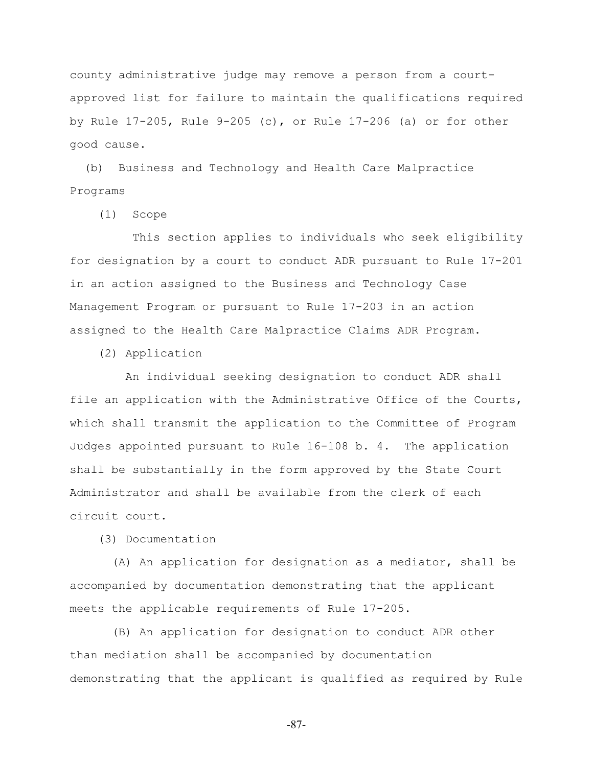county administrative judge may remove a person from a court-approved list for failure to maintain the qualifications required by Rule 17-205, Rule 9-205 (c), or Rule 17-206 (a) or for other good cause.

(b) Business and Technology and Health Care Malpractice Programs

(1) Scope

This section applies to individuals who seek eligibility for designation by a court to conduct ADR pursuant to Rule 17-201 in an action assigned to the Business and Technology Case Management Program or pursuant to Rule 17-203 in an action assigned to the Health Care Malpractice Claims ADR Program.

(2) Application

An individual seeking designation to conduct ADR shall file an application with the Administrative Office of the Courts, which shall transmit the application to the Committee of Program Judges appointed pursuant to Rule 16-108 b. 4. The application shall be substantially in the form approved by the State Court Administrator and shall be available from the clerk of each circuit court.

(3) Documentation

(A) An application for designation as a mediator, shall be accompanied by documentation demonstrating that the applicant meets the applicable requirements of Rule 17-205.

(B) An application for designation to conduct ADR other than mediation shall be accompanied by documentation demonstrating that the applicant is qualified as required by Rule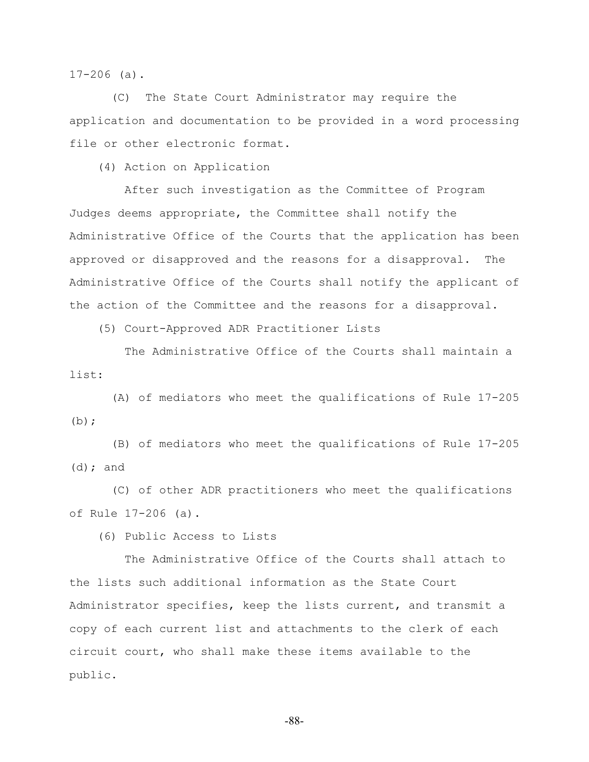17-206 (a).

(C) The State Court Administrator may require the application and documentation to be provided in a word processing file or other electronic format.

(4) Action on Application

After such investigation as the Committee of Program Judges deems appropriate, the Committee shall notify the Administrative Office of the Courts that the application has been approved or disapproved and the reasons for a disapproval. The Administrative Office of the Courts shall notify the applicant of the action of the Committee and the reasons for a disapproval.

(5) Court-Approved ADR Practitioner Lists

The Administrative Office of the Courts shall maintain a list:

(A) of mediators who meet the qualifications of Rule 17-205 (b);

(B) of mediators who meet the qualifications of Rule 17-205 (d); and

(C) of other ADR practitioners who meet the qualifications of Rule 17-206 (a).

(6) Public Access to Lists

The Administrative Office of the Courts shall attach to the lists such additional information as the State Court Administrator specifies, keep the lists current, and transmit a copy of each current list and attachments to the clerk of each circuit court, who shall make these items available to the public.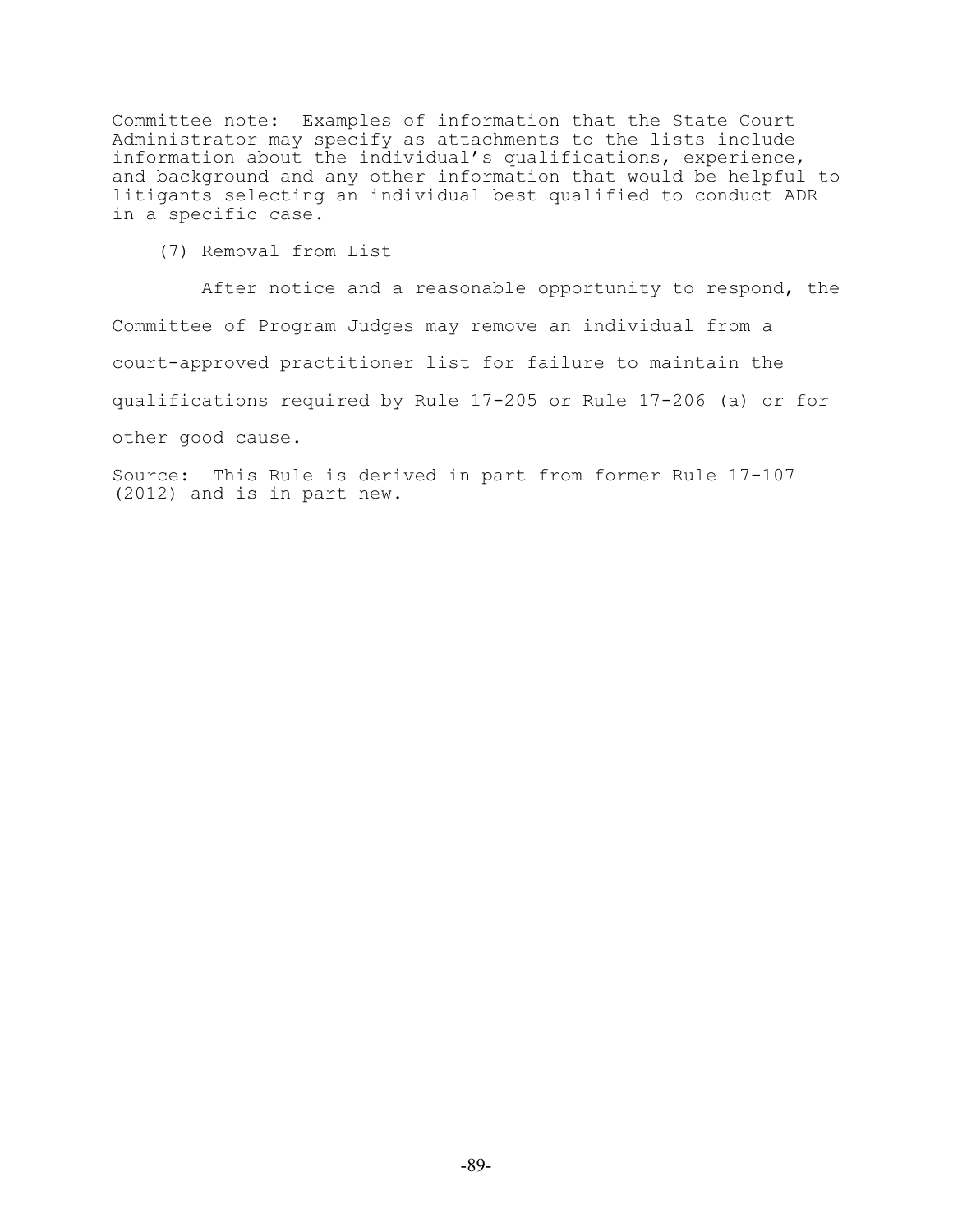Committee note: Examples of information that the State Court Administrator may specify as attachments to the lists include information about the individual's qualifications, experience, and background and any other information that would be helpful to litigants selecting an individual best qualified to conduct ADR in a specific case.

(7) Removal from List

After notice and a reasonable opportunity to respond, the Committee of Program Judges may remove an individual from a court-approved practitioner list for failure to maintain the qualifications required by Rule 17-205 or Rule 17-206 (a) or for other good cause.

Source: This Rule is derived in part from former Rule 17-107 (2012) and is in part new.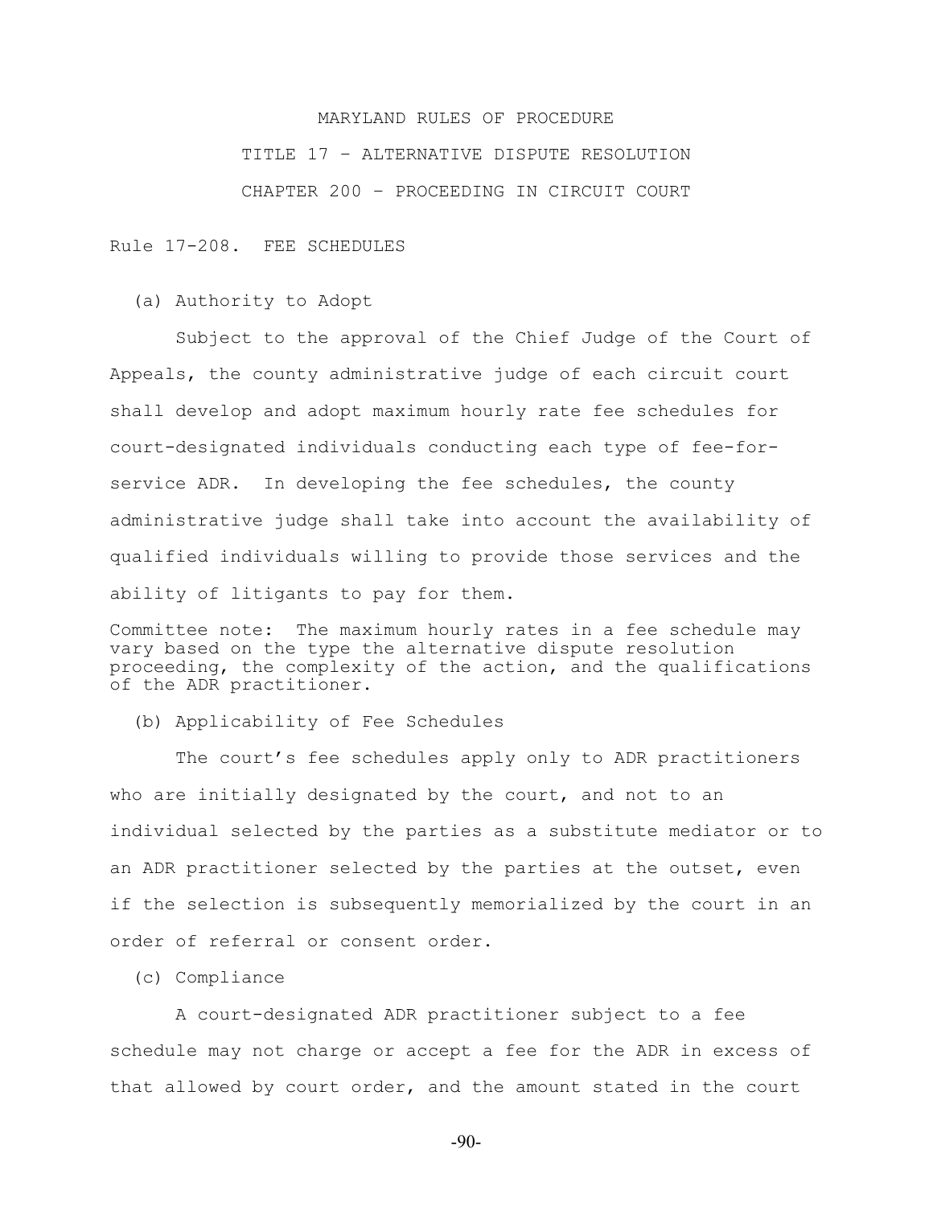# MARYLAND RULES OF PROCEDURE

## TITLE 17 – ALTERNATIVE DISPUTE RESOLUTION

## CHAPTER 200 – PROCEEDING IN CIRCUIT COURT

### Rule 17-208. FEE SCHEDULES

(a) Authority to Adopt

Subject to the approval of the Chief Judge of the Court of Appeals, the county administrative judge of each circuit court shall develop and adopt maximum hourly rate fee schedules for court-designated individuals conducting each type of fee-for-service ADR. In developing the fee schedules, the county administrative judge shall take into account the availability of qualified individuals willing to provide those services and the ability of litigants to pay for them.

Committee note: The maximum hourly rates in a fee schedule may vary based on the type the alternative dispute resolution proceeding, the complexity of the action, and the qualifications of the ADR practitioner.

(b) Applicability of Fee Schedules

The court's fee schedules apply only to ADR practitioners who are initially designated by the court, and not to an individual selected by the parties as a substitute mediator or to an ADR practitioner selected by the parties at the outset, even if the selection is subsequently memorialized by the court in an order of referral or consent order.

(c) Compliance

A court-designated ADR practitioner subject to a fee schedule may not charge or accept a fee for the ADR in excess of that allowed by court order, and the amount stated in the court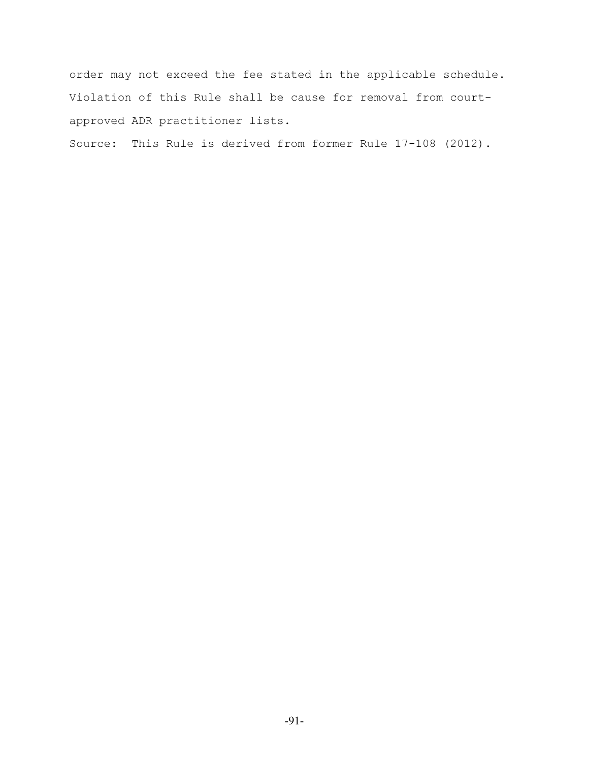order may not exceed the fee stated in the applicable schedule. Violation of this Rule shall be cause for removal from court-approved ADR practitioner lists.

Source: This Rule is derived from former Rule 17-108 (2012).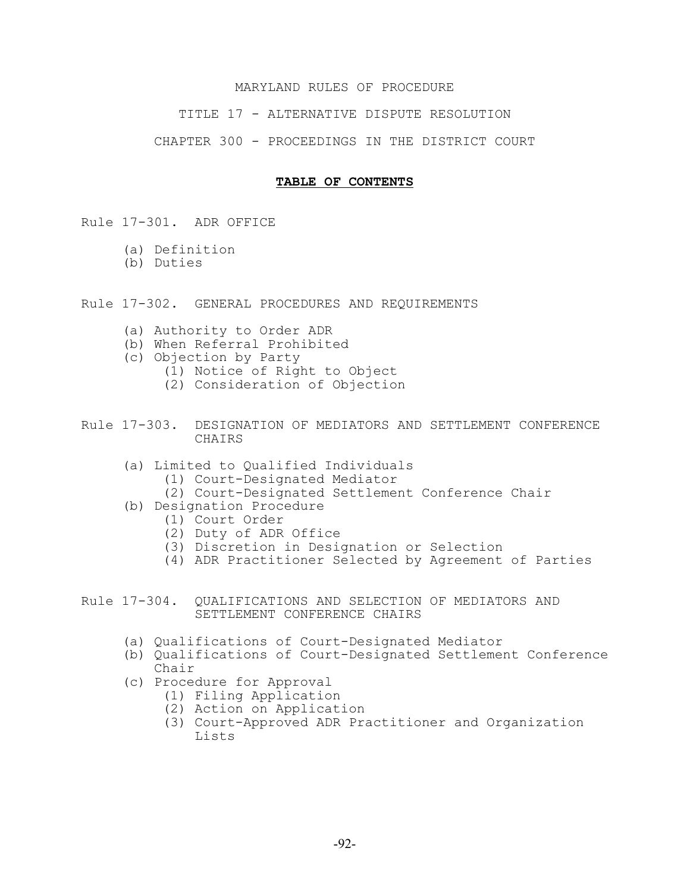# MARYLAND RULES OF PROCEDURE

## TITLE 17 - ALTERNATIVE DISPUTE RESOLUTION

## CHAPTER 300 - PROCEEDINGS IN THE DISTRICT COURT

**TABLE OF CONTENTS**

Rule 17-301. ADR OFFICE

- (a) Definition
- (b) Duties

Rule 17-302. GENERAL PROCEDURES AND REQUIREMENTS

- (a) Authority to Order ADR
- (b) When Referral Prohibited
- (c) Objection by Party
  - (1) Notice of Right to Object
  - (2) Consideration of Objection

Rule 17-303. DESIGNATION OF MEDIATORS AND SETTLEMENT CONFERENCE CHAIRS

- (a) Limited to Qualified Individuals
  - (1) Court-Designated Mediator
  - (2) Court-Designated Settlement Conference Chair
- (b) Designation Procedure
  - (1) Court Order
  - (2) Duty of ADR Office
  - (3) Discretion in Designation or Selection
  - (4) ADR Practitioner Selected by Agreement of Parties

Rule 17-304. QUALIFICATIONS AND SELECTION OF MEDIATORS AND SETTLEMENT CONFERENCE CHAIRS

- (a) Qualifications of Court-Designated Mediator
- (b) Qualifications of Court-Designated Settlement Conference Chair
- (c) Procedure for Approval
  - (1) Filing Application
  - (2) Action on Application
  - (3) Court-Approved ADR Practitioner and Organization Lists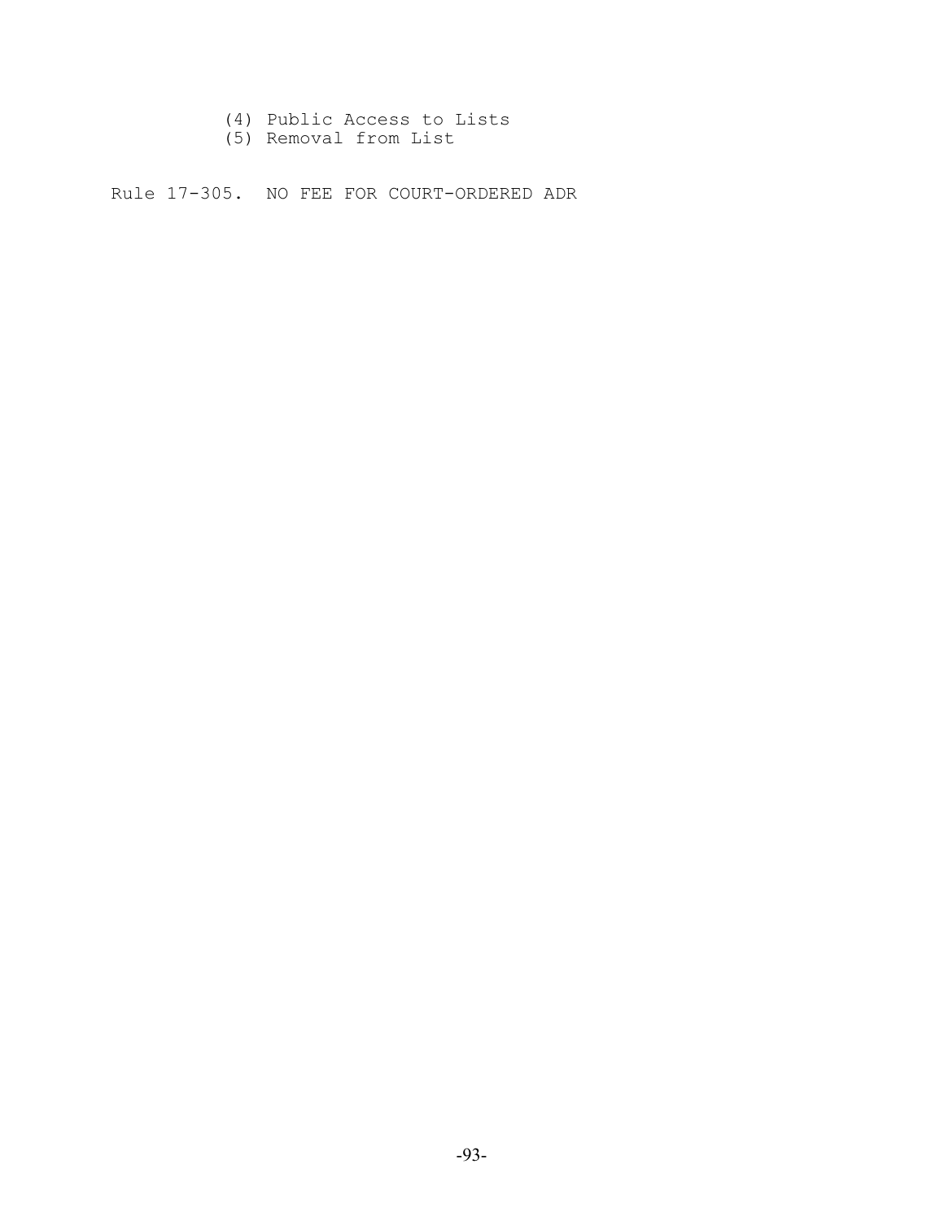(4) Public Access to Lists
(5) Removal from List

Rule 17-305. NO FEE FOR COURT-ORDERED ADR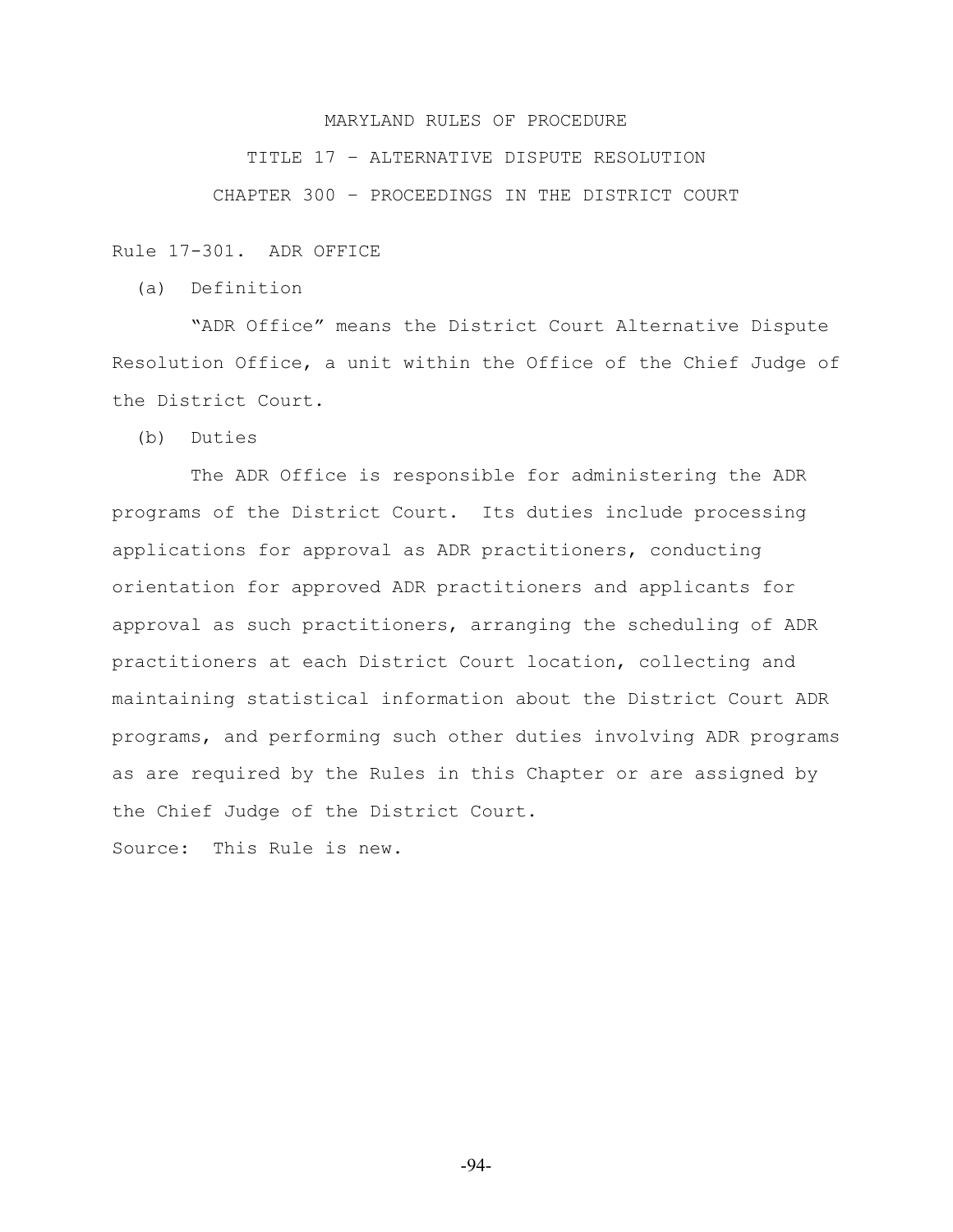# MARYLAND RULES OF PROCEDURE

## TITLE 17 – ALTERNATIVE DISPUTE RESOLUTION

## CHAPTER 300 – PROCEEDINGS IN THE DISTRICT COURT

### Rule 17-301. ADR OFFICE

(a) Definition

"ADR Office" means the District Court Alternative Dispute Resolution Office, a unit within the Office of the Chief Judge of the District Court.

(b) Duties

The ADR Office is responsible for administering the ADR programs of the District Court. Its duties include processing applications for approval as ADR practitioners, conducting orientation for approved ADR practitioners and applicants for approval as such practitioners, arranging the scheduling of ADR practitioners at each District Court location, collecting and maintaining statistical information about the District Court ADR programs, and performing such other duties involving ADR programs as are required by the Rules in this Chapter or are assigned by the Chief Judge of the District Court.

Source: This Rule is new.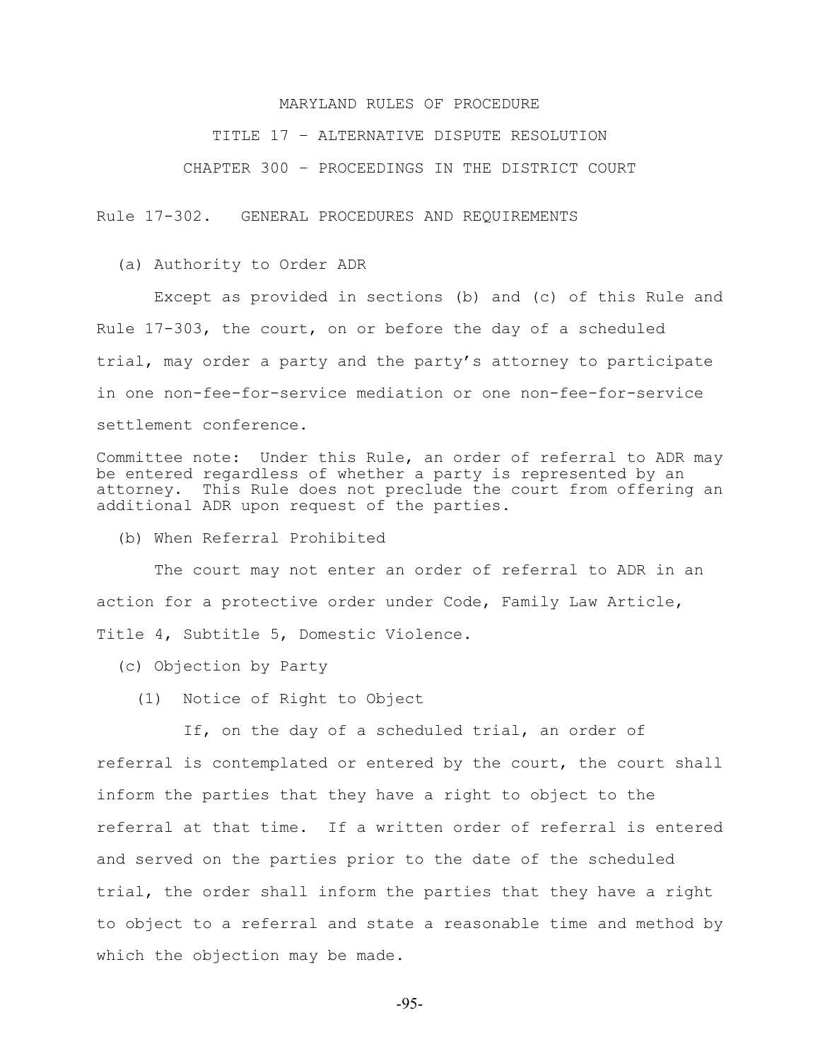# MARYLAND RULES OF PROCEDURE

## TITLE 17 – ALTERNATIVE DISPUTE RESOLUTION

## CHAPTER 300 – PROCEEDINGS IN THE DISTRICT COURT

### Rule 17-302. GENERAL PROCEDURES AND REQUIREMENTS

(a) Authority to Order ADR

Except as provided in sections (b) and (c) of this Rule and Rule 17-303, the court, on or before the day of a scheduled trial, may order a party and the party's attorney to participate in one non-fee-for-service mediation or one non-fee-for-service settlement conference.

Committee note: Under this Rule, an order of referral to ADR may be entered regardless of whether a party is represented by an attorney. This Rule does not preclude the court from offering an additional ADR upon request of the parties.

(b) When Referral Prohibited

The court may not enter an order of referral to ADR in an action for a protective order under Code, Family Law Article, Title 4, Subtitle 5, Domestic Violence.

(c) Objection by Party

(1) Notice of Right to Object

If, on the day of a scheduled trial, an order of referral is contemplated or entered by the court, the court shall inform the parties that they have a right to object to the referral at that time. If a written order of referral is entered and served on the parties prior to the date of the scheduled trial, the order shall inform the parties that they have a right to object to a referral and state a reasonable time and method by which the objection may be made.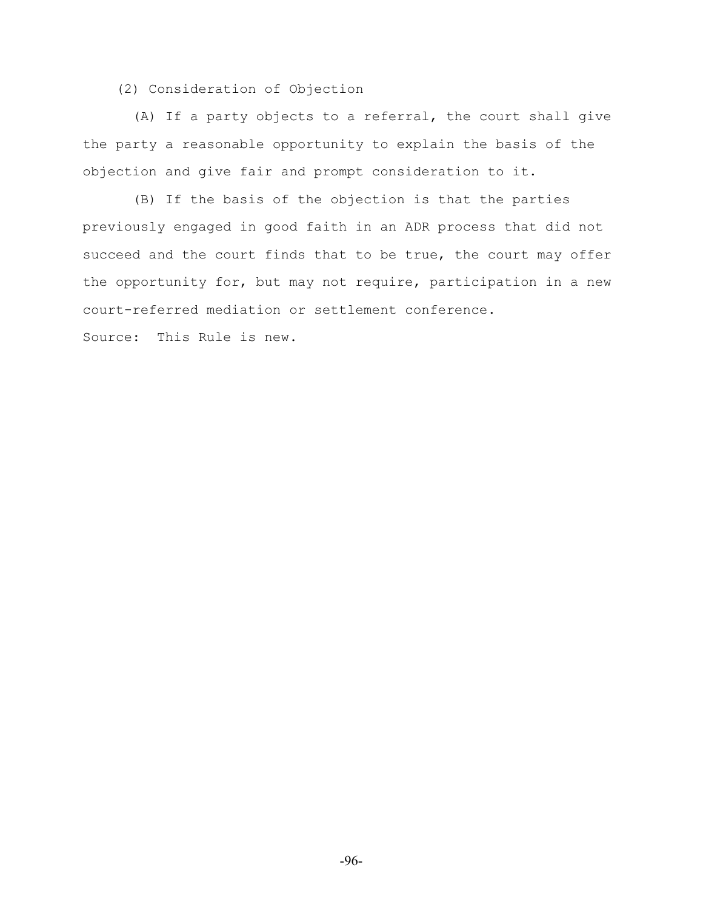(2) Consideration of Objection

(A) If a party objects to a referral, the court shall give the party a reasonable opportunity to explain the basis of the objection and give fair and prompt consideration to it.

(B) If the basis of the objection is that the parties previously engaged in good faith in an ADR process that did not succeed and the court finds that to be true, the court may offer the opportunity for, but may not require, participation in a new court-referred mediation or settlement conference.

Source: This Rule is new.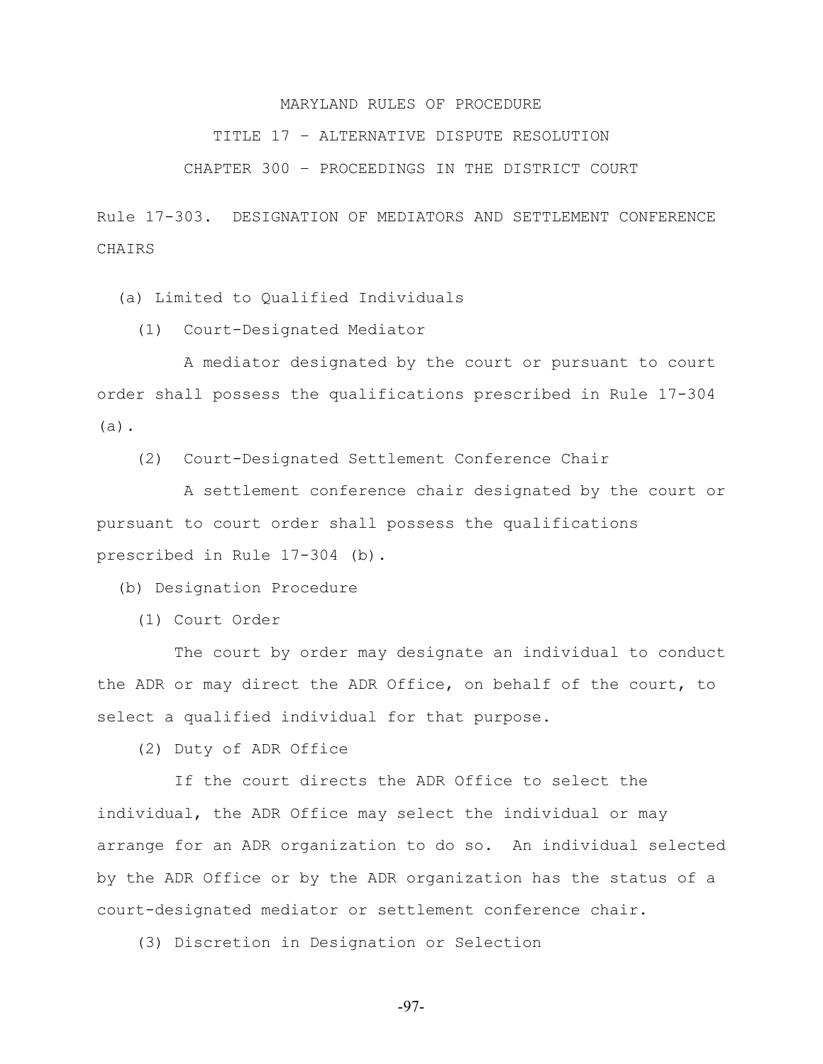# MARYLAND RULES OF PROCEDURE

## TITLE 17 – ALTERNATIVE DISPUTE RESOLUTION

## CHAPTER 300 – PROCEEDINGS IN THE DISTRICT COURT

### Rule 17-303. DESIGNATION OF MEDIATORS AND SETTLEMENT CONFERENCE CHAIRS

(a) Limited to Qualified Individuals

(1) Court-Designated Mediator

A mediator designated by the court or pursuant to court order shall possess the qualifications prescribed in Rule 17-304 (a).

(2) Court-Designated Settlement Conference Chair

A settlement conference chair designated by the court or pursuant to court order shall possess the qualifications prescribed in Rule 17-304 (b).

(b) Designation Procedure

(1) Court Order

The court by order may designate an individual to conduct the ADR or may direct the ADR Office, on behalf of the court, to select a qualified individual for that purpose.

(2) Duty of ADR Office

If the court directs the ADR Office to select the individual, the ADR Office may select the individual or may arrange for an ADR organization to do so. An individual selected by the ADR Office or by the ADR organization has the status of a court-designated mediator or settlement conference chair.

(3) Discretion in Designation or Selection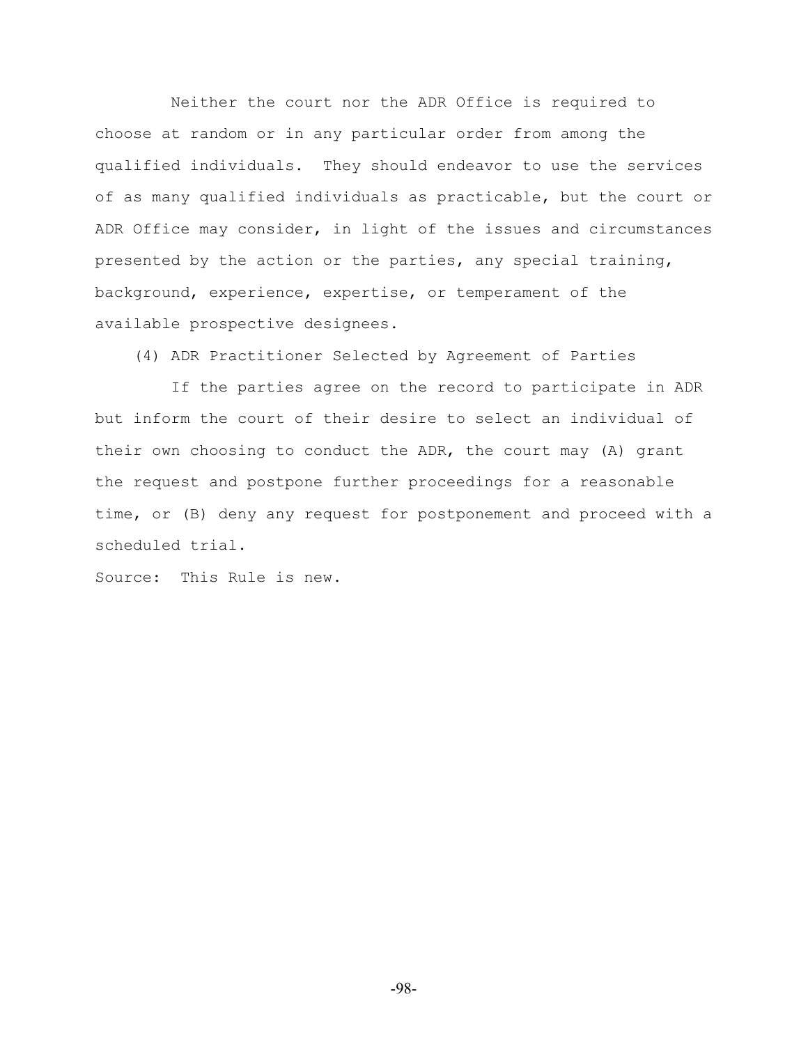Neither the court nor the ADR Office is required to choose at random or in any particular order from among the qualified individuals. They should endeavor to use the services of as many qualified individuals as practicable, but the court or ADR Office may consider, in light of the issues and circumstances presented by the action or the parties, any special training, background, experience, expertise, or temperament of the available prospective designees.

(4) ADR Practitioner Selected by Agreement of Parties

If the parties agree on the record to participate in ADR but inform the court of their desire to select an individual of their own choosing to conduct the ADR, the court may (A) grant the request and postpone further proceedings for a reasonable time, or (B) deny any request for postponement and proceed with a scheduled trial.

Source: This Rule is new.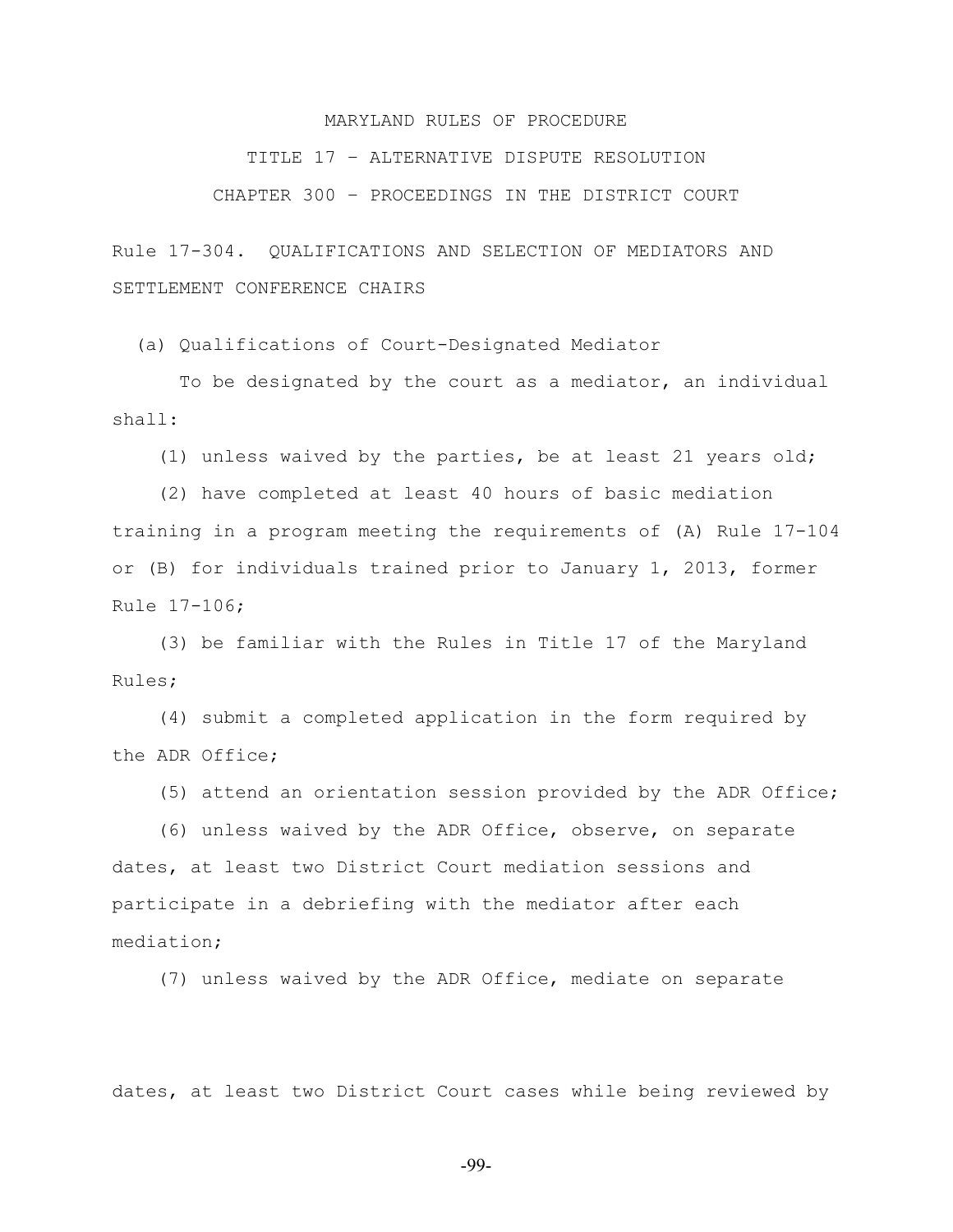MARYLAND RULES OF PROCEDURE

TITLE 17 – ALTERNATIVE DISPUTE RESOLUTION

CHAPTER 300 – PROCEEDINGS IN THE DISTRICT COURT

Rule 17-304. QUALIFICATIONS AND SELECTION OF MEDIATORS AND SETTLEMENT CONFERENCE CHAIRS

(a) Qualifications of Court-Designated Mediator

To be designated by the court as a mediator, an individual shall:

(1) unless waived by the parties, be at least 21 years old;

(2) have completed at least 40 hours of basic mediation training in a program meeting the requirements of (A) Rule 17-104 or (B) for individuals trained prior to January 1, 2013, former Rule 17-106;

(3) be familiar with the Rules in Title 17 of the Maryland Rules;

(4) submit a completed application in the form required by the ADR Office;

(5) attend an orientation session provided by the ADR Office;

(6) unless waived by the ADR Office, observe, on separate dates, at least two District Court mediation sessions and participate in a debriefing with the mediator after each mediation;

(7) unless waived by the ADR Office, mediate on separate dates, at least two District Court cases while being reviewed by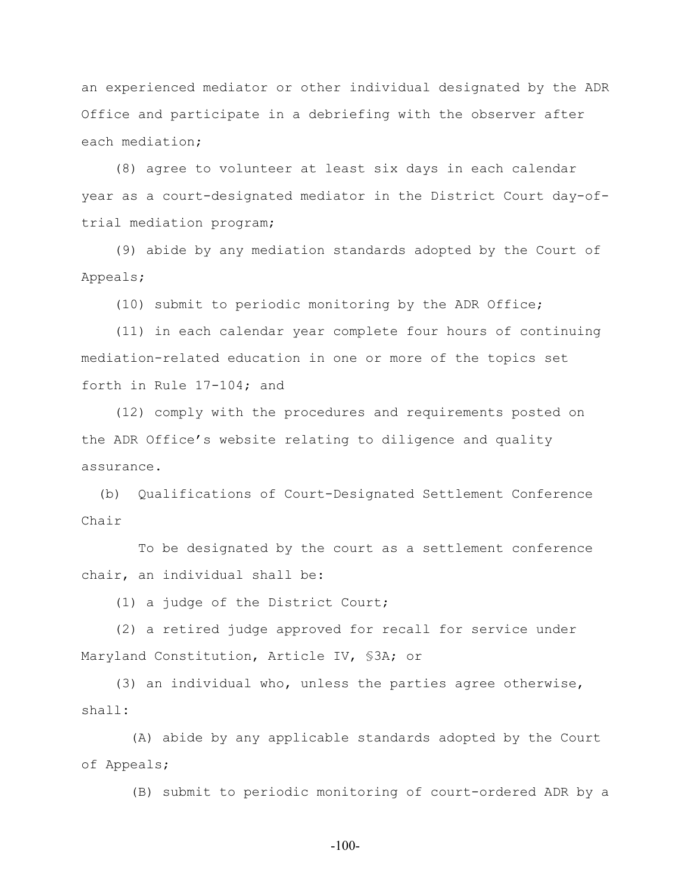an experienced mediator or other individual designated by the ADR Office and participate in a debriefing with the observer after each mediation;

(8) agree to volunteer at least six days in each calendar year as a court-designated mediator in the District Court day-of-trial mediation program;

(9) abide by any mediation standards adopted by the Court of Appeals;

(10) submit to periodic monitoring by the ADR Office;

(11) in each calendar year complete four hours of continuing mediation-related education in one or more of the topics set forth in Rule 17-104; and

(12) comply with the procedures and requirements posted on the ADR Office's website relating to diligence and quality assurance.

(b) Qualifications of Court-Designated Settlement Conference Chair

To be designated by the court as a settlement conference chair, an individual shall be:

(1) a judge of the District Court;

(2) a retired judge approved for recall for service under Maryland Constitution, Article IV, §3A; or

(3) an individual who, unless the parties agree otherwise, shall:

(A) abide by any applicable standards adopted by the Court of Appeals;

(B) submit to periodic monitoring of court-ordered ADR by a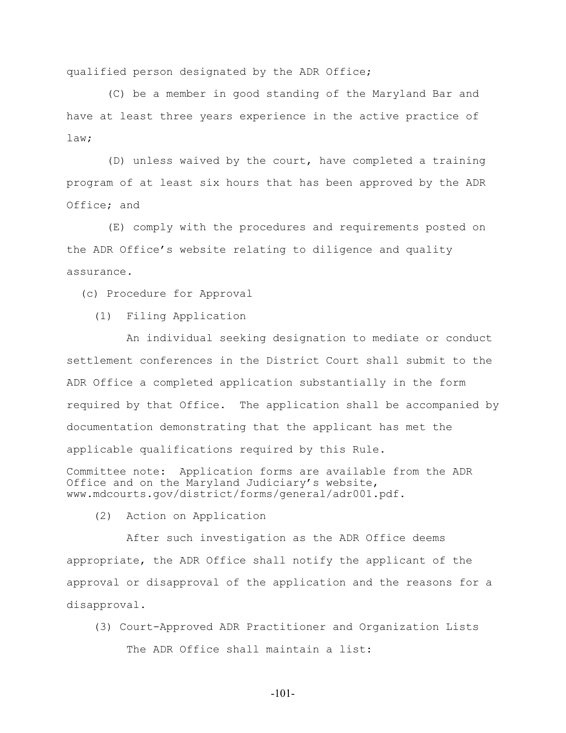qualified person designated by the ADR Office;

(C) be a member in good standing of the Maryland Bar and have at least three years experience in the active practice of law;

(D) unless waived by the court, have completed a training program of at least six hours that has been approved by the ADR Office; and

(E) comply with the procedures and requirements posted on the ADR Office's website relating to diligence and quality assurance.

(c) Procedure for Approval

(1) Filing Application

An individual seeking designation to mediate or conduct settlement conferences in the District Court shall submit to the ADR Office a completed application substantially in the form required by that Office. The application shall be accompanied by documentation demonstrating that the applicant has met the applicable qualifications required by this Rule.

Committee note: Application forms are available from the ADR Office and on the Maryland Judiciary's website, www.mdcourts.gov/district/forms/general/adr001.pdf.

(2) Action on Application

After such investigation as the ADR Office deems appropriate, the ADR Office shall notify the applicant of the approval or disapproval of the application and the reasons for a disapproval.

(3) Court-Approved ADR Practitioner and Organization Lists

The ADR Office shall maintain a list: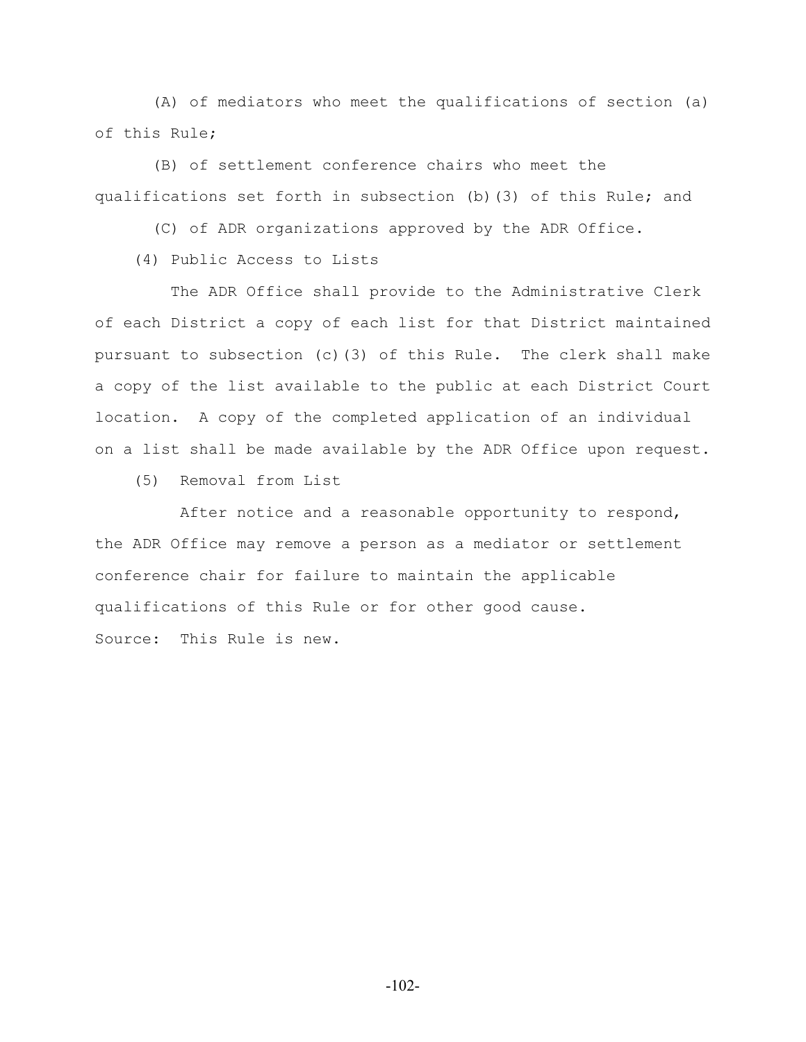(A) of mediators who meet the qualifications of section (a) of this Rule;

(B) of settlement conference chairs who meet the qualifications set forth in subsection (b)(3) of this Rule; and

(C) of ADR organizations approved by the ADR Office.

(4) Public Access to Lists

The ADR Office shall provide to the Administrative Clerk of each District a copy of each list for that District maintained pursuant to subsection (c)(3) of this Rule. The clerk shall make a copy of the list available to the public at each District Court location. A copy of the completed application of an individual on a list shall be made available by the ADR Office upon request.

(5) Removal from List

After notice and a reasonable opportunity to respond, the ADR Office may remove a person as a mediator or settlement conference chair for failure to maintain the applicable qualifications of this Rule or for other good cause.

Source: This Rule is new.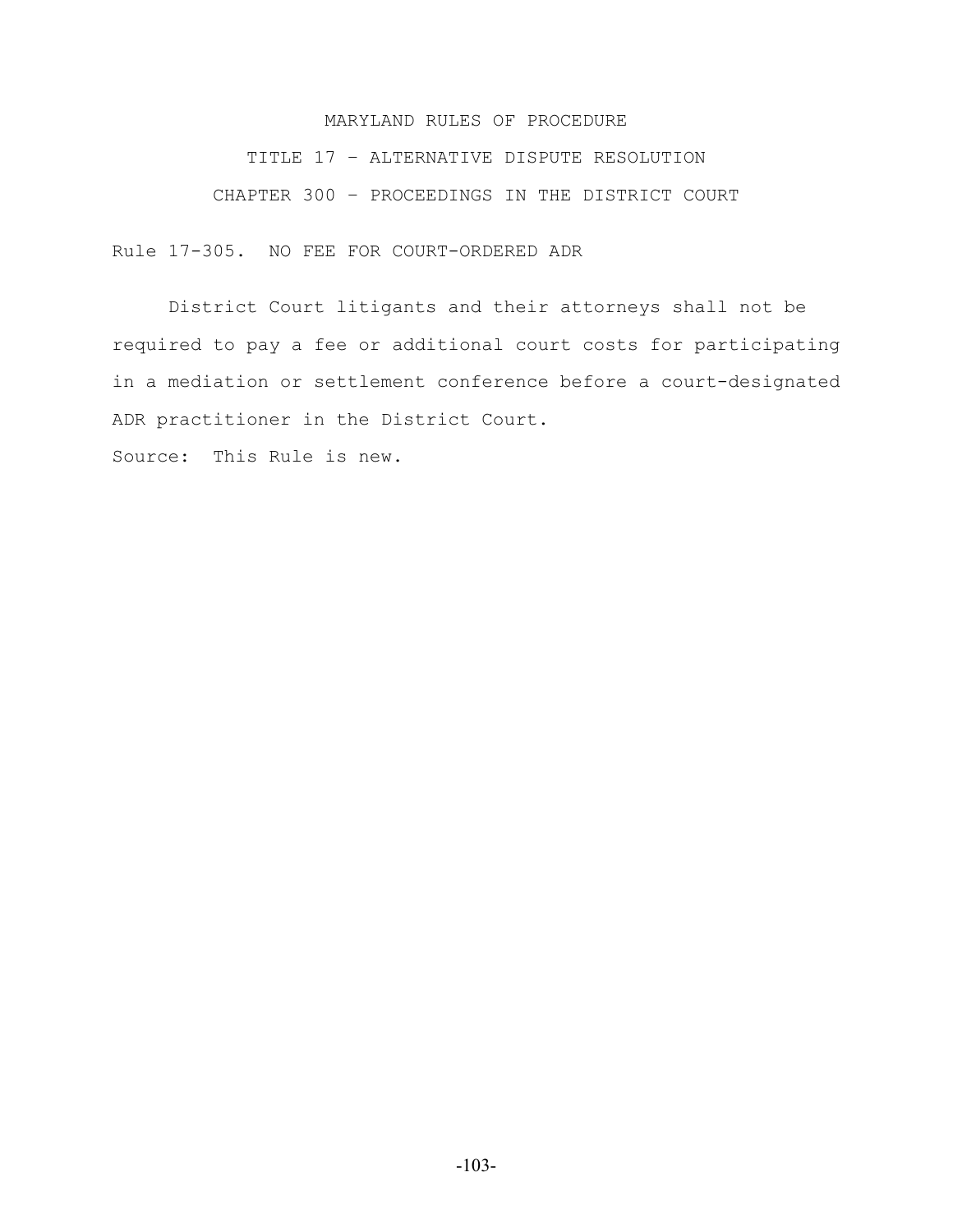MARYLAND RULES OF PROCEDURE

TITLE 17 – ALTERNATIVE DISPUTE RESOLUTION

CHAPTER 300 – PROCEEDINGS IN THE DISTRICT COURT

Rule 17-305. NO FEE FOR COURT-ORDERED ADR

District Court litigants and their attorneys shall not be required to pay a fee or additional court costs for participating in a mediation or settlement conference before a court-designated ADR practitioner in the District Court.

Source: This Rule is new.